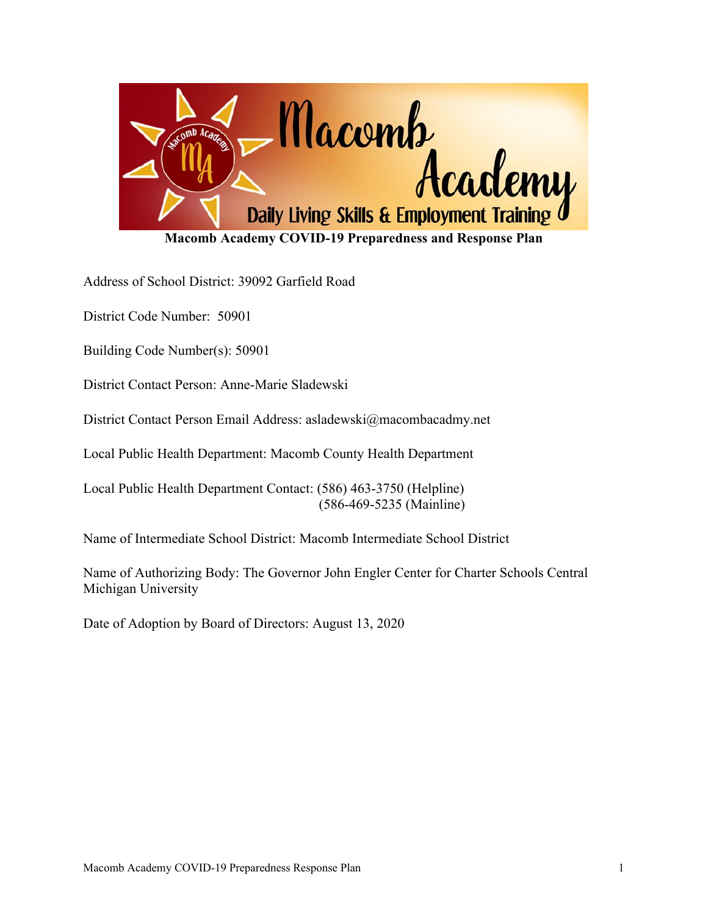**Macomb Academy COVID-19 Preparedness and Response Plan**

Address of School District: 39092 Garfield Road

District Code Number: 50901

Building Code Number(s): 50901

District Contact Person: Anne-Marie Sladewski

District Contact Person Email Address: asladewski@macombacadmy.net

Local Public Health Department: Macomb County Health Department

Local Public Health Department Contact: (586) 463-3750 (Helpline)
(586-469-5235 (Mainline)

Name of Intermediate School District: Macomb Intermediate School District

Name of Authorizing Body: The Governor John Engler Center for Charter Schools Central Michigan University

Date of Adoption by Board of Directors: August 13, 2020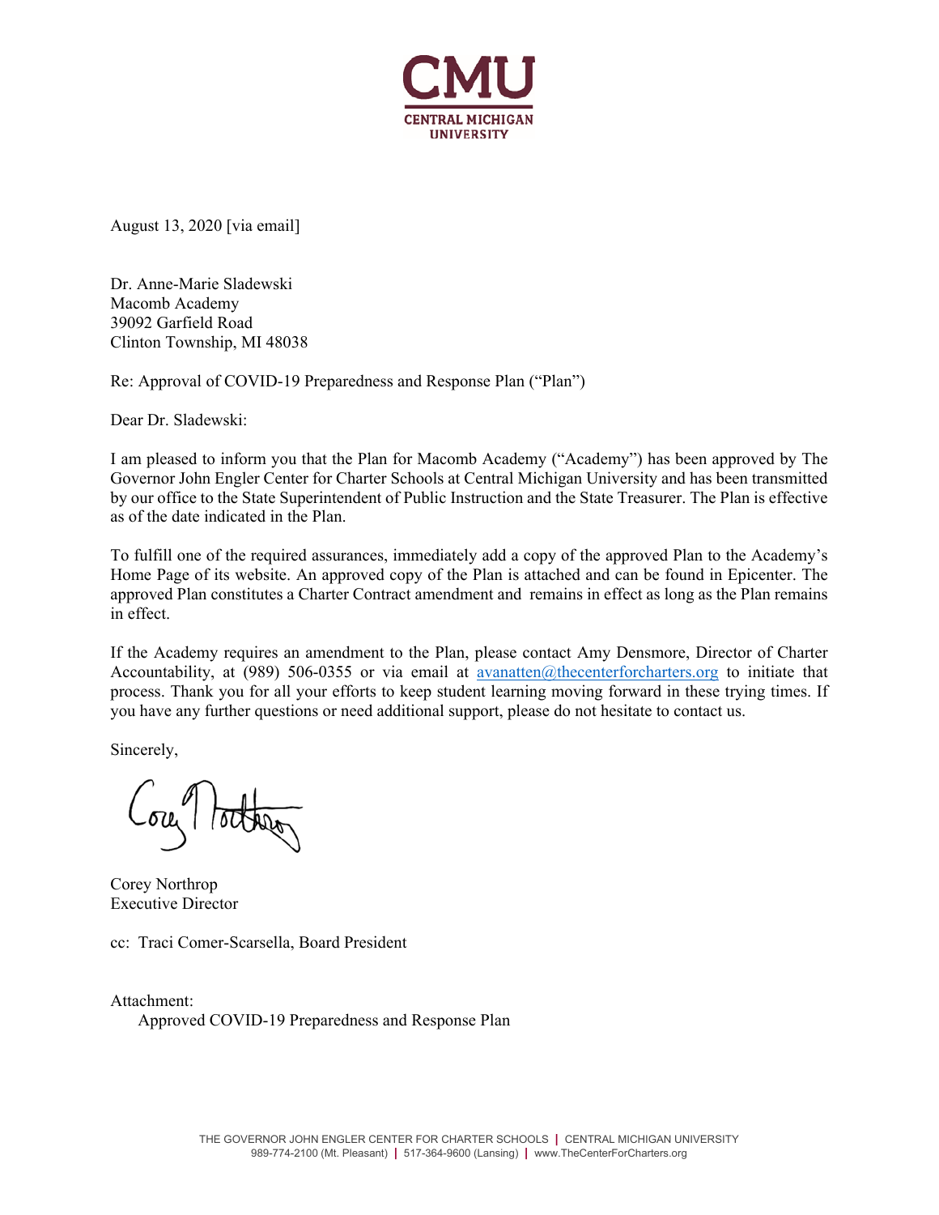**CMU**
**CENTRAL MICHIGAN UNIVERSITY**

August 13, 2020 [via email]

Dr. Anne-Marie Sladewski
Macomb Academy
39092 Garfield Road
Clinton Township, MI 48038

Re: Approval of COVID-19 Preparedness and Response Plan ("Plan")

Dear Dr. Sladewski:

I am pleased to inform you that the Plan for Macomb Academy ("Academy") has been approved by The Governor John Engler Center for Charter Schools at Central Michigan University and has been transmitted by our office to the State Superintendent of Public Instruction and the State Treasurer. The Plan is effective as of the date indicated in the Plan.

To fulfill one of the required assurances, immediately add a copy of the approved Plan to the Academy's Home Page of its website. An approved copy of the Plan is attached and can be found in Epicenter. The approved Plan constitutes a Charter Contract amendment and remains in effect as long as the Plan remains in effect.

If the Academy requires an amendment to the Plan, please contact Amy Densmore, Director of Charter Accountability, at (989) 506-0355 or via email at avanatten@thecenterforcharters.org to initiate that process. Thank you for all your efforts to keep student learning moving forward in these trying times. If you have any further questions or need additional support, please do not hesitate to contact us.

Sincerely,

Corey Northrop
Executive Director

cc: Traci Comer-Scarsella, Board President

Attachment:
Approved COVID-19 Preparedness and Response Plan

THE GOVERNOR JOHN ENGLER CENTER FOR CHARTER SCHOOLS | CENTRAL MICHIGAN UNIVERSITY
989-774-2100 (Mt. Pleasant) | 517-364-9600 (Lansing) | www.TheCenterForCharters.org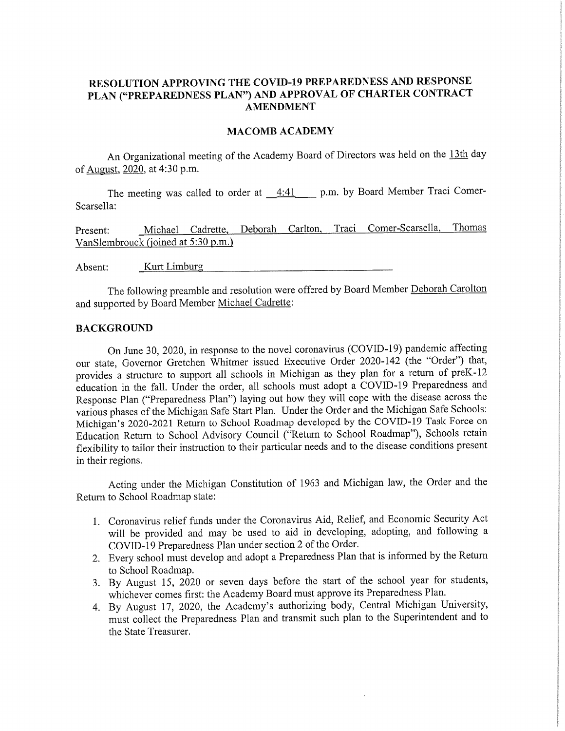# RESOLUTION APPROVING THE COVID-19 PREPAREDNESS AND RESPONSE PLAN ("PREPAREDNESS PLAN") AND APPROVAL OF CHARTER CONTRACT AMENDMENT

## MACOMB ACADEMY

An Organizational meeting of the Academy Board of Directors was held on the 13th day of August, 2020, at 4:30 p.m.

The meeting was called to order at 4:41 p.m. by Board Member Traci Comer-Scarsella:

Present: Michael Cadrette, Deborah Carlton, Traci Comer-Scarsella, Thomas VanSlembrouck (joined at 5:30 p.m.)

Absent: Kurt Limburg

The following preamble and resolution were offered by Board Member Deborah Carolton and supported by Board Member Michael Cadrette:

**BACKGROUND**

On June 30, 2020, in response to the novel coronavirus (COVID-19) pandemic affecting our state, Governor Gretchen Whitmer issued Executive Order 2020-142 (the "Order") that, provides a structure to support all schools in Michigan as they plan for a return of preK-12 education in the fall. Under the order, all schools must adopt a COVID-19 Preparedness and Response Plan ("Preparedness Plan") laying out how they will cope with the disease across the various phases of the Michigan Safe Start Plan. Under the Order and the Michigan Safe Schools: Michigan's 2020-2021 Return to School Roadmap developed by the COVID-19 Task Force on Education Return to School Advisory Council ("Return to School Roadmap"), Schools retain flexibility to tailor their instruction to their particular needs and to the disease conditions present in their regions.

Acting under the Michigan Constitution of 1963 and Michigan law, the Order and the Return to School Roadmap state:

1. Coronavirus relief funds under the Coronavirus Aid, Relief, and Economic Security Act will be provided and may be used to aid in developing, adopting, and following a COVID-19 Preparedness Plan under section 2 of the Order.
2. Every school must develop and adopt a Preparedness Plan that is informed by the Return to School Roadmap.
3. By August 15, 2020 or seven days before the start of the school year for students, whichever comes first: the Academy Board must approve its Preparedness Plan.
4. By August 17, 2020, the Academy's authorizing body, Central Michigan University, must collect the Preparedness Plan and transmit such plan to the Superintendent and to the State Treasurer.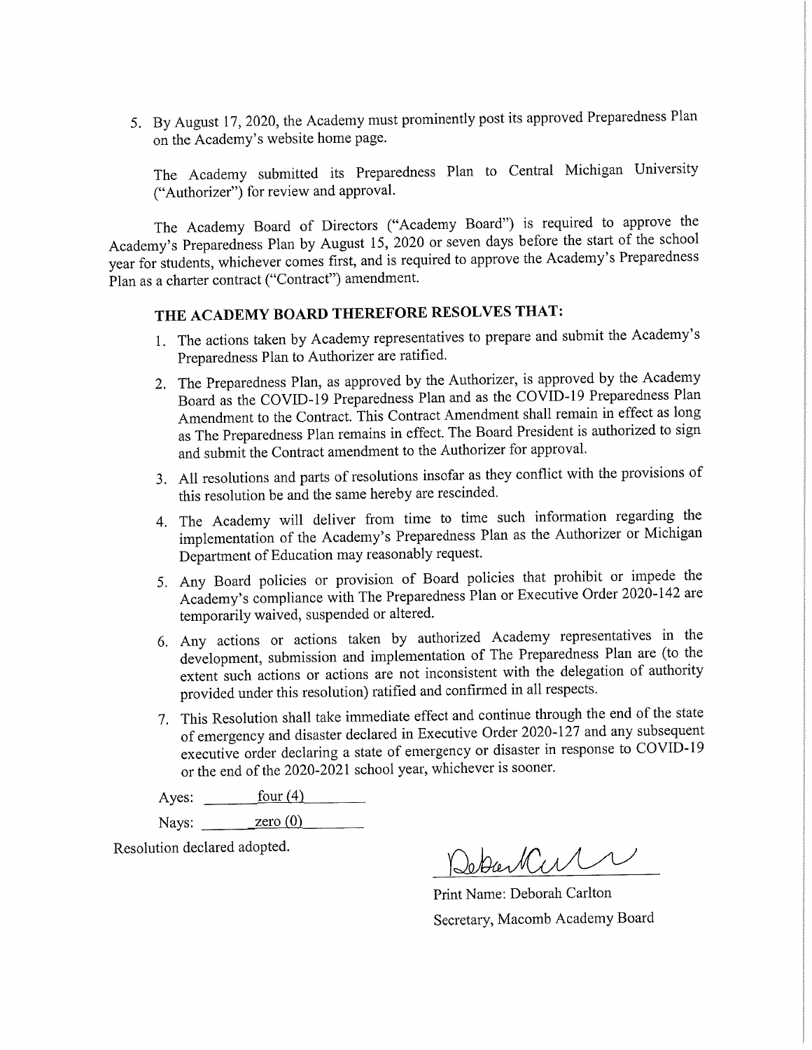5. By August 17, 2020, the Academy must prominently post its approved Preparedness Plan on the Academy's website home page.

The Academy submitted its Preparedness Plan to Central Michigan University ("Authorizer") for review and approval.

The Academy Board of Directors ("Academy Board") is required to approve the Academy's Preparedness Plan by August 15, 2020 or seven days before the start of the school year for students, whichever comes first, and is required to approve the Academy's Preparedness Plan as a charter contract ("Contract") amendment.

## THE ACADEMY BOARD THEREFORE RESOLVES THAT:

1. The actions taken by Academy representatives to prepare and submit the Academy's Preparedness Plan to Authorizer are ratified.
2. The Preparedness Plan, as approved by the Authorizer, is approved by the Academy Board as the COVID-19 Preparedness Plan and as the COVID-19 Preparedness Plan Amendment to the Contract. This Contract Amendment shall remain in effect as long as The Preparedness Plan remains in effect. The Board President is authorized to sign and submit the Contract amendment to the Authorizer for approval.
3. All resolutions and parts of resolutions insofar as they conflict with the provisions of this resolution be and the same hereby are rescinded.
4. The Academy will deliver from time to time such information regarding the implementation of the Academy's Preparedness Plan as the Authorizer or Michigan Department of Education may reasonably request.
5. Any Board policies or provision of Board policies that prohibit or impede the Academy's compliance with The Preparedness Plan or Executive Order 2020-142 are temporarily waived, suspended or altered.
6. Any actions or actions taken by authorized Academy representatives in the development, submission and implementation of The Preparedness Plan are (to the extent such actions or actions are not inconsistent with the delegation of authority provided under this resolution) ratified and confirmed in all respects.
7. This Resolution shall take immediate effect and continue through the end of the state of emergency and disaster declared in Executive Order 2020-127 and any subsequent executive order declaring a state of emergency or disaster in response to COVID-19 or the end of the 2020-2021 school year, whichever is sooner.

Ayes: four (4)

Nays: zero (0)

Resolution declared adopted.

Print Name: Deborah Carlton

Secretary, Macomb Academy Board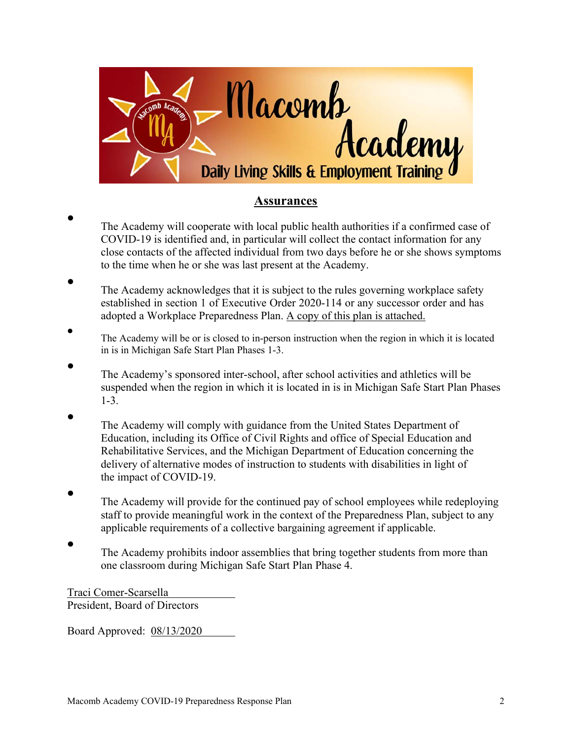## Assurances

- The Academy will cooperate with local public health authorities if a confirmed case of COVID-19 is identified and, in particular will collect the contact information for any close contacts of the affected individual from two days before he or she shows symptoms to the time when he or she was last present at the Academy.
- The Academy acknowledges that it is subject to the rules governing workplace safety established in section 1 of Executive Order 2020-114 or any successor order and has adopted a Workplace Preparedness Plan. A copy of this plan is attached.
- The Academy will be or is closed to in-person instruction when the region in which it is located in is in Michigan Safe Start Plan Phases 1-3.
- The Academy's sponsored inter-school, after school activities and athletics will be suspended when the region in which it is located in is in Michigan Safe Start Plan Phases 1-3.
- The Academy will comply with guidance from the United States Department of Education, including its Office of Civil Rights and office of Special Education and Rehabilitative Services, and the Michigan Department of Education concerning the delivery of alternative modes of instruction to students with disabilities in light of the impact of COVID-19.
- The Academy will provide for the continued pay of school employees while redeploying staff to provide meaningful work in the context of the Preparedness Plan, subject to any applicable requirements of a collective bargaining agreement if applicable.
- The Academy prohibits indoor assemblies that bring together students from more than one classroom during Michigan Safe Start Plan Phase 4.

Traci Comer-Scarsella
President, Board of Directors

Board Approved: 08/13/2020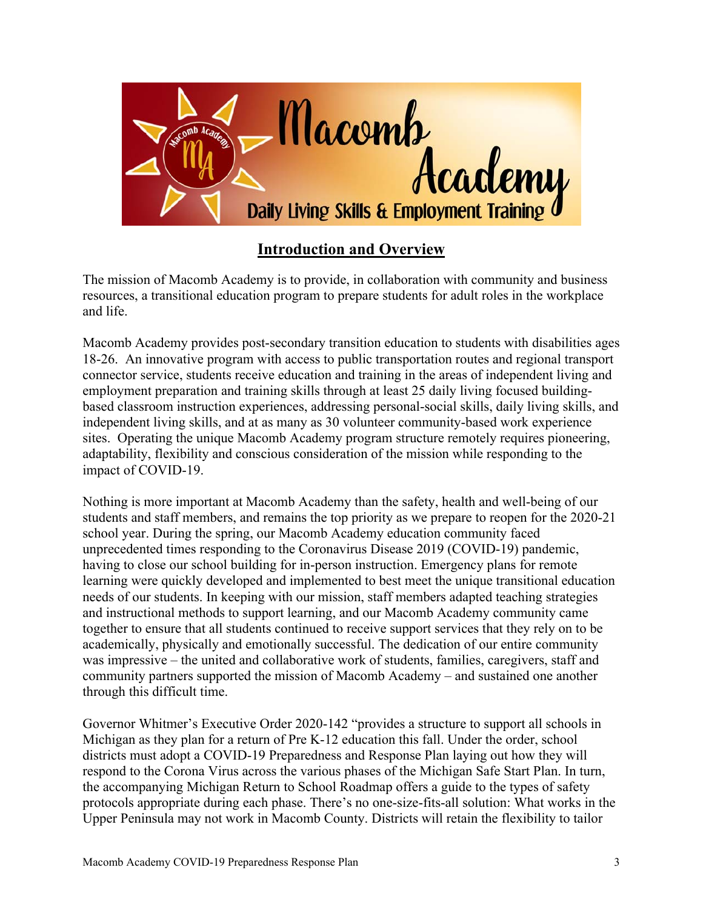## Introduction and Overview

The mission of Macomb Academy is to provide, in collaboration with community and business resources, a transitional education program to prepare students for adult roles in the workplace and life.

Macomb Academy provides post-secondary transition education to students with disabilities ages 18-26. An innovative program with access to public transportation routes and regional transport connector service, students receive education and training in the areas of independent living and employment preparation and training skills through at least 25 daily living focused building-based classroom instruction experiences, addressing personal-social skills, daily living skills, and independent living skills, and at as many as 30 volunteer community-based work experience sites. Operating the unique Macomb Academy program structure remotely requires pioneering, adaptability, flexibility and conscious consideration of the mission while responding to the impact of COVID-19.

Nothing is more important at Macomb Academy than the safety, health and well-being of our students and staff members, and remains the top priority as we prepare to reopen for the 2020-21 school year. During the spring, our Macomb Academy education community faced unprecedented times responding to the Coronavirus Disease 2019 (COVID-19) pandemic, having to close our school building for in-person instruction. Emergency plans for remote learning were quickly developed and implemented to best meet the unique transitional education needs of our students. In keeping with our mission, staff members adapted teaching strategies and instructional methods to support learning, and our Macomb Academy community came together to ensure that all students continued to receive support services that they rely on to be academically, physically and emotionally successful. The dedication of our entire community was impressive – the united and collaborative work of students, families, caregivers, staff and community partners supported the mission of Macomb Academy – and sustained one another through this difficult time.

Governor Whitmer's Executive Order 2020-142 "provides a structure to support all schools in Michigan as they plan for a return of Pre K-12 education this fall. Under the order, school districts must adopt a COVID-19 Preparedness and Response Plan laying out how they will respond to the Corona Virus across the various phases of the Michigan Safe Start Plan. In turn, the accompanying Michigan Return to School Roadmap offers a guide to the types of safety protocols appropriate during each phase. There's no one-size-fits-all solution: What works in the Upper Peninsula may not work in Macomb County. Districts will retain the flexibility to tailor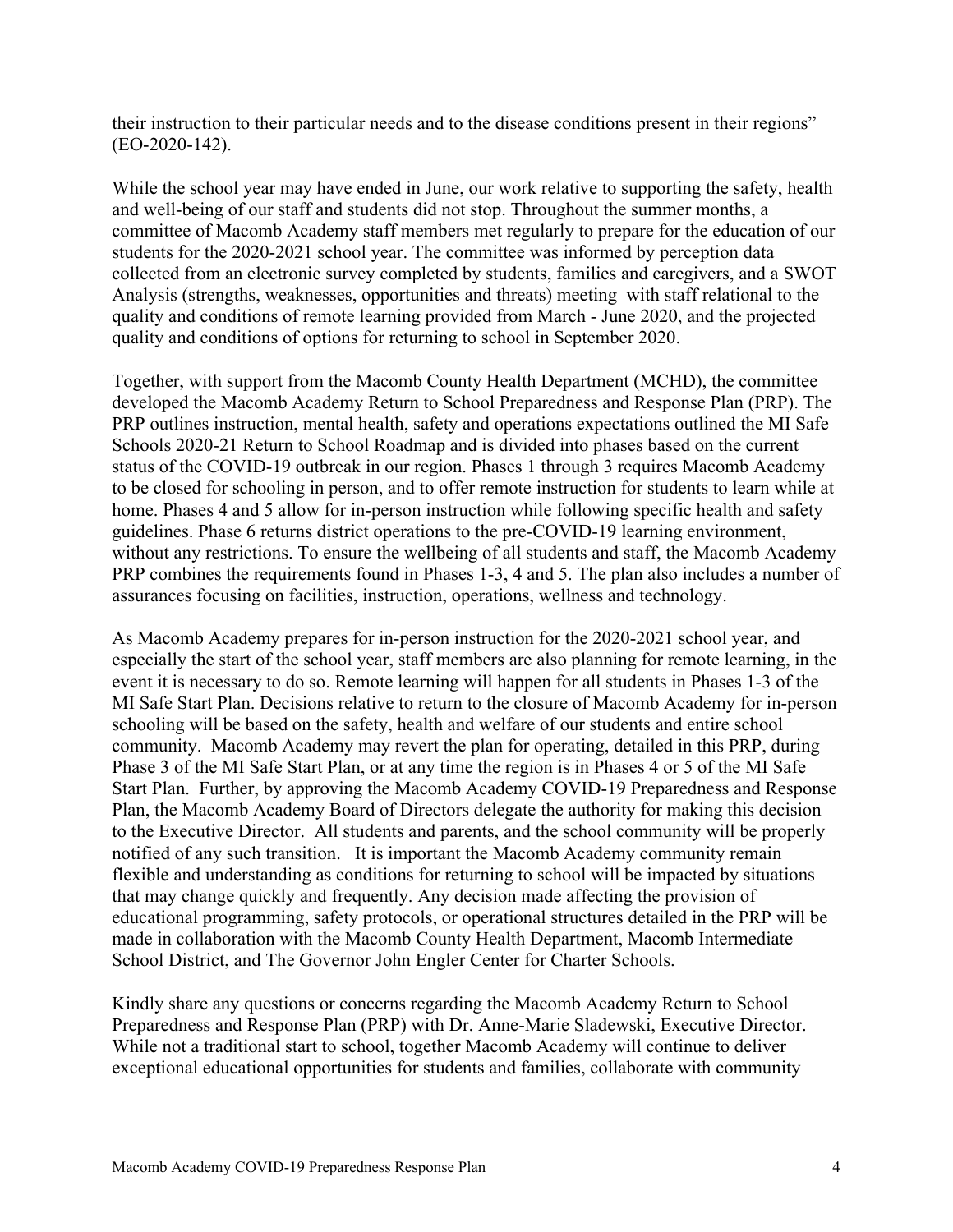their instruction to their particular needs and to the disease conditions present in their regions" (EO-2020-142).

While the school year may have ended in June, our work relative to supporting the safety, health and well-being of our staff and students did not stop. Throughout the summer months, a committee of Macomb Academy staff members met regularly to prepare for the education of our students for the 2020-2021 school year. The committee was informed by perception data collected from an electronic survey completed by students, families and caregivers, and a SWOT Analysis (strengths, weaknesses, opportunities and threats) meeting with staff relational to the quality and conditions of remote learning provided from March - June 2020, and the projected quality and conditions of options for returning to school in September 2020.

Together, with support from the Macomb County Health Department (MCHD), the committee developed the Macomb Academy Return to School Preparedness and Response Plan (PRP). The PRP outlines instruction, mental health, safety and operations expectations outlined the MI Safe Schools 2020-21 Return to School Roadmap and is divided into phases based on the current status of the COVID-19 outbreak in our region. Phases 1 through 3 requires Macomb Academy to be closed for schooling in person, and to offer remote instruction for students to learn while at home. Phases 4 and 5 allow for in-person instruction while following specific health and safety guidelines. Phase 6 returns district operations to the pre-COVID-19 learning environment, without any restrictions. To ensure the wellbeing of all students and staff, the Macomb Academy PRP combines the requirements found in Phases 1-3, 4 and 5. The plan also includes a number of assurances focusing on facilities, instruction, operations, wellness and technology.

As Macomb Academy prepares for in-person instruction for the 2020-2021 school year, and especially the start of the school year, staff members are also planning for remote learning, in the event it is necessary to do so. Remote learning will happen for all students in Phases 1-3 of the MI Safe Start Plan. Decisions relative to return to the closure of Macomb Academy for in-person schooling will be based on the safety, health and welfare of our students and entire school community. Macomb Academy may revert the plan for operating, detailed in this PRP, during Phase 3 of the MI Safe Start Plan, or at any time the region is in Phases 4 or 5 of the MI Safe Start Plan. Further, by approving the Macomb Academy COVID-19 Preparedness and Response Plan, the Macomb Academy Board of Directors delegate the authority for making this decision to the Executive Director. All students and parents, and the school community will be properly notified of any such transition. It is important the Macomb Academy community remain flexible and understanding as conditions for returning to school will be impacted by situations that may change quickly and frequently. Any decision made affecting the provision of educational programming, safety protocols, or operational structures detailed in the PRP will be made in collaboration with the Macomb County Health Department, Macomb Intermediate School District, and The Governor John Engler Center for Charter Schools.

Kindly share any questions or concerns regarding the Macomb Academy Return to School Preparedness and Response Plan (PRP) with Dr. Anne-Marie Sladewski, Executive Director. While not a traditional start to school, together Macomb Academy will continue to deliver exceptional educational opportunities for students and families, collaborate with community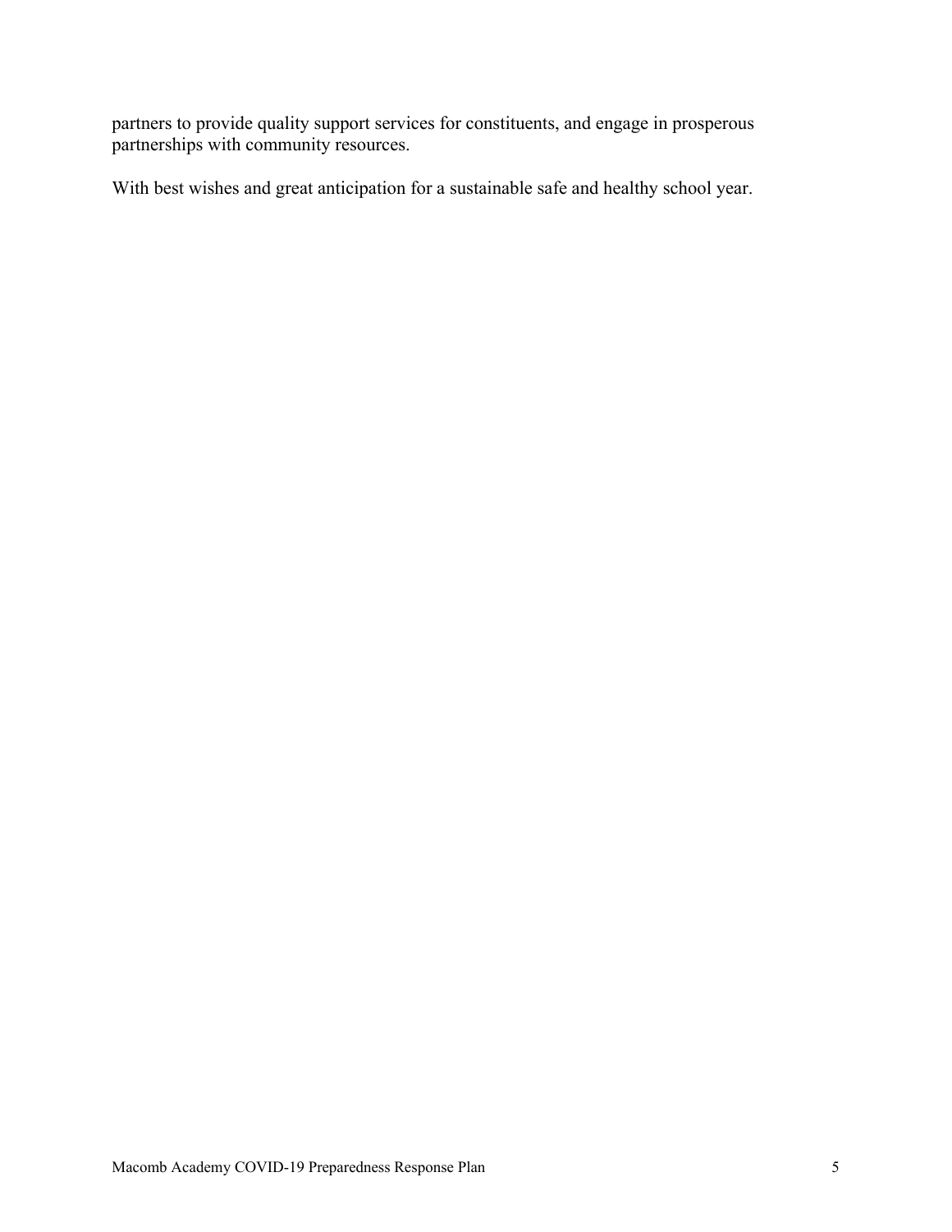partners to provide quality support services for constituents, and engage in prosperous partnerships with community resources.

With best wishes and great anticipation for a sustainable safe and healthy school year.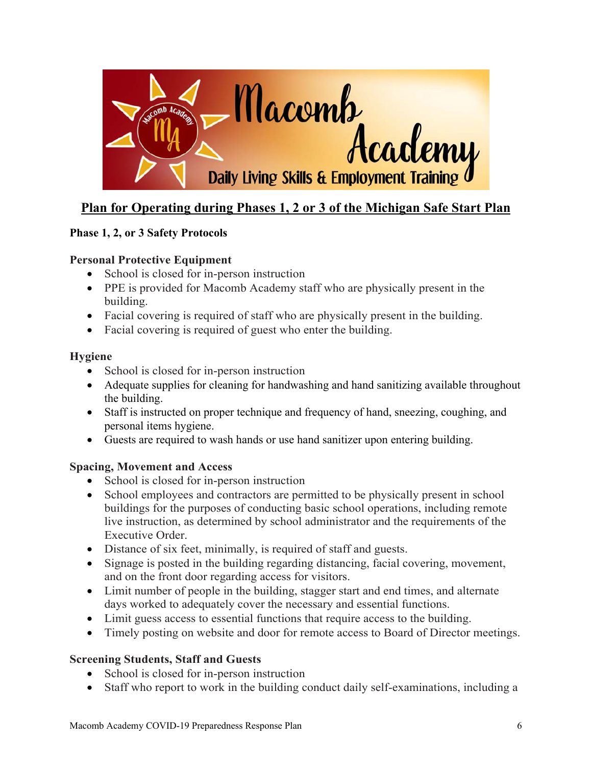## Plan for Operating during Phases 1, 2 or 3 of the Michigan Safe Start Plan

**Phase 1, 2, or 3 Safety Protocols**

**Personal Protective Equipment**

- School is closed for in-person instruction
- PPE is provided for Macomb Academy staff who are physically present in the building.
- Facial covering is required of staff who are physically present in the building.
- Facial covering is required of guest who enter the building.

**Hygiene**

- School is closed for in-person instruction
- Adequate supplies for cleaning for handwashing and hand sanitizing available throughout the building.
- Staff is instructed on proper technique and frequency of hand, sneezing, coughing, and personal items hygiene.
- Guests are required to wash hands or use hand sanitizer upon entering building.

**Spacing, Movement and Access**

- School is closed for in-person instruction
- School employees and contractors are permitted to be physically present in school buildings for the purposes of conducting basic school operations, including remote live instruction, as determined by school administrator and the requirements of the Executive Order.
- Distance of six feet, minimally, is required of staff and guests.
- Signage is posted in the building regarding distancing, facial covering, movement, and on the front door regarding access for visitors.
- Limit number of people in the building, stagger start and end times, and alternate days worked to adequately cover the necessary and essential functions.
- Limit guess access to essential functions that require access to the building.
- Timely posting on website and door for remote access to Board of Director meetings.

**Screening Students, Staff and Guests**

- School is closed for in-person instruction
- Staff who report to work in the building conduct daily self-examinations, including a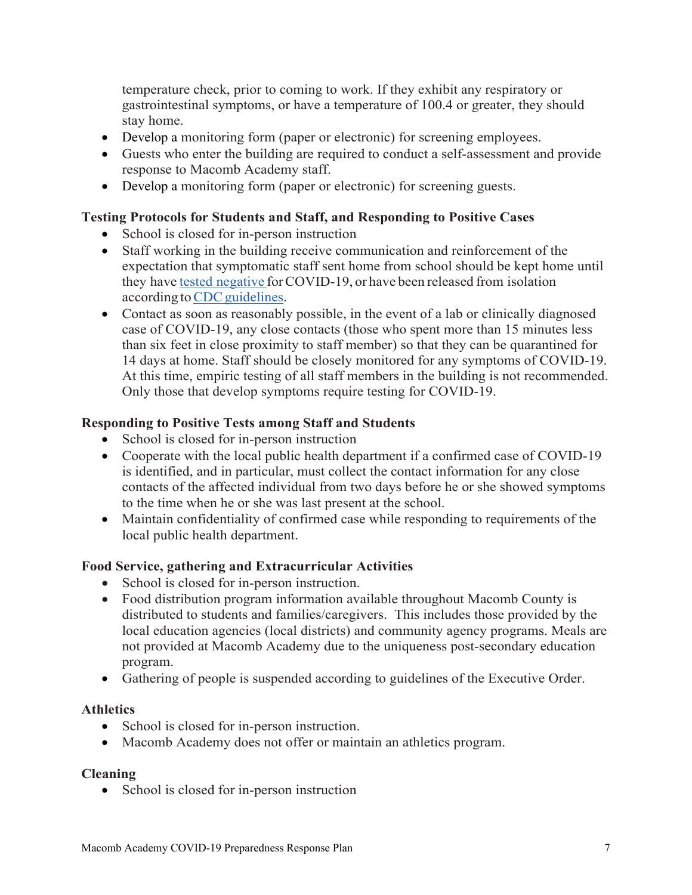temperature check, prior to coming to work. If they exhibit any respiratory or gastrointestinal symptoms, or have a temperature of 100.4 or greater, they should stay home.

- Develop a monitoring form (paper or electronic) for screening employees.
- Guests who enter the building are required to conduct a self-assessment and provide response to Macomb Academy staff.
- Develop a monitoring form (paper or electronic) for screening guests.

**Testing Protocols for Students and Staff, and Responding to Positive Cases**

- School is closed for in-person instruction
- Staff working in the building receive communication and reinforcement of the expectation that symptomatic staff sent home from school should be kept home until they have tested negative for COVID-19, or have been released from isolation according to CDC guidelines.
- Contact as soon as reasonably possible, in the event of a lab or clinically diagnosed case of COVID-19, any close contacts (those who spent more than 15 minutes less than six feet in close proximity to staff member) so that they can be quarantined for 14 days at home. Staff should be closely monitored for any symptoms of COVID-19. At this time, empiric testing of all staff members in the building is not recommended. Only those that develop symptoms require testing for COVID-19.

**Responding to Positive Tests among Staff and Students**

- School is closed for in-person instruction
- Cooperate with the local public health department if a confirmed case of COVID-19 is identified, and in particular, must collect the contact information for any close contacts of the affected individual from two days before he or she showed symptoms to the time when he or she was last present at the school.
- Maintain confidentiality of confirmed case while responding to requirements of the local public health department.

**Food Service, gathering and Extracurricular Activities**

- School is closed for in-person instruction.
- Food distribution program information available throughout Macomb County is distributed to students and families/caregivers. This includes those provided by the local education agencies (local districts) and community agency programs. Meals are not provided at Macomb Academy due to the uniqueness post-secondary education program.
- Gathering of people is suspended according to guidelines of the Executive Order.

**Athletics**

- School is closed for in-person instruction.
- Macomb Academy does not offer or maintain an athletics program.

**Cleaning**

- School is closed for in-person instruction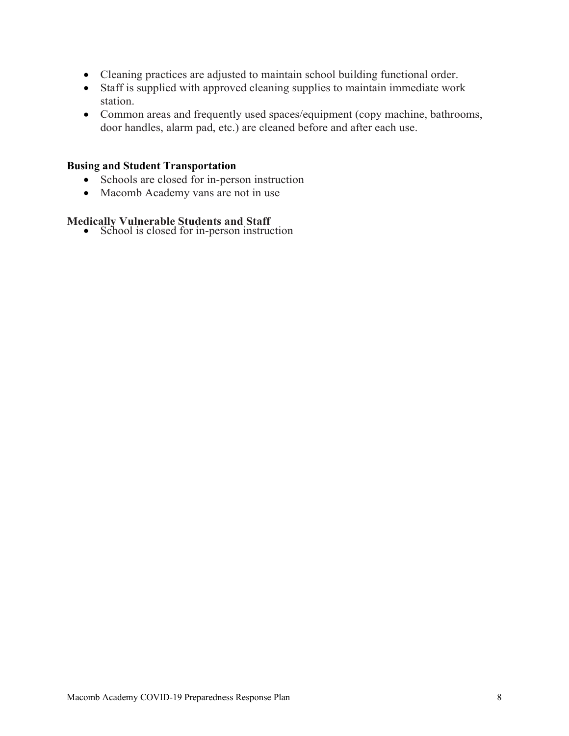- Cleaning practices are adjusted to maintain school building functional order.
- Staff is supplied with approved cleaning supplies to maintain immediate work station.
- Common areas and frequently used spaces/equipment (copy machine, bathrooms, door handles, alarm pad, etc.) are cleaned before and after each use.

**Busing and Student Transportation**

- Schools are closed for in-person instruction
- Macomb Academy vans are not in use

**Medically Vulnerable Students and Staff**

- School is closed for in-person instruction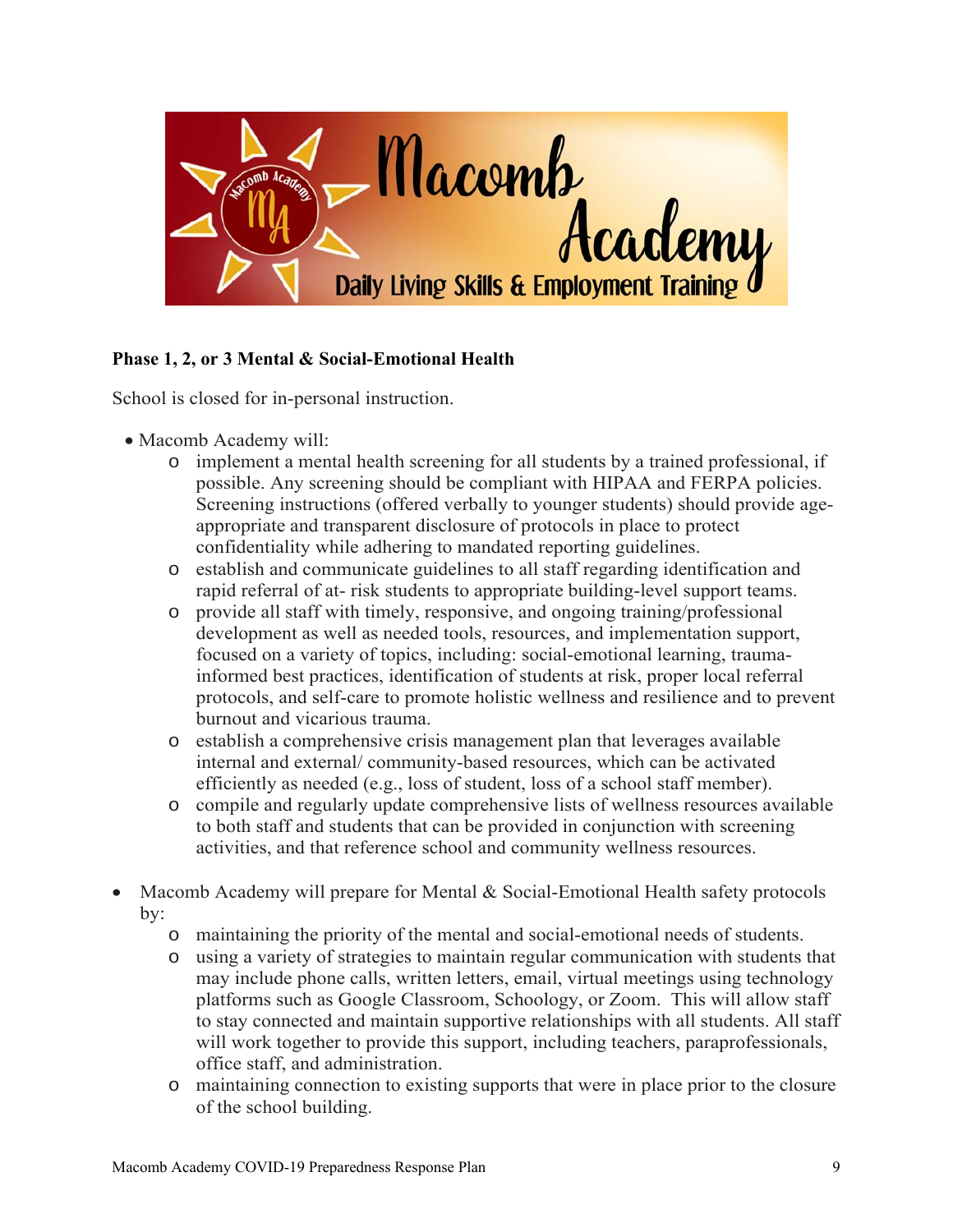**Phase 1, 2, or 3 Mental & Social-Emotional Health**

School is closed for in-personal instruction.

- Macomb Academy will:
  - implement a mental health screening for all students by a trained professional, if possible. Any screening should be compliant with HIPAA and FERPA policies. Screening instructions (offered verbally to younger students) should provide age-appropriate and transparent disclosure of protocols in place to protect confidentiality while adhering to mandated reporting guidelines.
  - establish and communicate guidelines to all staff regarding identification and rapid referral of at- risk students to appropriate building-level support teams.
  - provide all staff with timely, responsive, and ongoing training/professional development as well as needed tools, resources, and implementation support, focused on a variety of topics, including: social-emotional learning, trauma-informed best practices, identification of students at risk, proper local referral protocols, and self-care to promote holistic wellness and resilience and to prevent burnout and vicarious trauma.
  - establish a comprehensive crisis management plan that leverages available internal and external/ community-based resources, which can be activated efficiently as needed (e.g., loss of student, loss of a school staff member).
  - compile and regularly update comprehensive lists of wellness resources available to both staff and students that can be provided in conjunction with screening activities, and that reference school and community wellness resources.

- Macomb Academy will prepare for Mental & Social-Emotional Health safety protocols by:
  - maintaining the priority of the mental and social-emotional needs of students.
  - using a variety of strategies to maintain regular communication with students that may include phone calls, written letters, email, virtual meetings using technology platforms such as Google Classroom, Schoology, or Zoom. This will allow staff to stay connected and maintain supportive relationships with all students. All staff will work together to provide this support, including teachers, paraprofessionals, office staff, and administration.
  - maintaining connection to existing supports that were in place prior to the closure of the school building.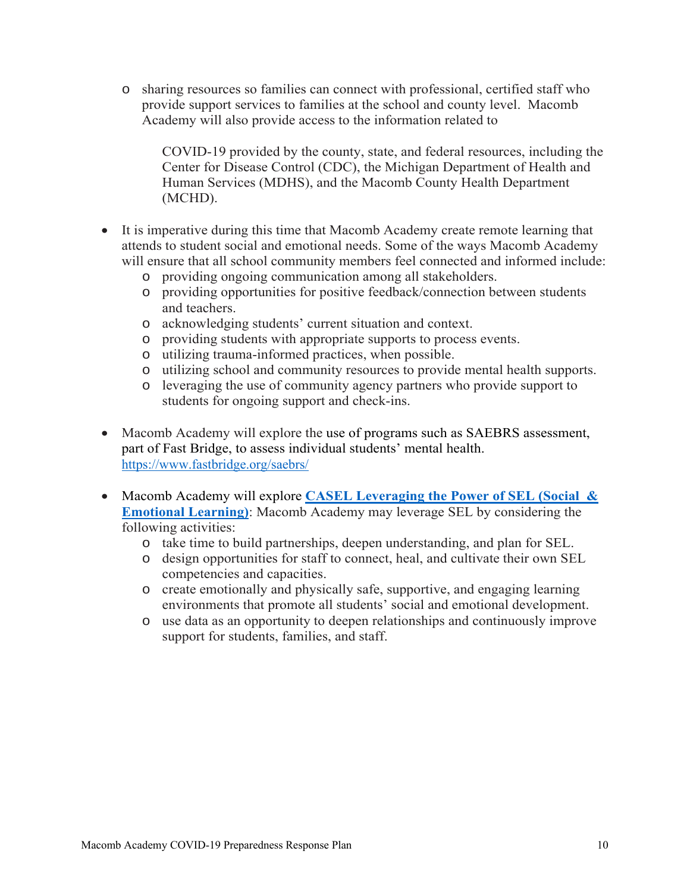- sharing resources so families can connect with professional, certified staff who provide support services to families at the school and county level. Macomb Academy will also provide access to the information related to

  COVID-19 provided by the county, state, and federal resources, including the Center for Disease Control (CDC), the Michigan Department of Health and Human Services (MDHS), and the Macomb County Health Department (MCHD).

- It is imperative during this time that Macomb Academy create remote learning that attends to student social and emotional needs. Some of the ways Macomb Academy will ensure that all school community members feel connected and informed include:
  - providing ongoing communication among all stakeholders.
  - providing opportunities for positive feedback/connection between students and teachers.
  - acknowledging students' current situation and context.
  - providing students with appropriate supports to process events.
  - utilizing trauma-informed practices, when possible.
  - utilizing school and community resources to provide mental health supports.
  - leveraging the use of community agency partners who provide support to students for ongoing support and check-ins.

- Macomb Academy will explore the use of programs such as SAEBRS assessment, part of Fast Bridge, to assess individual students' mental health. https://www.fastbridge.org/saebrs/

- Macomb Academy will explore **CASEL Leveraging the Power of SEL (Social & Emotional Learning)**: Macomb Academy may leverage SEL by considering the following activities:
  - take time to build partnerships, deepen understanding, and plan for SEL.
  - design opportunities for staff to connect, heal, and cultivate their own SEL competencies and capacities.
  - create emotionally and physically safe, supportive, and engaging learning environments that promote all students' social and emotional development.
  - use data as an opportunity to deepen relationships and continuously improve support for students, families, and staff.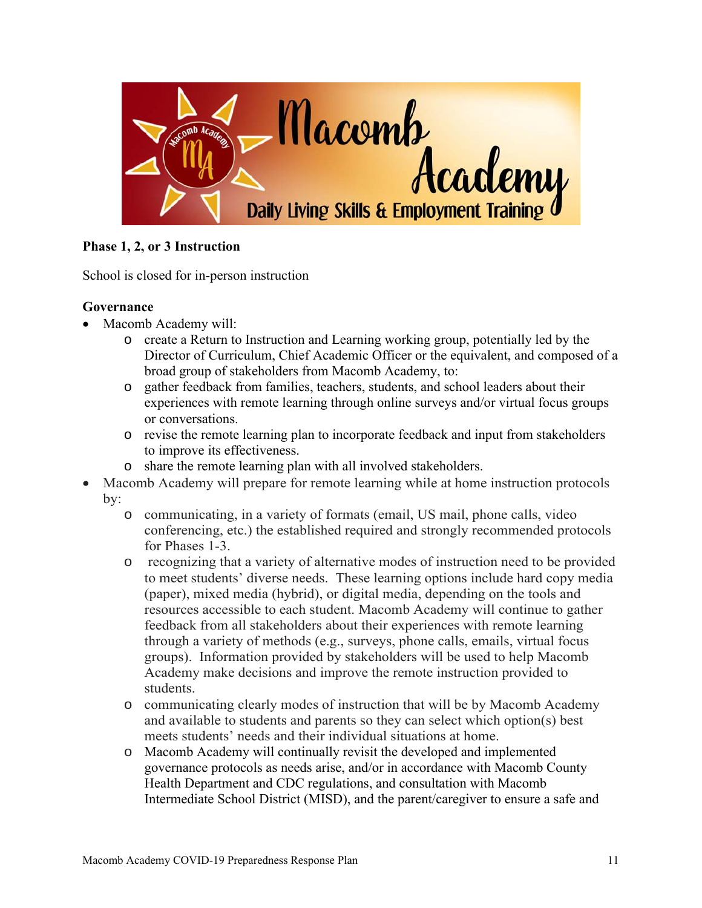**Phase 1, 2, or 3 Instruction**

School is closed for in-person instruction

**Governance**

- Macomb Academy will:
    - create a Return to Instruction and Learning working group, potentially led by the Director of Curriculum, Chief Academic Officer or the equivalent, and composed of a broad group of stakeholders from Macomb Academy, to:
    - gather feedback from families, teachers, students, and school leaders about their experiences with remote learning through online surveys and/or virtual focus groups or conversations.
    - revise the remote learning plan to incorporate feedback and input from stakeholders to improve its effectiveness.
    - share the remote learning plan with all involved stakeholders.
- Macomb Academy will prepare for remote learning while at home instruction protocols by:
    - communicating, in a variety of formats (email, US mail, phone calls, video conferencing, etc.) the established required and strongly recommended protocols for Phases 1-3.
    - recognizing that a variety of alternative modes of instruction need to be provided to meet students' diverse needs. These learning options include hard copy media (paper), mixed media (hybrid), or digital media, depending on the tools and resources accessible to each student. Macomb Academy will continue to gather feedback from all stakeholders about their experiences with remote learning through a variety of methods (e.g., surveys, phone calls, emails, virtual focus groups). Information provided by stakeholders will be used to help Macomb Academy make decisions and improve the remote instruction provided to students.
    - communicating clearly modes of instruction that will be by Macomb Academy and available to students and parents so they can select which option(s) best meets students' needs and their individual situations at home.
    - Macomb Academy will continually revisit the developed and implemented governance protocols as needs arise, and/or in accordance with Macomb County Health Department and CDC regulations, and consultation with Macomb Intermediate School District (MISD), and the parent/caregiver to ensure a safe and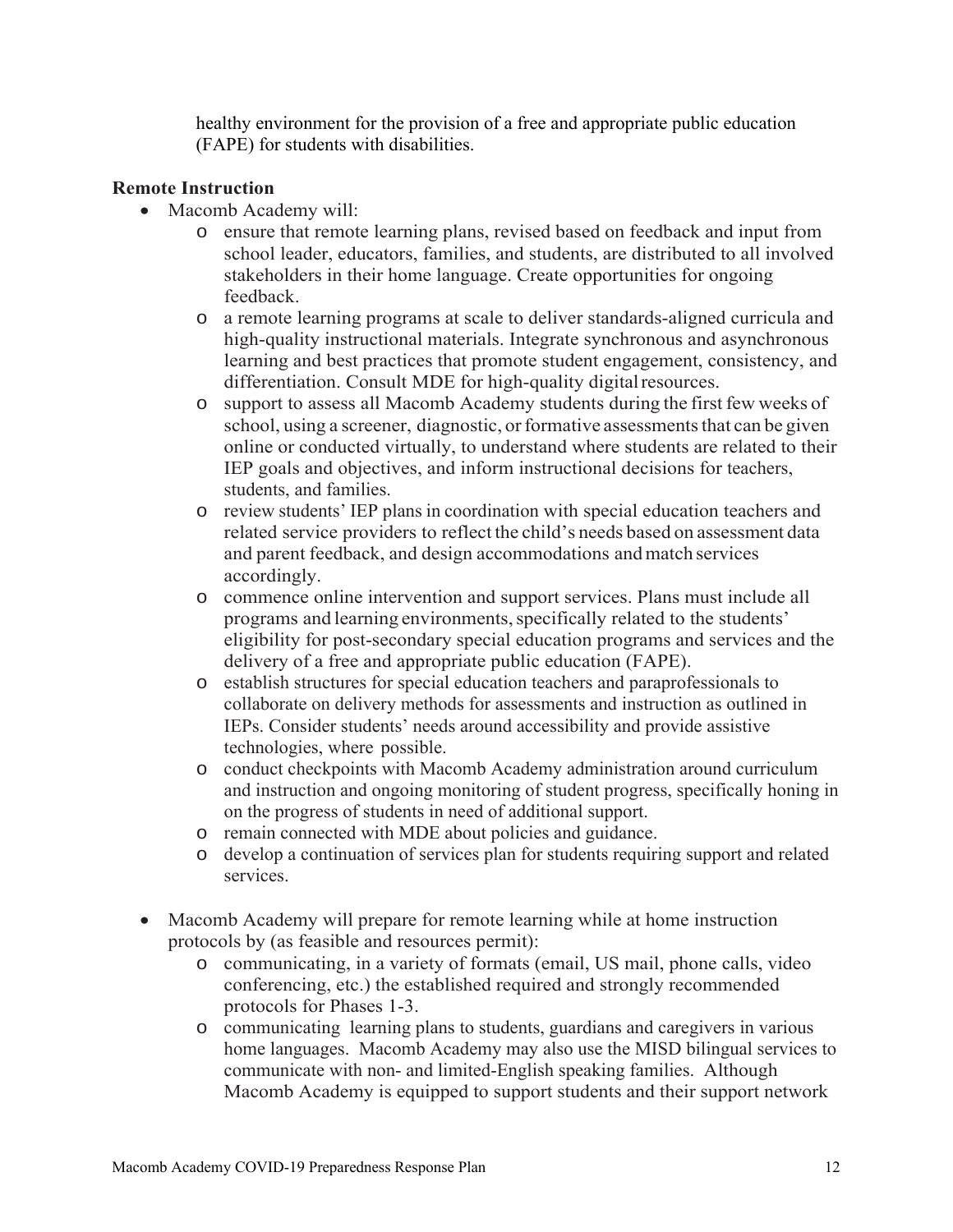healthy environment for the provision of a free and appropriate public education (FAPE) for students with disabilities.

**Remote Instruction**

- Macomb Academy will:
  - ensure that remote learning plans, revised based on feedback and input from school leader, educators, families, and students, are distributed to all involved stakeholders in their home language. Create opportunities for ongoing feedback.
  - a remote learning programs at scale to deliver standards-aligned curricula and high-quality instructional materials. Integrate synchronous and asynchronous learning and best practices that promote student engagement, consistency, and differentiation. Consult MDE for high-quality digital resources.
  - support to assess all Macomb Academy students during the first few weeks of school, using a screener, diagnostic, or formative assessments that can be given online or conducted virtually, to understand where students are related to their IEP goals and objectives, and inform instructional decisions for teachers, students, and families.
  - review students' IEP plans in coordination with special education teachers and related service providers to reflect the child's needs based on assessment data and parent feedback, and design accommodations and match services accordingly.
  - commence online intervention and support services. Plans must include all programs and learning environments, specifically related to the students' eligibility for post-secondary special education programs and services and the delivery of a free and appropriate public education (FAPE).
  - establish structures for special education teachers and paraprofessionals to collaborate on delivery methods for assessments and instruction as outlined in IEPs. Consider students' needs around accessibility and provide assistive technologies, where possible.
  - conduct checkpoints with Macomb Academy administration around curriculum and instruction and ongoing monitoring of student progress, specifically honing in on the progress of students in need of additional support.
  - remain connected with MDE about policies and guidance.
  - develop a continuation of services plan for students requiring support and related services.

- Macomb Academy will prepare for remote learning while at home instruction protocols by (as feasible and resources permit):
  - communicating, in a variety of formats (email, US mail, phone calls, video conferencing, etc.) the established required and strongly recommended protocols for Phases 1-3.
  - communicating learning plans to students, guardians and caregivers in various home languages. Macomb Academy may also use the MISD bilingual services to communicate with non- and limited-English speaking families. Although Macomb Academy is equipped to support students and their support network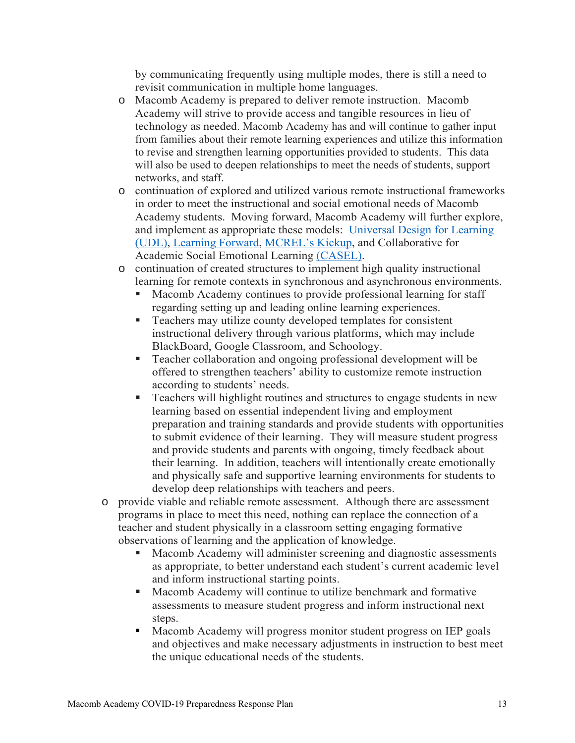by communicating frequently using multiple modes, there is still a need to revisit communication in multiple home languages.

   - Macomb Academy is prepared to deliver remote instruction. Macomb Academy will strive to provide access and tangible resources in lieu of technology as needed. Macomb Academy has and will continue to gather input from families about their remote learning experiences and utilize this information to revise and strengthen learning opportunities provided to students. This data will also be used to deepen relationships to meet the needs of students, support networks, and staff.
   - continuation of explored and utilized various remote instructional frameworks in order to meet the instructional and social emotional needs of Macomb Academy students. Moving forward, Macomb Academy will further explore, and implement as appropriate these models: Universal Design for Learning (UDL), Learning Forward, MCREL's Kickup, and Collaborative for Academic Social Emotional Learning (CASEL).
   - continuation of created structures to implement high quality instructional learning for remote contexts in synchronous and asynchronous environments.
     - Macomb Academy continues to provide professional learning for staff regarding setting up and leading online learning experiences.
     - Teachers may utilize county developed templates for consistent instructional delivery through various platforms, which may include BlackBoard, Google Classroom, and Schoology.
     - Teacher collaboration and ongoing professional development will be offered to strengthen teachers' ability to customize remote instruction according to students' needs.
     - Teachers will highlight routines and structures to engage students in new learning based on essential independent living and employment preparation and training standards and provide students with opportunities to submit evidence of their learning. They will measure student progress and provide students and parents with ongoing, timely feedback about their learning. In addition, teachers will intentionally create emotionally and physically safe and supportive learning environments for students to develop deep relationships with teachers and peers.
- provide viable and reliable remote assessment. Although there are assessment programs in place to meet this need, nothing can replace the connection of a teacher and student physically in a classroom setting engaging formative observations of learning and the application of knowledge.
     - Macomb Academy will administer screening and diagnostic assessments as appropriate, to better understand each student's current academic level and inform instructional starting points.
     - Macomb Academy will continue to utilize benchmark and formative assessments to measure student progress and inform instructional next steps.
     - Macomb Academy will progress monitor student progress on IEP goals and objectives and make necessary adjustments in instruction to best meet the unique educational needs of the students.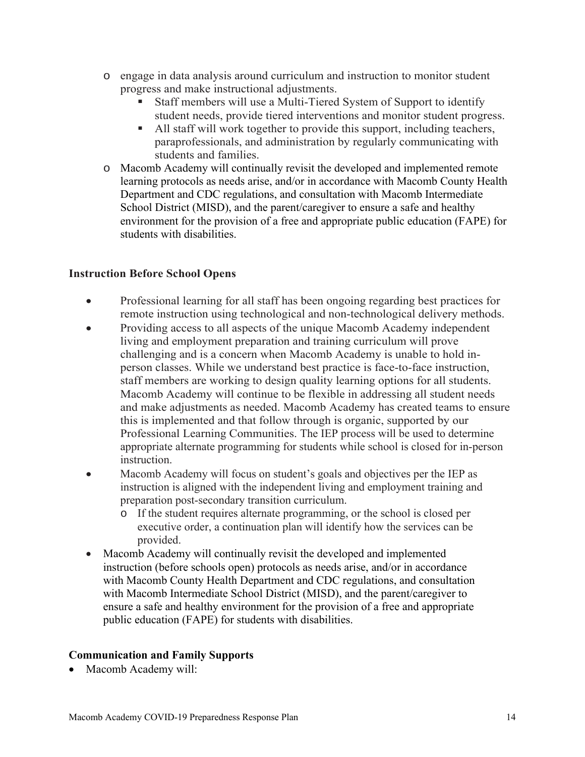- engage in data analysis around curriculum and instruction to monitor student progress and make instructional adjustments.
  - Staff members will use a Multi-Tiered System of Support to identify student needs, provide tiered interventions and monitor student progress.
  - All staff will work together to provide this support, including teachers, paraprofessionals, and administration by regularly communicating with students and families.
- Macomb Academy will continually revisit the developed and implemented remote learning protocols as needs arise, and/or in accordance with Macomb County Health Department and CDC regulations, and consultation with Macomb Intermediate School District (MISD), and the parent/caregiver to ensure a safe and healthy environment for the provision of a free and appropriate public education (FAPE) for students with disabilities.

**Instruction Before School Opens**

- Professional learning for all staff has been ongoing regarding best practices for remote instruction using technological and non-technological delivery methods.
- Providing access to all aspects of the unique Macomb Academy independent living and employment preparation and training curriculum will prove challenging and is a concern when Macomb Academy is unable to hold in-person classes. While we understand best practice is face-to-face instruction, staff members are working to design quality learning options for all students. Macomb Academy will continue to be flexible in addressing all student needs and make adjustments as needed. Macomb Academy has created teams to ensure this is implemented and that follow through is organic, supported by our Professional Learning Communities. The IEP process will be used to determine appropriate alternate programming for students while school is closed for in-person instruction.
- Macomb Academy will focus on student's goals and objectives per the IEP as instruction is aligned with the independent living and employment training and preparation post-secondary transition curriculum.
  - If the student requires alternate programming, or the school is closed per executive order, a continuation plan will identify how the services can be provided.
- Macomb Academy will continually revisit the developed and implemented instruction (before schools open) protocols as needs arise, and/or in accordance with Macomb County Health Department and CDC regulations, and consultation with Macomb Intermediate School District (MISD), and the parent/caregiver to ensure a safe and healthy environment for the provision of a free and appropriate public education (FAPE) for students with disabilities.

**Communication and Family Supports**

- Macomb Academy will: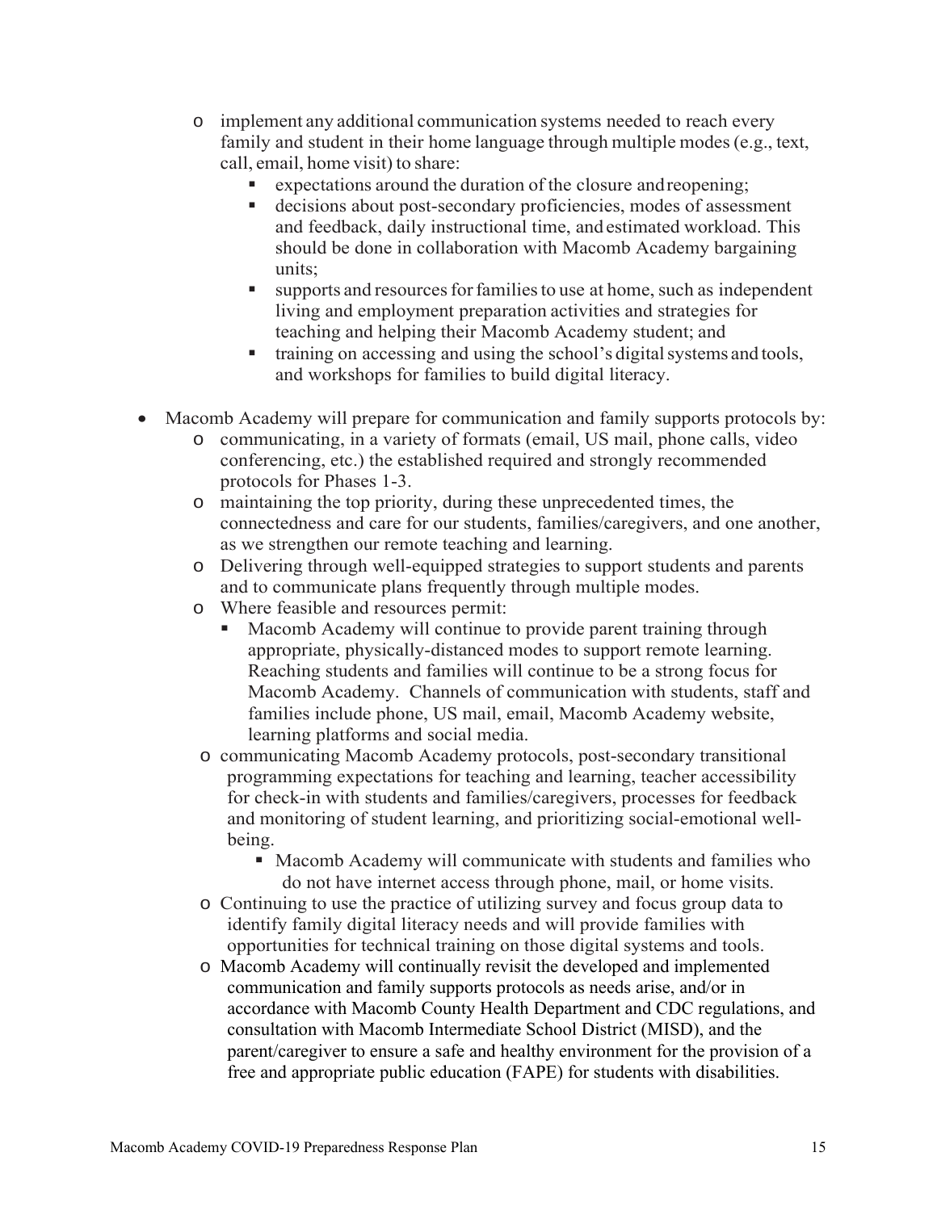- implement any additional communication systems needed to reach every family and student in their home language through multiple modes (e.g., text, call, email, home visit) to share:
    - expectations around the duration of the closure and reopening;
    - decisions about post-secondary proficiencies, modes of assessment and feedback, daily instructional time, and estimated workload. This should be done in collaboration with Macomb Academy bargaining units;
    - supports and resources for families to use at home, such as independent living and employment preparation activities and strategies for teaching and helping their Macomb Academy student; and
    - training on accessing and using the school's digital systems and tools, and workshops for families to build digital literacy.

- Macomb Academy will prepare for communication and family supports protocols by:
  - communicating, in a variety of formats (email, US mail, phone calls, video conferencing, etc.) the established required and strongly recommended protocols for Phases 1-3.
  - maintaining the top priority, during these unprecedented times, the connectedness and care for our students, families/caregivers, and one another, as we strengthen our remote teaching and learning.
  - Delivering through well-equipped strategies to support students and parents and to communicate plans frequently through multiple modes.
  - Where feasible and resources permit:
    - Macomb Academy will continue to provide parent training through appropriate, physically-distanced modes to support remote learning. Reaching students and families will continue to be a strong focus for Macomb Academy. Channels of communication with students, staff and families include phone, US mail, email, Macomb Academy website, learning platforms and social media.
  - communicating Macomb Academy protocols, post-secondary transitional programming expectations for teaching and learning, teacher accessibility for check-in with students and families/caregivers, processes for feedback and monitoring of student learning, and prioritizing social-emotional well-being.
    - Macomb Academy will communicate with students and families who do not have internet access through phone, mail, or home visits.
  - Continuing to use the practice of utilizing survey and focus group data to identify family digital literacy needs and will provide families with opportunities for technical training on those digital systems and tools.
  - Macomb Academy will continually revisit the developed and implemented communication and family supports protocols as needs arise, and/or in accordance with Macomb County Health Department and CDC regulations, and consultation with Macomb Intermediate School District (MISD), and the parent/caregiver to ensure a safe and healthy environment for the provision of a free and appropriate public education (FAPE) for students with disabilities.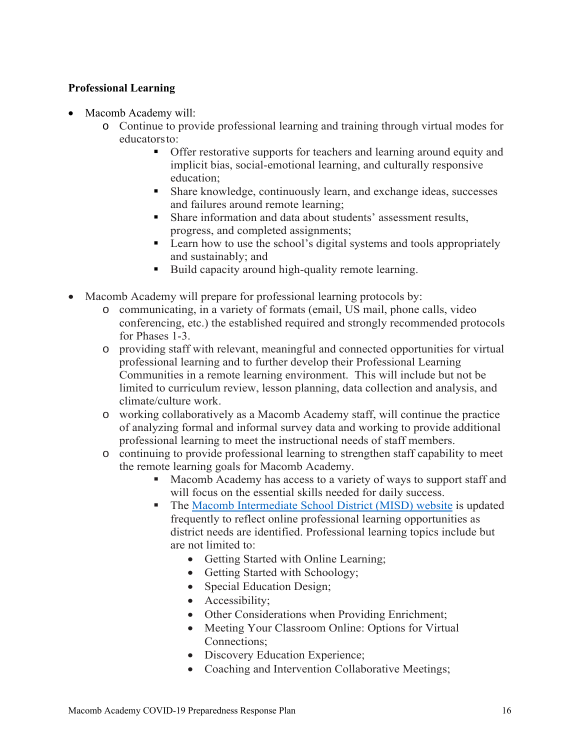**Professional Learning**

- Macomb Academy will:
  - Continue to provide professional learning and training through virtual modes for educators to:
    - Offer restorative supports for teachers and learning around equity and implicit bias, social-emotional learning, and culturally responsive education;
    - Share knowledge, continuously learn, and exchange ideas, successes and failures around remote learning;
    - Share information and data about students' assessment results, progress, and completed assignments;
    - Learn how to use the school's digital systems and tools appropriately and sustainably; and
    - Build capacity around high-quality remote learning.

- Macomb Academy will prepare for professional learning protocols by:
  - communicating, in a variety of formats (email, US mail, phone calls, video conferencing, etc.) the established required and strongly recommended protocols for Phases 1-3.
  - providing staff with relevant, meaningful and connected opportunities for virtual professional learning and to further develop their Professional Learning Communities in a remote learning environment. This will include but not be limited to curriculum review, lesson planning, data collection and analysis, and climate/culture work.
  - working collaboratively as a Macomb Academy staff, will continue the practice of analyzing formal and informal survey data and working to provide additional professional learning to meet the instructional needs of staff members.
  - continuing to provide professional learning to strengthen staff capability to meet the remote learning goals for Macomb Academy.
    - Macomb Academy has access to a variety of ways to support staff and will focus on the essential skills needed for daily success.
    - The Macomb Intermediate School District (MISD) website is updated frequently to reflect online professional learning opportunities as district needs are identified. Professional learning topics include but are not limited to:
      - Getting Started with Online Learning;
      - Getting Started with Schoology;
      - Special Education Design;
      - Accessibility;
      - Other Considerations when Providing Enrichment;
      - Meeting Your Classroom Online: Options for Virtual Connections;
      - Discovery Education Experience;
      - Coaching and Intervention Collaborative Meetings;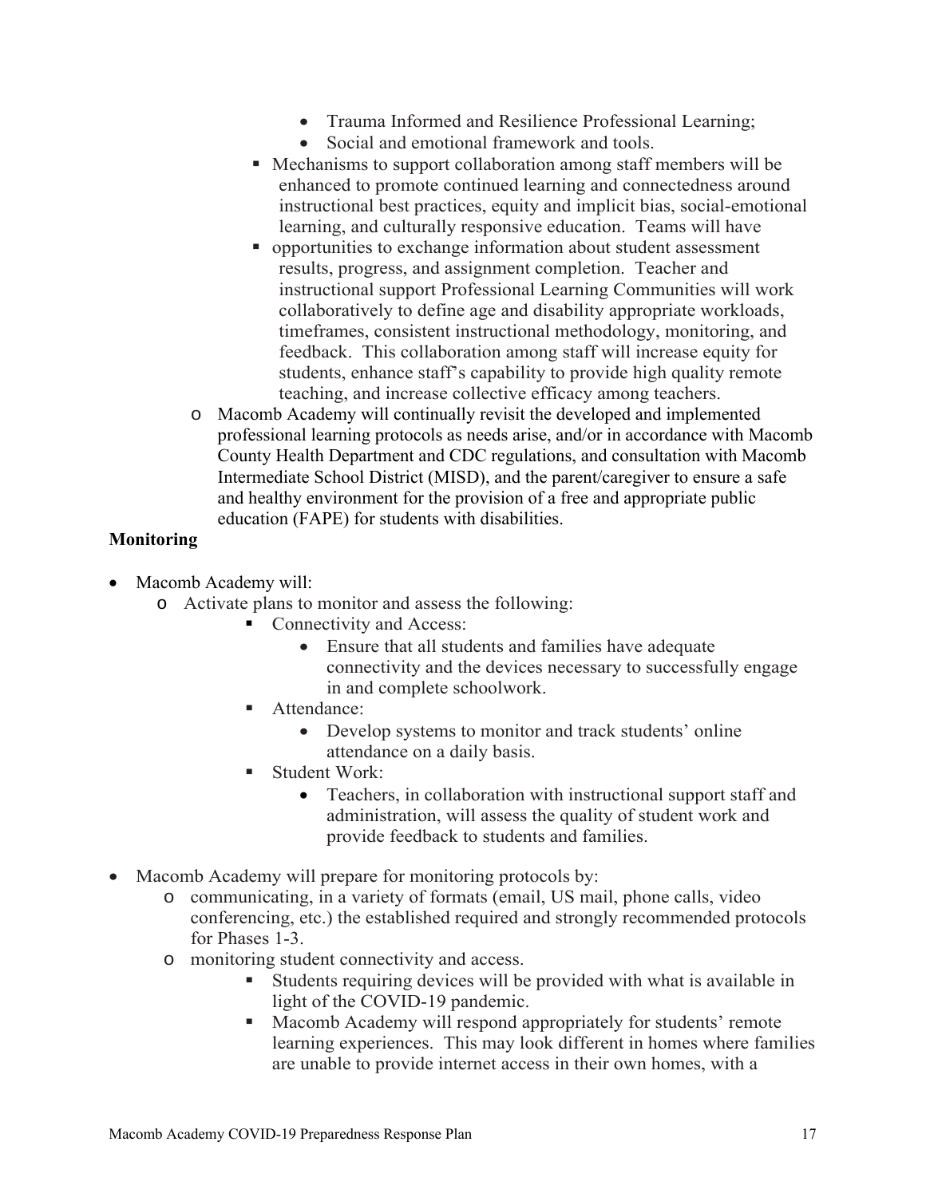- Trauma Informed and Resilience Professional Learning;
        - Social and emotional framework and tools.
      - Mechanisms to support collaboration among staff members will be enhanced to promote continued learning and connectedness around instructional best practices, equity and implicit bias, social-emotional learning, and culturally responsive education. Teams will have
      - opportunities to exchange information about student assessment results, progress, and assignment completion. Teacher and instructional support Professional Learning Communities will work collaboratively to define age and disability appropriate workloads, timeframes, consistent instructional methodology, monitoring, and feedback. This collaboration among staff will increase equity for students, enhance staff's capability to provide high quality remote teaching, and increase collective efficacy among teachers.
  - Macomb Academy will continually revisit the developed and implemented professional learning protocols as needs arise, and/or in accordance with Macomb County Health Department and CDC regulations, and consultation with Macomb Intermediate School District (MISD), and the parent/caregiver to ensure a safe and healthy environment for the provision of a free and appropriate public education (FAPE) for students with disabilities.

**Monitoring**

- Macomb Academy will:
  - Activate plans to monitor and assess the following:
    - Connectivity and Access:
      - Ensure that all students and families have adequate connectivity and the devices necessary to successfully engage in and complete schoolwork.
    - Attendance:
      - Develop systems to monitor and track students' online attendance on a daily basis.
    - Student Work:
      - Teachers, in collaboration with instructional support staff and administration, will assess the quality of student work and provide feedback to students and families.

- Macomb Academy will prepare for monitoring protocols by:
  - communicating, in a variety of formats (email, US mail, phone calls, video conferencing, etc.) the established required and strongly recommended protocols for Phases 1-3.
  - monitoring student connectivity and access.
    - Students requiring devices will be provided with what is available in light of the COVID-19 pandemic.
    - Macomb Academy will respond appropriately for students' remote learning experiences. This may look different in homes where families are unable to provide internet access in their own homes, with a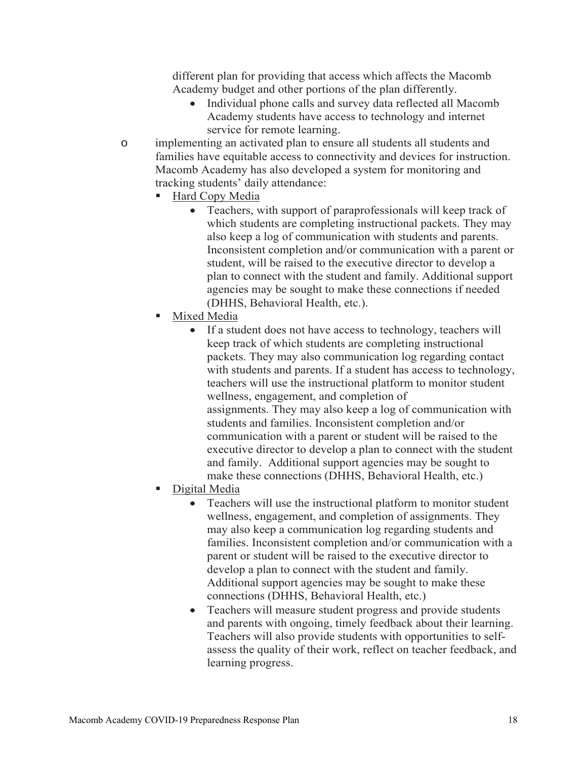different plan for providing that access which affects the Macomb Academy budget and other portions of the plan differently.

- Individual phone calls and survey data reflected all Macomb Academy students have access to technology and internet service for remote learning.

- implementing an activated plan to ensure all students all students and families have equitable access to connectivity and devices for instruction. Macomb Academy has also developed a system for monitoring and tracking students' daily attendance:
  - Hard Copy Media
    - Teachers, with support of paraprofessionals will keep track of which students are completing instructional packets. They may also keep a log of communication with students and parents. Inconsistent completion and/or communication with a parent or student, will be raised to the executive director to develop a plan to connect with the student and family. Additional support agencies may be sought to make these connections if needed (DHHS, Behavioral Health, etc.).
  - Mixed Media
    - If a student does not have access to technology, teachers will keep track of which students are completing instructional packets. They may also communication log regarding contact with students and parents. If a student has access to technology, teachers will use the instructional platform to monitor student wellness, engagement, and completion of assignments. They may also keep a log of communication with students and families. Inconsistent completion and/or communication with a parent or student will be raised to the executive director to develop a plan to connect with the student and family. Additional support agencies may be sought to make these connections (DHHS, Behavioral Health, etc.)
  - Digital Media
    - Teachers will use the instructional platform to monitor student wellness, engagement, and completion of assignments. They may also keep a communication log regarding students and families. Inconsistent completion and/or communication with a parent or student will be raised to the executive director to develop a plan to connect with the student and family. Additional support agencies may be sought to make these connections (DHHS, Behavioral Health, etc.)
    - Teachers will measure student progress and provide students and parents with ongoing, timely feedback about their learning. Teachers will also provide students with opportunities to self-assess the quality of their work, reflect on teacher feedback, and learning progress.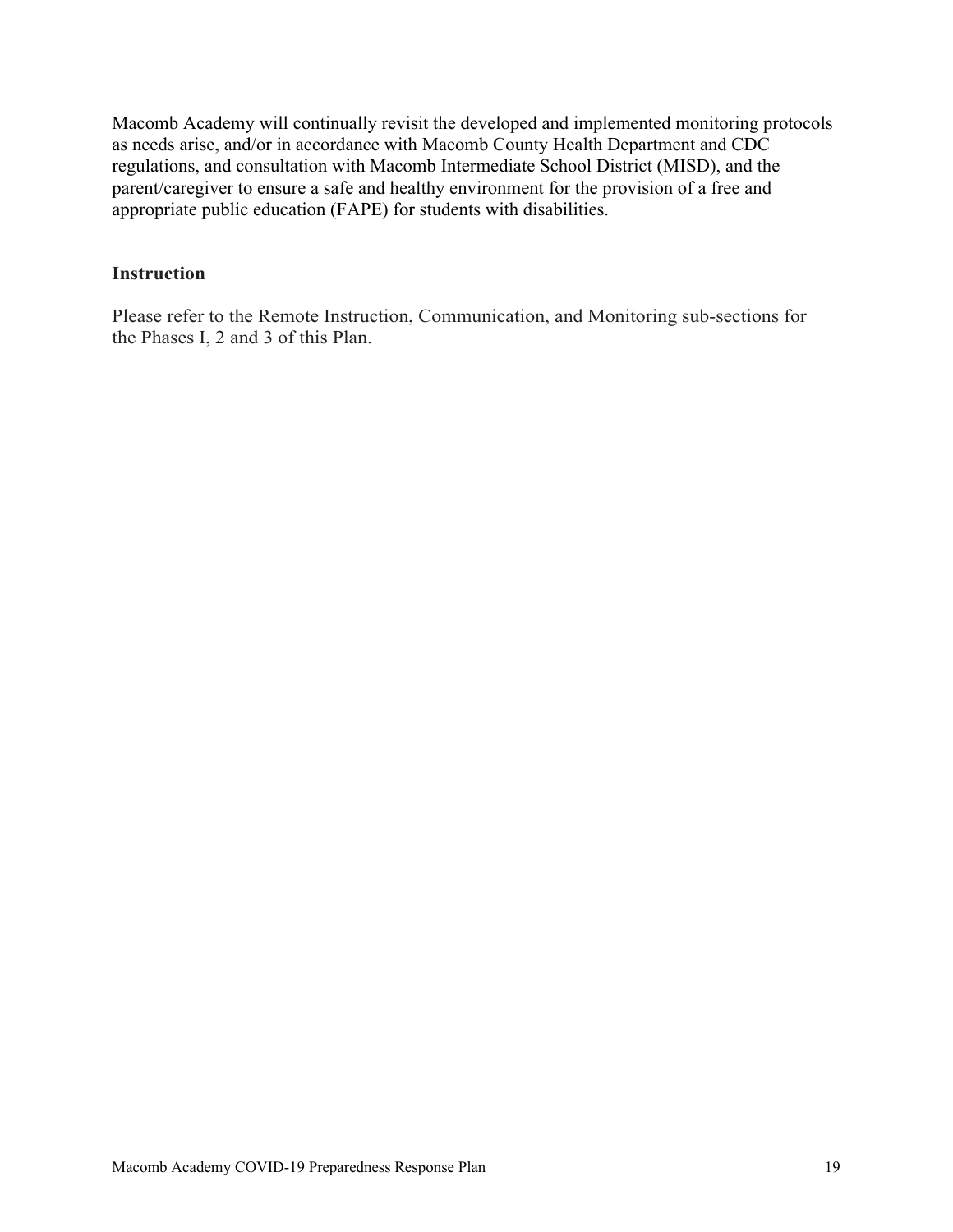Macomb Academy will continually revisit the developed and implemented monitoring protocols as needs arise, and/or in accordance with Macomb County Health Department and CDC regulations, and consultation with Macomb Intermediate School District (MISD), and the parent/caregiver to ensure a safe and healthy environment for the provision of a free and appropriate public education (FAPE) for students with disabilities.

### Instruction

Please refer to the Remote Instruction, Communication, and Monitoring sub-sections for the Phases I, 2 and 3 of this Plan.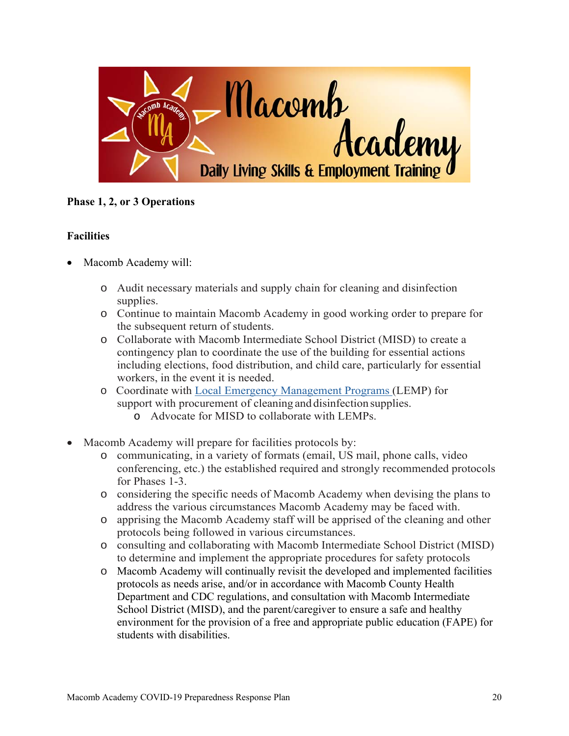**Phase 1, 2, or 3 Operations**

**Facilities**

- Macomb Academy will:
  - Audit necessary materials and supply chain for cleaning and disinfection supplies.
  - Continue to maintain Macomb Academy in good working order to prepare for the subsequent return of students.
  - Collaborate with Macomb Intermediate School District (MISD) to create a contingency plan to coordinate the use of the building for essential actions including elections, food distribution, and child care, particularly for essential workers, in the event it is needed.
  - Coordinate with Local Emergency Management Programs (LEMP) for support with procurement of cleaning and disinfection supplies.
    - Advocate for MISD to collaborate with LEMPs.

- Macomb Academy will prepare for facilities protocols by:
  - communicating, in a variety of formats (email, US mail, phone calls, video conferencing, etc.) the established required and strongly recommended protocols for Phases 1-3.
  - considering the specific needs of Macomb Academy when devising the plans to address the various circumstances Macomb Academy may be faced with.
  - apprising the Macomb Academy staff will be apprised of the cleaning and other protocols being followed in various circumstances.
  - consulting and collaborating with Macomb Intermediate School District (MISD) to determine and implement the appropriate procedures for safety protocols
  - Macomb Academy will continually revisit the developed and implemented facilities protocols as needs arise, and/or in accordance with Macomb County Health Department and CDC regulations, and consultation with Macomb Intermediate School District (MISD), and the parent/caregiver to ensure a safe and healthy environment for the provision of a free and appropriate public education (FAPE) for students with disabilities.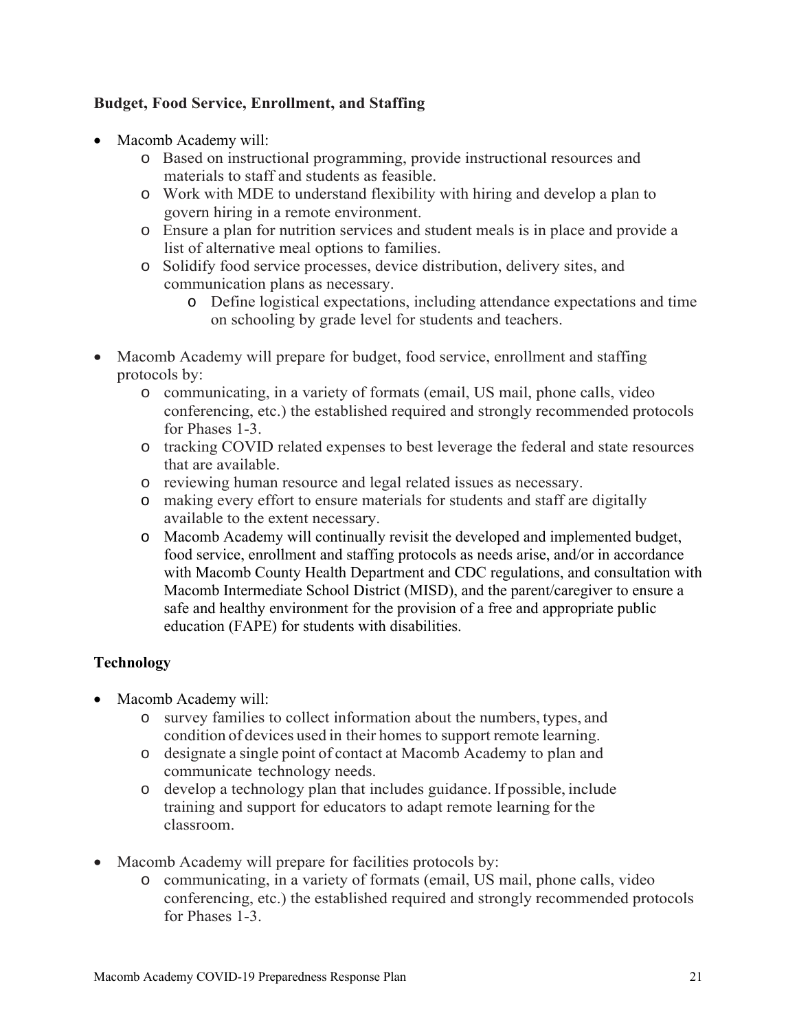### Budget, Food Service, Enrollment, and Staffing

- Macomb Academy will:
    - Based on instructional programming, provide instructional resources and materials to staff and students as feasible.
    - Work with MDE to understand flexibility with hiring and develop a plan to govern hiring in a remote environment.
    - Ensure a plan for nutrition services and student meals is in place and provide a list of alternative meal options to families.
    - Solidify food service processes, device distribution, delivery sites, and communication plans as necessary.
        - Define logistical expectations, including attendance expectations and time on schooling by grade level for students and teachers.

- Macomb Academy will prepare for budget, food service, enrollment and staffing protocols by:
    - communicating, in a variety of formats (email, US mail, phone calls, video conferencing, etc.) the established required and strongly recommended protocols for Phases 1-3.
    - tracking COVID related expenses to best leverage the federal and state resources that are available.
    - reviewing human resource and legal related issues as necessary.
    - making every effort to ensure materials for students and staff are digitally available to the extent necessary.
    - Macomb Academy will continually revisit the developed and implemented budget, food service, enrollment and staffing protocols as needs arise, and/or in accordance with Macomb County Health Department and CDC regulations, and consultation with Macomb Intermediate School District (MISD), and the parent/caregiver to ensure a safe and healthy environment for the provision of a free and appropriate public education (FAPE) for students with disabilities.

### Technology

- Macomb Academy will:
    - survey families to collect information about the numbers, types, and condition of devices used in their homes to support remote learning.
    - designate a single point of contact at Macomb Academy to plan and communicate technology needs.
    - develop a technology plan that includes guidance. If possible, include training and support for educators to adapt remote learning for the classroom.

- Macomb Academy will prepare for facilities protocols by:
    - communicating, in a variety of formats (email, US mail, phone calls, video conferencing, etc.) the established required and strongly recommended protocols for Phases 1-3.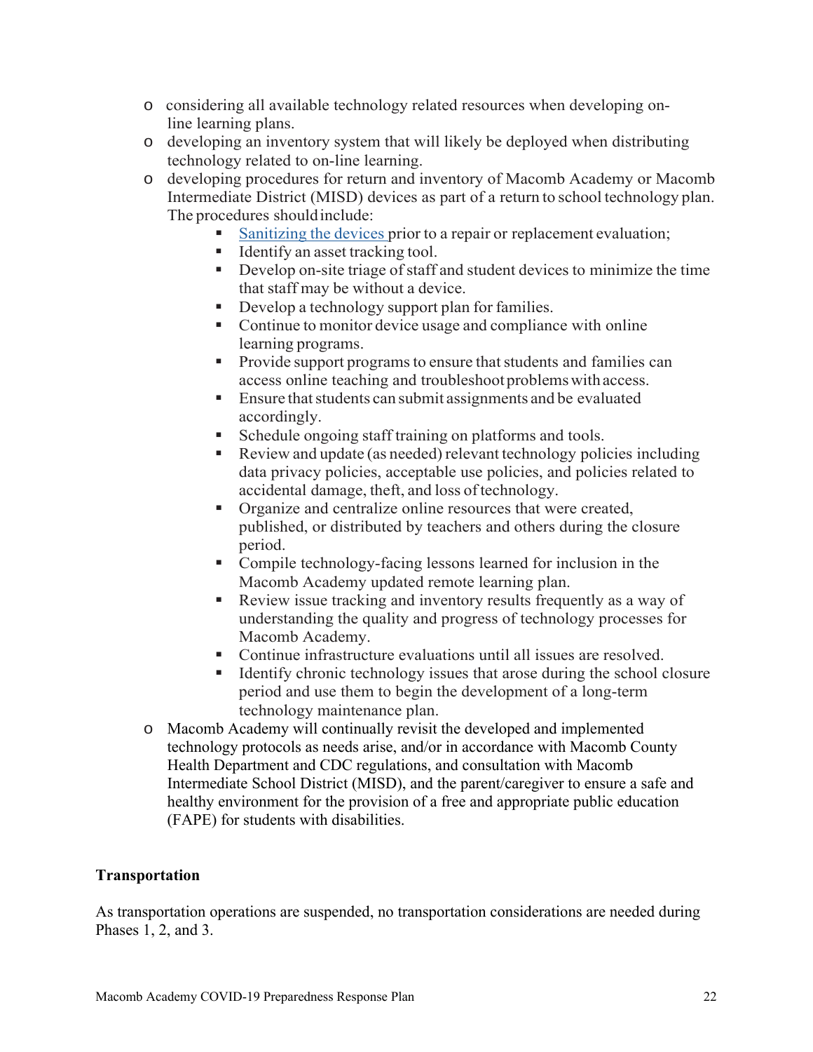- considering all available technology related resources when developing on-line learning plans.
- developing an inventory system that will likely be deployed when distributing technology related to on-line learning.
- developing procedures for return and inventory of Macomb Academy or Macomb Intermediate District (MISD) devices as part of a return to school technology plan. The procedures should include:
  - Sanitizing the devices prior to a repair or replacement evaluation;
  - Identify an asset tracking tool.
  - Develop on-site triage of staff and student devices to minimize the time that staff may be without a device.
  - Develop a technology support plan for families.
  - Continue to monitor device usage and compliance with online learning programs.
  - Provide support programs to ensure that students and families can access online teaching and troubleshoot problems with access.
  - Ensure that students can submit assignments and be evaluated accordingly.
  - Schedule ongoing staff training on platforms and tools.
  - Review and update (as needed) relevant technology policies including data privacy policies, acceptable use policies, and policies related to accidental damage, theft, and loss of technology.
  - Organize and centralize online resources that were created, published, or distributed by teachers and others during the closure period.
  - Compile technology-facing lessons learned for inclusion in the Macomb Academy updated remote learning plan.
  - Review issue tracking and inventory results frequently as a way of understanding the quality and progress of technology processes for Macomb Academy.
  - Continue infrastructure evaluations until all issues are resolved.
  - Identify chronic technology issues that arose during the school closure period and use them to begin the development of a long-term technology maintenance plan.
- Macomb Academy will continually revisit the developed and implemented technology protocols as needs arise, and/or in accordance with Macomb County Health Department and CDC regulations, and consultation with Macomb Intermediate School District (MISD), and the parent/caregiver to ensure a safe and healthy environment for the provision of a free and appropriate public education (FAPE) for students with disabilities.

**Transportation**

As transportation operations are suspended, no transportation considerations are needed during Phases 1, 2, and 3.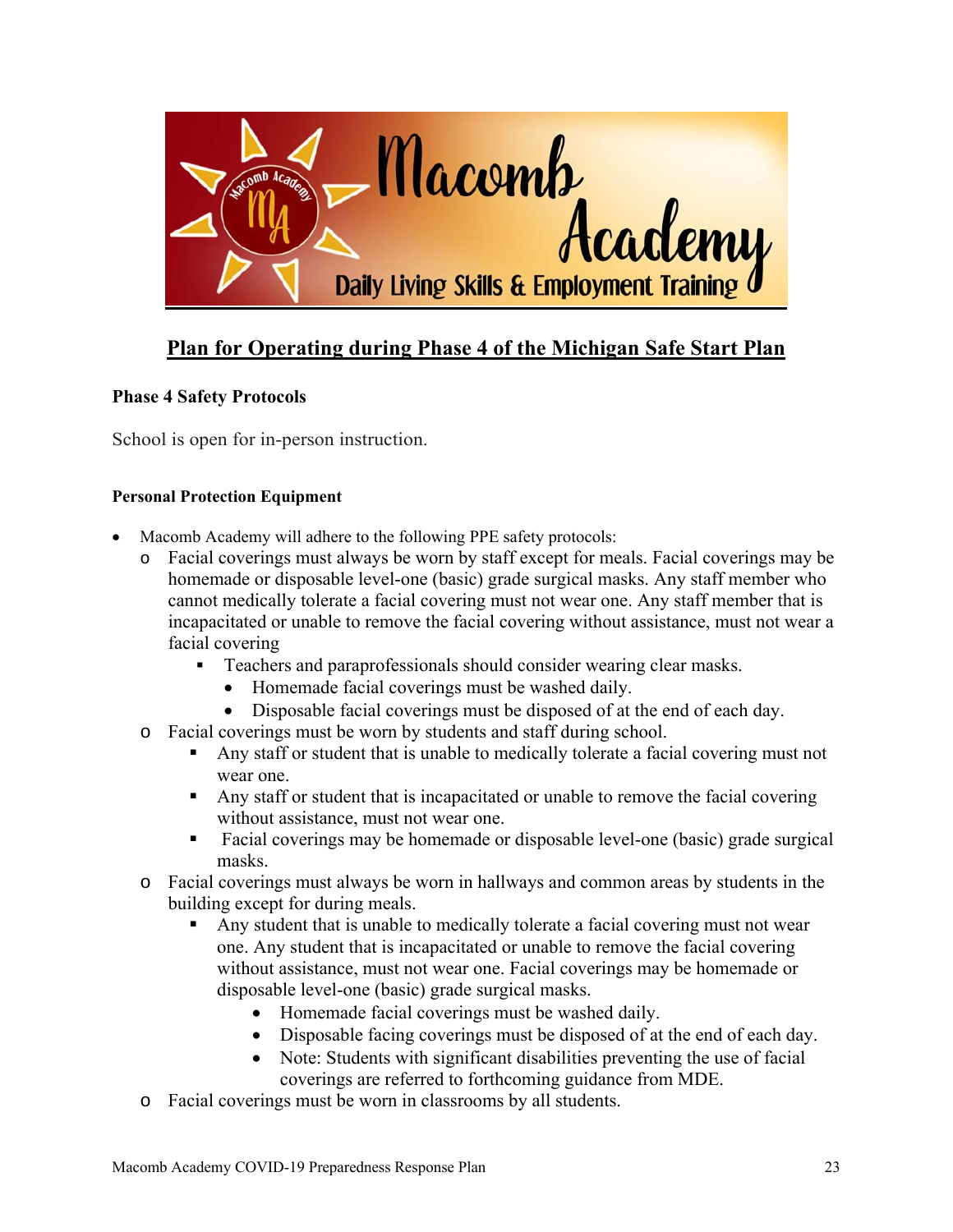## Plan for Operating during Phase 4 of the Michigan Safe Start Plan

### Phase 4 Safety Protocols

School is open for in-person instruction.

#### Personal Protection Equipment

- Macomb Academy will adhere to the following PPE safety protocols:
  - Facial coverings must always be worn by staff except for meals. Facial coverings may be homemade or disposable level-one (basic) grade surgical masks. Any staff member who cannot medically tolerate a facial covering must not wear one. Any staff member that is incapacitated or unable to remove the facial covering without assistance, must not wear a facial covering
    - Teachers and paraprofessionals should consider wearing clear masks.
      - Homemade facial coverings must be washed daily.
      - Disposable facial coverings must be disposed of at the end of each day.
  - Facial coverings must be worn by students and staff during school.
    - Any staff or student that is unable to medically tolerate a facial covering must not wear one.
    - Any staff or student that is incapacitated or unable to remove the facial covering without assistance, must not wear one.
    - Facial coverings may be homemade or disposable level-one (basic) grade surgical masks.
  - Facial coverings must always be worn in hallways and common areas by students in the building except for during meals.
    - Any student that is unable to medically tolerate a facial covering must not wear one. Any student that is incapacitated or unable to remove the facial covering without assistance, must not wear one. Facial coverings may be homemade or disposable level-one (basic) grade surgical masks.
      - Homemade facial coverings must be washed daily.
      - Disposable facing coverings must be disposed of at the end of each day.
      - Note: Students with significant disabilities preventing the use of facial coverings are referred to forthcoming guidance from MDE.
  - Facial coverings must be worn in classrooms by all students.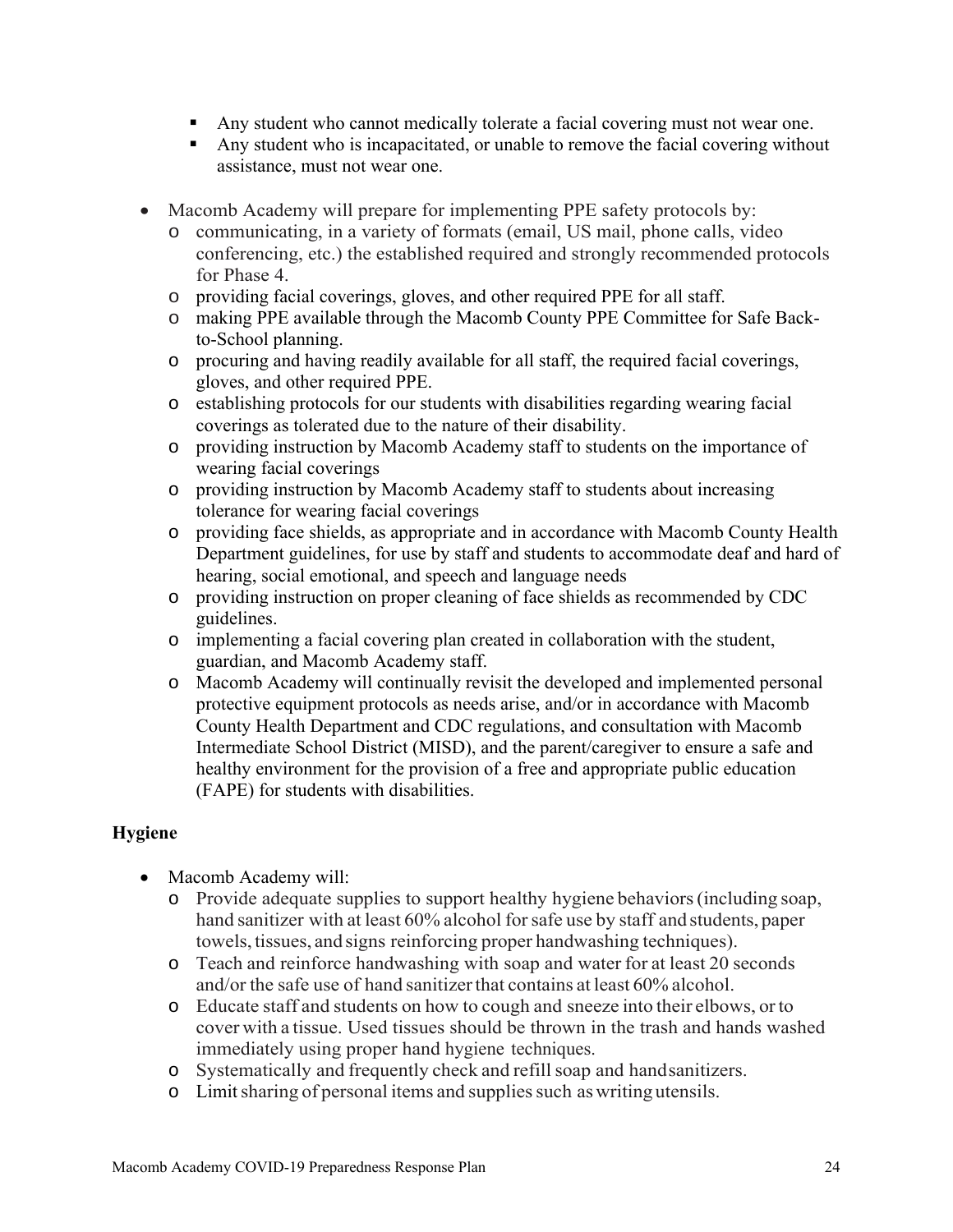- Any student who cannot medically tolerate a facial covering must not wear one.
        - Any student who is incapacitated, or unable to remove the facial covering without assistance, must not wear one.

- Macomb Academy will prepare for implementing PPE safety protocols by:
    - communicating, in a variety of formats (email, US mail, phone calls, video conferencing, etc.) the established required and strongly recommended protocols for Phase 4.
    - providing facial coverings, gloves, and other required PPE for all staff.
    - making PPE available through the Macomb County PPE Committee for Safe Back-to-School planning.
    - procuring and having readily available for all staff, the required facial coverings, gloves, and other required PPE.
    - establishing protocols for our students with disabilities regarding wearing facial coverings as tolerated due to the nature of their disability.
    - providing instruction by Macomb Academy staff to students on the importance of wearing facial coverings
    - providing instruction by Macomb Academy staff to students about increasing tolerance for wearing facial coverings
    - providing face shields, as appropriate and in accordance with Macomb County Health Department guidelines, for use by staff and students to accommodate deaf and hard of hearing, social emotional, and speech and language needs
    - providing instruction on proper cleaning of face shields as recommended by CDC guidelines.
    - implementing a facial covering plan created in collaboration with the student, guardian, and Macomb Academy staff.
    - Macomb Academy will continually revisit the developed and implemented personal protective equipment protocols as needs arise, and/or in accordance with Macomb County Health Department and CDC regulations, and consultation with Macomb Intermediate School District (MISD), and the parent/caregiver to ensure a safe and healthy environment for the provision of a free and appropriate public education (FAPE) for students with disabilities.

**Hygiene**

- Macomb Academy will:
    - Provide adequate supplies to support healthy hygiene behaviors (including soap, hand sanitizer with at least 60% alcohol for safe use by staff and students, paper towels, tissues, and signs reinforcing proper handwashing techniques).
    - Teach and reinforce handwashing with soap and water for at least 20 seconds and/or the safe use of hand sanitizer that contains at least 60% alcohol.
    - Educate staff and students on how to cough and sneeze into their elbows, or to cover with a tissue. Used tissues should be thrown in the trash and hands washed immediately using proper hand hygiene techniques.
    - Systematically and frequently check and refill soap and hand sanitizers.
    - Limit sharing of personal items and supplies such as writing utensils.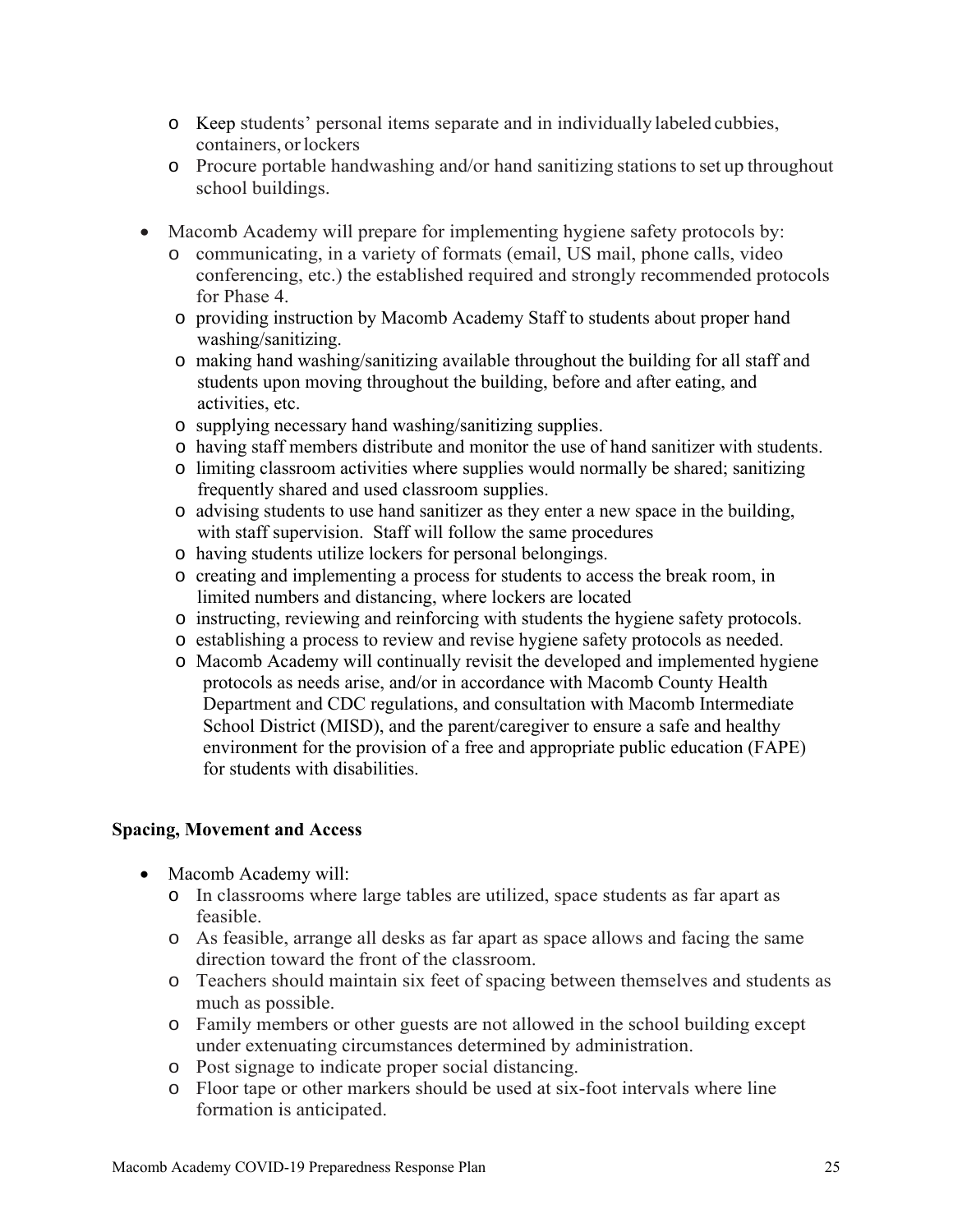- Keep students' personal items separate and in individually labeled cubbies, containers, or lockers
  - Procure portable handwashing and/or hand sanitizing stations to set up throughout school buildings.

- Macomb Academy will prepare for implementing hygiene safety protocols by:
  - communicating, in a variety of formats (email, US mail, phone calls, video conferencing, etc.) the established required and strongly recommended protocols for Phase 4.
  - providing instruction by Macomb Academy Staff to students about proper hand washing/sanitizing.
  - making hand washing/sanitizing available throughout the building for all staff and students upon moving throughout the building, before and after eating, and activities, etc.
  - supplying necessary hand washing/sanitizing supplies.
  - having staff members distribute and monitor the use of hand sanitizer with students.
  - limiting classroom activities where supplies would normally be shared; sanitizing frequently shared and used classroom supplies.
  - advising students to use hand sanitizer as they enter a new space in the building, with staff supervision. Staff will follow the same procedures
  - having students utilize lockers for personal belongings.
  - creating and implementing a process for students to access the break room, in limited numbers and distancing, where lockers are located
  - instructing, reviewing and reinforcing with students the hygiene safety protocols.
  - establishing a process to review and revise hygiene safety protocols as needed.
  - Macomb Academy will continually revisit the developed and implemented hygiene protocols as needs arise, and/or in accordance with Macomb County Health Department and CDC regulations, and consultation with Macomb Intermediate School District (MISD), and the parent/caregiver to ensure a safe and healthy environment for the provision of a free and appropriate public education (FAPE) for students with disabilities.

**Spacing, Movement and Access**

- Macomb Academy will:
  - In classrooms where large tables are utilized, space students as far apart as feasible.
  - As feasible, arrange all desks as far apart as space allows and facing the same direction toward the front of the classroom.
  - Teachers should maintain six feet of spacing between themselves and students as much as possible.
  - Family members or other guests are not allowed in the school building except under extenuating circumstances determined by administration.
  - Post signage to indicate proper social distancing.
  - Floor tape or other markers should be used at six-foot intervals where line formation is anticipated.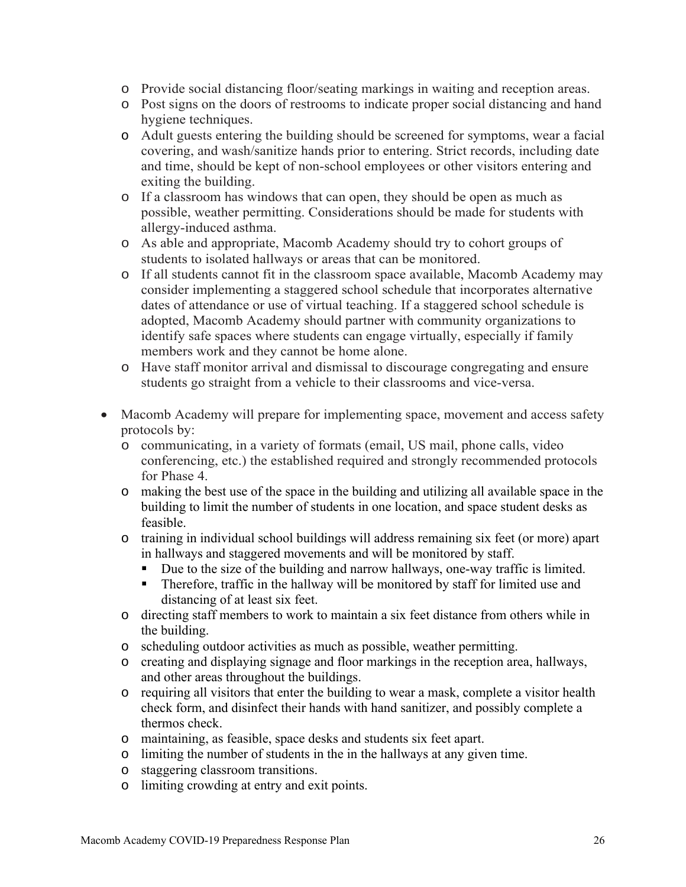- Provide social distancing floor/seating markings in waiting and reception areas.
  - Post signs on the doors of restrooms to indicate proper social distancing and hand hygiene techniques.
  - Adult guests entering the building should be screened for symptoms, wear a facial covering, and wash/sanitize hands prior to entering. Strict records, including date and time, should be kept of non-school employees or other visitors entering and exiting the building.
  - If a classroom has windows that can open, they should be open as much as possible, weather permitting. Considerations should be made for students with allergy-induced asthma.
  - As able and appropriate, Macomb Academy should try to cohort groups of students to isolated hallways or areas that can be monitored.
  - If all students cannot fit in the classroom space available, Macomb Academy may consider implementing a staggered school schedule that incorporates alternative dates of attendance or use of virtual teaching. If a staggered school schedule is adopted, Macomb Academy should partner with community organizations to identify safe spaces where students can engage virtually, especially if family members work and they cannot be home alone.
  - Have staff monitor arrival and dismissal to discourage congregating and ensure students go straight from a vehicle to their classrooms and vice-versa.

- Macomb Academy will prepare for implementing space, movement and access safety protocols by:
  - communicating, in a variety of formats (email, US mail, phone calls, video conferencing, etc.) the established required and strongly recommended protocols for Phase 4.
  - making the best use of the space in the building and utilizing all available space in the building to limit the number of students in one location, and space student desks as feasible.
  - training in individual school buildings will address remaining six feet (or more) apart in hallways and staggered movements and will be monitored by staff.
    - Due to the size of the building and narrow hallways, one-way traffic is limited.
    - Therefore, traffic in the hallway will be monitored by staff for limited use and distancing of at least six feet.
  - directing staff members to work to maintain a six feet distance from others while in the building.
  - scheduling outdoor activities as much as possible, weather permitting.
  - creating and displaying signage and floor markings in the reception area, hallways, and other areas throughout the buildings.
  - requiring all visitors that enter the building to wear a mask, complete a visitor health check form, and disinfect their hands with hand sanitizer, and possibly complete a thermos check.
  - maintaining, as feasible, space desks and students six feet apart.
  - limiting the number of students in the in the hallways at any given time.
  - staggering classroom transitions.
  - limiting crowding at entry and exit points.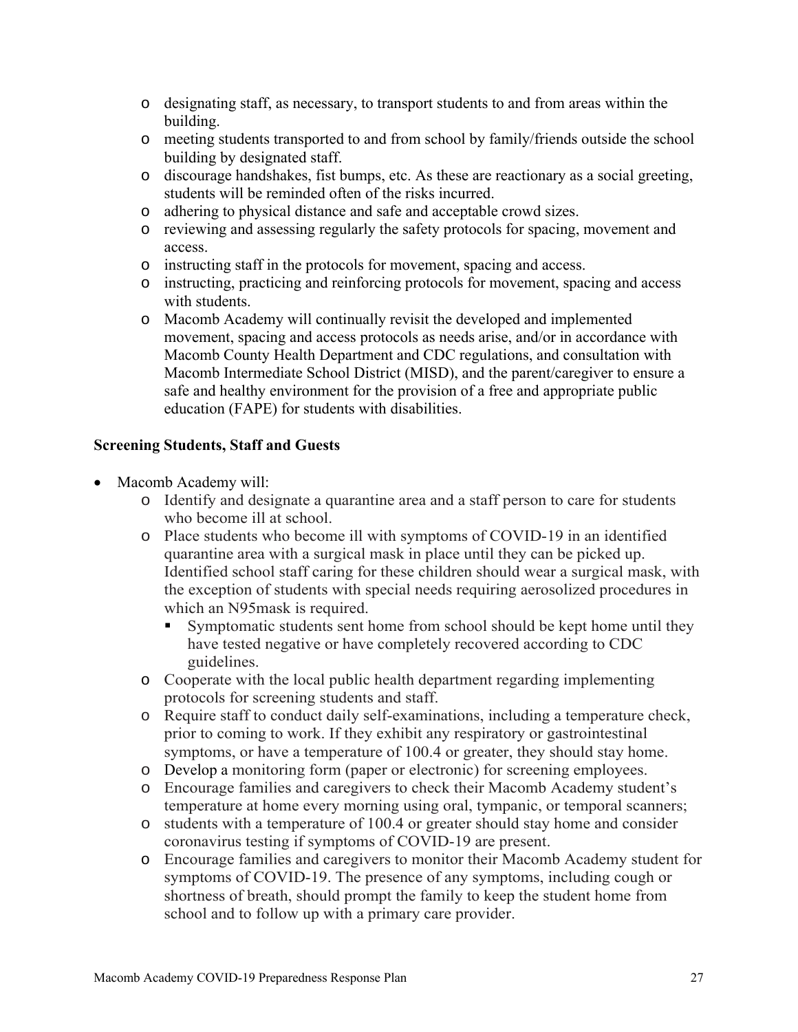- designating staff, as necessary, to transport students to and from areas within the building.
- meeting students transported to and from school by family/friends outside the school building by designated staff.
- discourage handshakes, fist bumps, etc. As these are reactionary as a social greeting, students will be reminded often of the risks incurred.
- adhering to physical distance and safe and acceptable crowd sizes.
- reviewing and assessing regularly the safety protocols for spacing, movement and access.
- instructing staff in the protocols for movement, spacing and access.
- instructing, practicing and reinforcing protocols for movement, spacing and access with students.
- Macomb Academy will continually revisit the developed and implemented movement, spacing and access protocols as needs arise, and/or in accordance with Macomb County Health Department and CDC regulations, and consultation with Macomb Intermediate School District (MISD), and the parent/caregiver to ensure a safe and healthy environment for the provision of a free and appropriate public education (FAPE) for students with disabilities.

**Screening Students, Staff and Guests**

- Macomb Academy will:
  - Identify and designate a quarantine area and a staff person to care for students who become ill at school.
  - Place students who become ill with symptoms of COVID-19 in an identified quarantine area with a surgical mask in place until they can be picked up. Identified school staff caring for these children should wear a surgical mask, with the exception of students with special needs requiring aerosolized procedures in which an N95mask is required.
    - Symptomatic students sent home from school should be kept home until they have tested negative or have completely recovered according to CDC guidelines.
  - Cooperate with the local public health department regarding implementing protocols for screening students and staff.
  - Require staff to conduct daily self-examinations, including a temperature check, prior to coming to work. If they exhibit any respiratory or gastrointestinal symptoms, or have a temperature of 100.4 or greater, they should stay home.
  - Develop a monitoring form (paper or electronic) for screening employees.
  - Encourage families and caregivers to check their Macomb Academy student's temperature at home every morning using oral, tympanic, or temporal scanners;
  - students with a temperature of 100.4 or greater should stay home and consider coronavirus testing if symptoms of COVID-19 are present.
  - Encourage families and caregivers to monitor their Macomb Academy student for symptoms of COVID-19. The presence of any symptoms, including cough or shortness of breath, should prompt the family to keep the student home from school and to follow up with a primary care provider.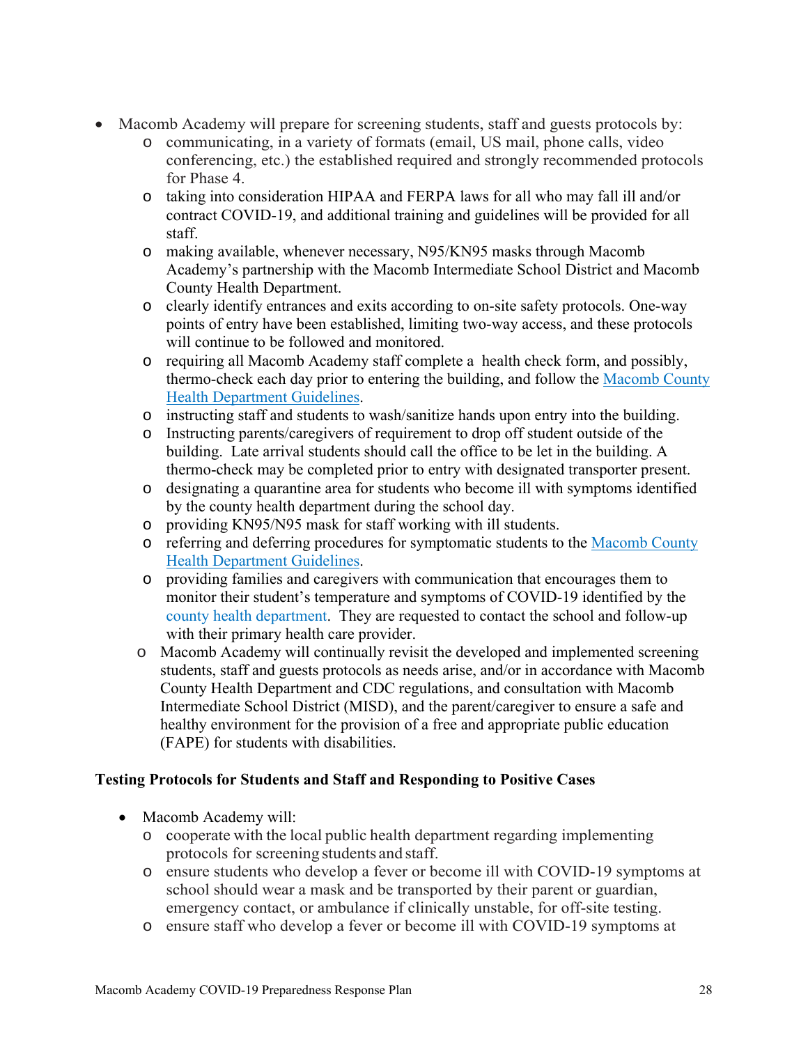- Macomb Academy will prepare for screening students, staff and guests protocols by:
  - communicating, in a variety of formats (email, US mail, phone calls, video conferencing, etc.) the established required and strongly recommended protocols for Phase 4.
  - taking into consideration HIPAA and FERPA laws for all who may fall ill and/or contract COVID-19, and additional training and guidelines will be provided for all staff.
  - making available, whenever necessary, N95/KN95 masks through Macomb Academy's partnership with the Macomb Intermediate School District and Macomb County Health Department.
  - clearly identify entrances and exits according to on-site safety protocols. One-way points of entry have been established, limiting two-way access, and these protocols will continue to be followed and monitored.
  - requiring all Macomb Academy staff complete a health check form, and possibly, thermo-check each day prior to entering the building, and follow the Macomb County Health Department Guidelines.
  - instructing staff and students to wash/sanitize hands upon entry into the building.
  - Instructing parents/caregivers of requirement to drop off student outside of the building. Late arrival students should call the office to be let in the building. A thermo-check may be completed prior to entry with designated transporter present.
  - designating a quarantine area for students who become ill with symptoms identified by the county health department during the school day.
  - providing KN95/N95 mask for staff working with ill students.
  - referring and deferring procedures for symptomatic students to the Macomb County Health Department Guidelines.
  - providing families and caregivers with communication that encourages them to monitor their student's temperature and symptoms of COVID-19 identified by the county health department. They are requested to contact the school and follow-up with their primary health care provider.
  - Macomb Academy will continually revisit the developed and implemented screening students, staff and guests protocols as needs arise, and/or in accordance with Macomb County Health Department and CDC regulations, and consultation with Macomb Intermediate School District (MISD), and the parent/caregiver to ensure a safe and healthy environment for the provision of a free and appropriate public education (FAPE) for students with disabilities.

**Testing Protocols for Students and Staff and Responding to Positive Cases**

- Macomb Academy will:
  - cooperate with the local public health department regarding implementing protocols for screening students and staff.
  - ensure students who develop a fever or become ill with COVID-19 symptoms at school should wear a mask and be transported by their parent or guardian, emergency contact, or ambulance if clinically unstable, for off-site testing.
  - ensure staff who develop a fever or become ill with COVID-19 symptoms at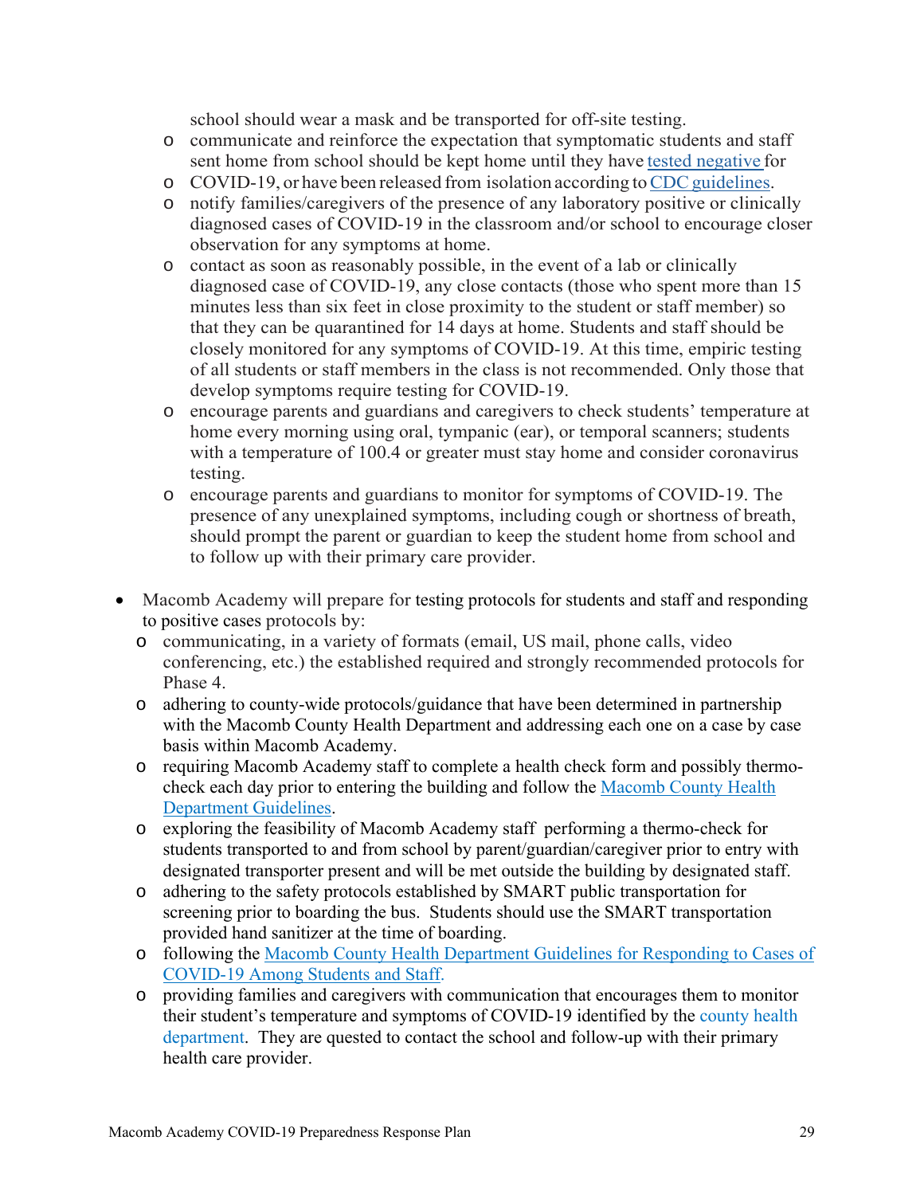school should wear a mask and be transported for off-site testing.

  - communicate and reinforce the expectation that symptomatic students and staff sent home from school should be kept home until they have [tested negative](#) for
  - COVID-19, or have been released from isolation according to [CDC guidelines](#).
  - notify families/caregivers of the presence of any laboratory positive or clinically diagnosed cases of COVID-19 in the classroom and/or school to encourage closer observation for any symptoms at home.
  - contact as soon as reasonably possible, in the event of a lab or clinically diagnosed case of COVID-19, any close contacts (those who spent more than 15 minutes less than six feet in close proximity to the student or staff member) so that they can be quarantined for 14 days at home. Students and staff should be closely monitored for any symptoms of COVID-19. At this time, empiric testing of all students or staff members in the class is not recommended. Only those that develop symptoms require testing for COVID-19.
  - encourage parents and guardians and caregivers to check students' temperature at home every morning using oral, tympanic (ear), or temporal scanners; students with a temperature of 100.4 or greater must stay home and consider coronavirus testing.
  - encourage parents and guardians to monitor for symptoms of COVID-19. The presence of any unexplained symptoms, including cough or shortness of breath, should prompt the parent or guardian to keep the student home from school and to follow up with their primary care provider.

- Macomb Academy will prepare for testing protocols for students and staff and responding to positive cases protocols by:
  - communicating, in a variety of formats (email, US mail, phone calls, video conferencing, etc.) the established required and strongly recommended protocols for Phase 4.
  - adhering to county-wide protocols/guidance that have been determined in partnership with the Macomb County Health Department and addressing each one on a case by case basis within Macomb Academy.
  - requiring Macomb Academy staff to complete a health check form and possibly thermo-check each day prior to entering the building and follow the [Macomb County Health Department Guidelines](#).
  - exploring the feasibility of Macomb Academy staff performing a thermo-check for students transported to and from school by parent/guardian/caregiver prior to entry with designated transporter present and will be met outside the building by designated staff.
  - adhering to the safety protocols established by SMART public transportation for screening prior to boarding the bus. Students should use the SMART transportation provided hand sanitizer at the time of boarding.
  - following the [Macomb County Health Department Guidelines for Responding to Cases of COVID-19 Among Students and Staff.](#)
  - providing families and caregivers with communication that encourages them to monitor their student's temperature and symptoms of COVID-19 identified by the [county health department](#). They are quested to contact the school and follow-up with their primary health care provider.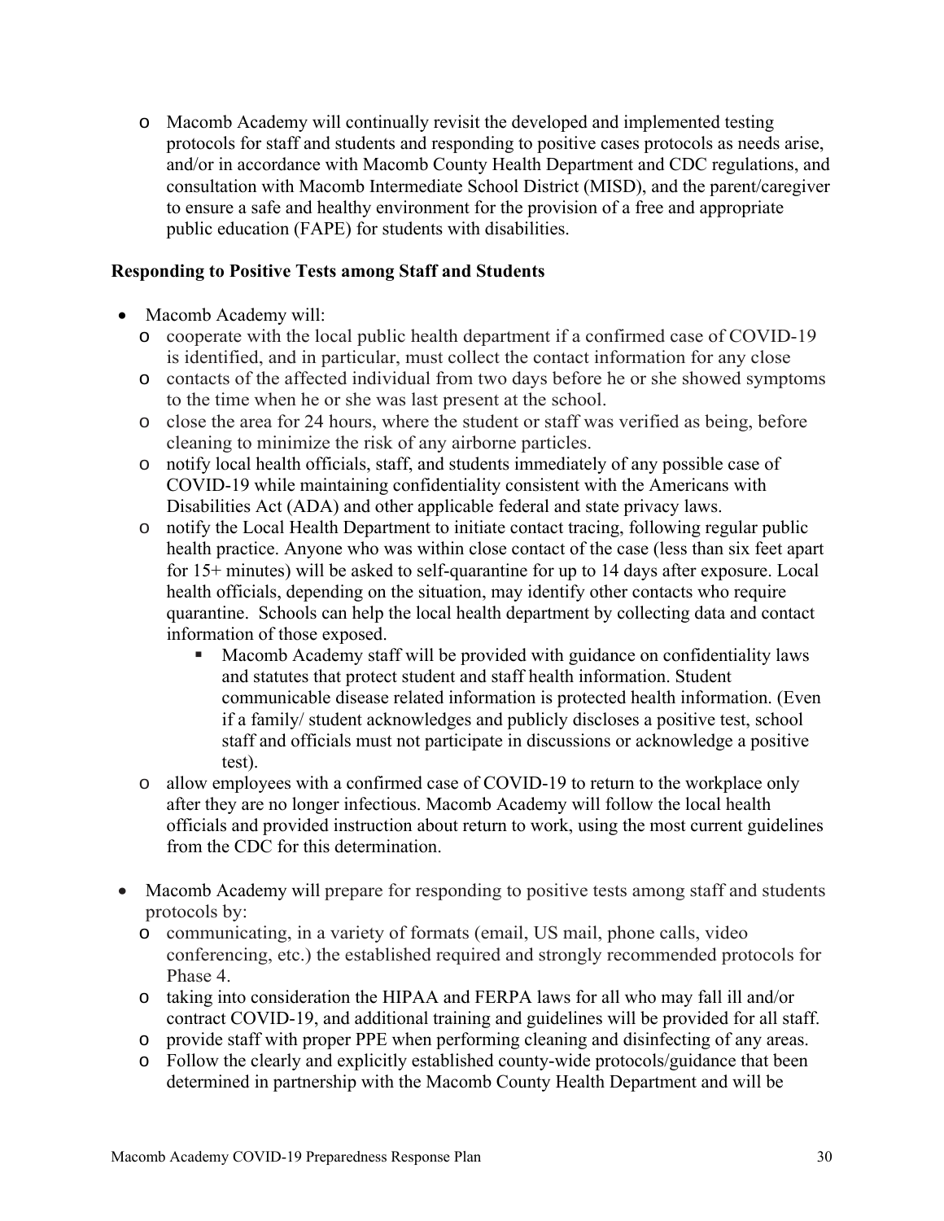- Macomb Academy will continually revisit the developed and implemented testing protocols for staff and students and responding to positive cases protocols as needs arise, and/or in accordance with Macomb County Health Department and CDC regulations, and consultation with Macomb Intermediate School District (MISD), and the parent/caregiver to ensure a safe and healthy environment for the provision of a free and appropriate public education (FAPE) for students with disabilities.

**Responding to Positive Tests among Staff and Students**

- Macomb Academy will:
  - cooperate with the local public health department if a confirmed case of COVID-19 is identified, and in particular, must collect the contact information for any close
  - contacts of the affected individual from two days before he or she showed symptoms to the time when he or she was last present at the school.
  - close the area for 24 hours, where the student or staff was verified as being, before cleaning to minimize the risk of any airborne particles.
  - notify local health officials, staff, and students immediately of any possible case of COVID-19 while maintaining confidentiality consistent with the Americans with Disabilities Act (ADA) and other applicable federal and state privacy laws.
  - notify the Local Health Department to initiate contact tracing, following regular public health practice. Anyone who was within close contact of the case (less than six feet apart for 15+ minutes) will be asked to self-quarantine for up to 14 days after exposure. Local health officials, depending on the situation, may identify other contacts who require quarantine. Schools can help the local health department by collecting data and contact information of those exposed.
    - Macomb Academy staff will be provided with guidance on confidentiality laws and statutes that protect student and staff health information. Student communicable disease related information is protected health information. (Even if a family/ student acknowledges and publicly discloses a positive test, school staff and officials must not participate in discussions or acknowledge a positive test).
  - allow employees with a confirmed case of COVID-19 to return to the workplace only after they are no longer infectious. Macomb Academy will follow the local health officials and provided instruction about return to work, using the most current guidelines from the CDC for this determination.

- Macomb Academy will prepare for responding to positive tests among staff and students protocols by:
  - communicating, in a variety of formats (email, US mail, phone calls, video conferencing, etc.) the established required and strongly recommended protocols for Phase 4.
  - taking into consideration the HIPAA and FERPA laws for all who may fall ill and/or contract COVID-19, and additional training and guidelines will be provided for all staff.
  - provide staff with proper PPE when performing cleaning and disinfecting of any areas.
  - Follow the clearly and explicitly established county-wide protocols/guidance that been determined in partnership with the Macomb County Health Department and will be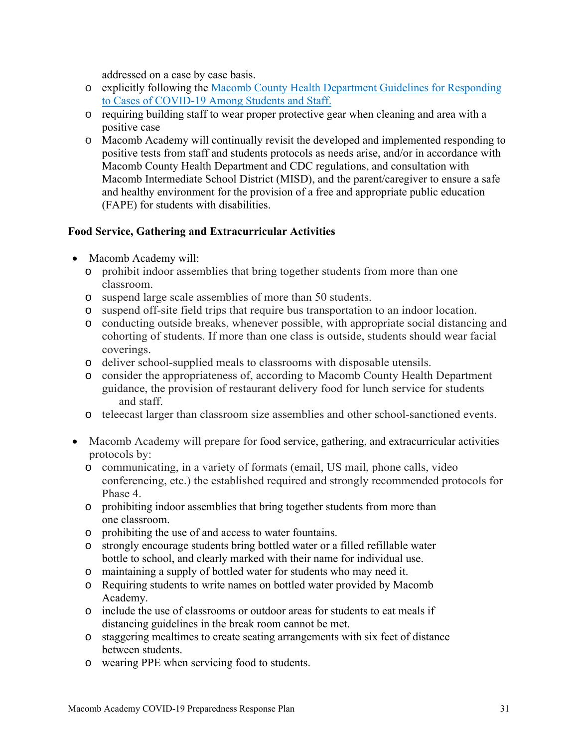addressed on a case by case basis.
    - explicitly following the [Macomb County Health Department Guidelines for Responding to Cases of COVID-19 Among Students and Staff.]()
    - requiring building staff to wear proper protective gear when cleaning and area with a positive case
    - Macomb Academy will continually revisit the developed and implemented responding to positive tests from staff and students protocols as needs arise, and/or in accordance with Macomb County Health Department and CDC regulations, and consultation with Macomb Intermediate School District (MISD), and the parent/caregiver to ensure a safe and healthy environment for the provision of a free and appropriate public education (FAPE) for students with disabilities.

**Food Service, Gathering and Extracurricular Activities**

- Macomb Academy will:
    - prohibit indoor assemblies that bring together students from more than one classroom.
    - suspend large scale assemblies of more than 50 students.
    - suspend off-site field trips that require bus transportation to an indoor location.
    - conducting outside breaks, whenever possible, with appropriate social distancing and cohorting of students. If more than one class is outside, students should wear facial coverings.
    - deliver school-supplied meals to classrooms with disposable utensils.
    - consider the appropriateness of, according to Macomb County Health Department guidance, the provision of restaurant delivery food for lunch service for students and staff.
    - teleecast larger than classroom size assemblies and other school-sanctioned events.

- Macomb Academy will prepare for food service, gathering, and extracurricular activities protocols by:
    - communicating, in a variety of formats (email, US mail, phone calls, video conferencing, etc.) the established required and strongly recommended protocols for Phase 4.
    - prohibiting indoor assemblies that bring together students from more than one classroom.
    - prohibiting the use of and access to water fountains.
    - strongly encourage students bring bottled water or a filled refillable water bottle to school, and clearly marked with their name for individual use.
    - maintaining a supply of bottled water for students who may need it.
    - Requiring students to write names on bottled water provided by Macomb Academy.
    - include the use of classrooms or outdoor areas for students to eat meals if distancing guidelines in the break room cannot be met.
    - staggering mealtimes to create seating arrangements with six feet of distance between students.
    - wearing PPE when servicing food to students.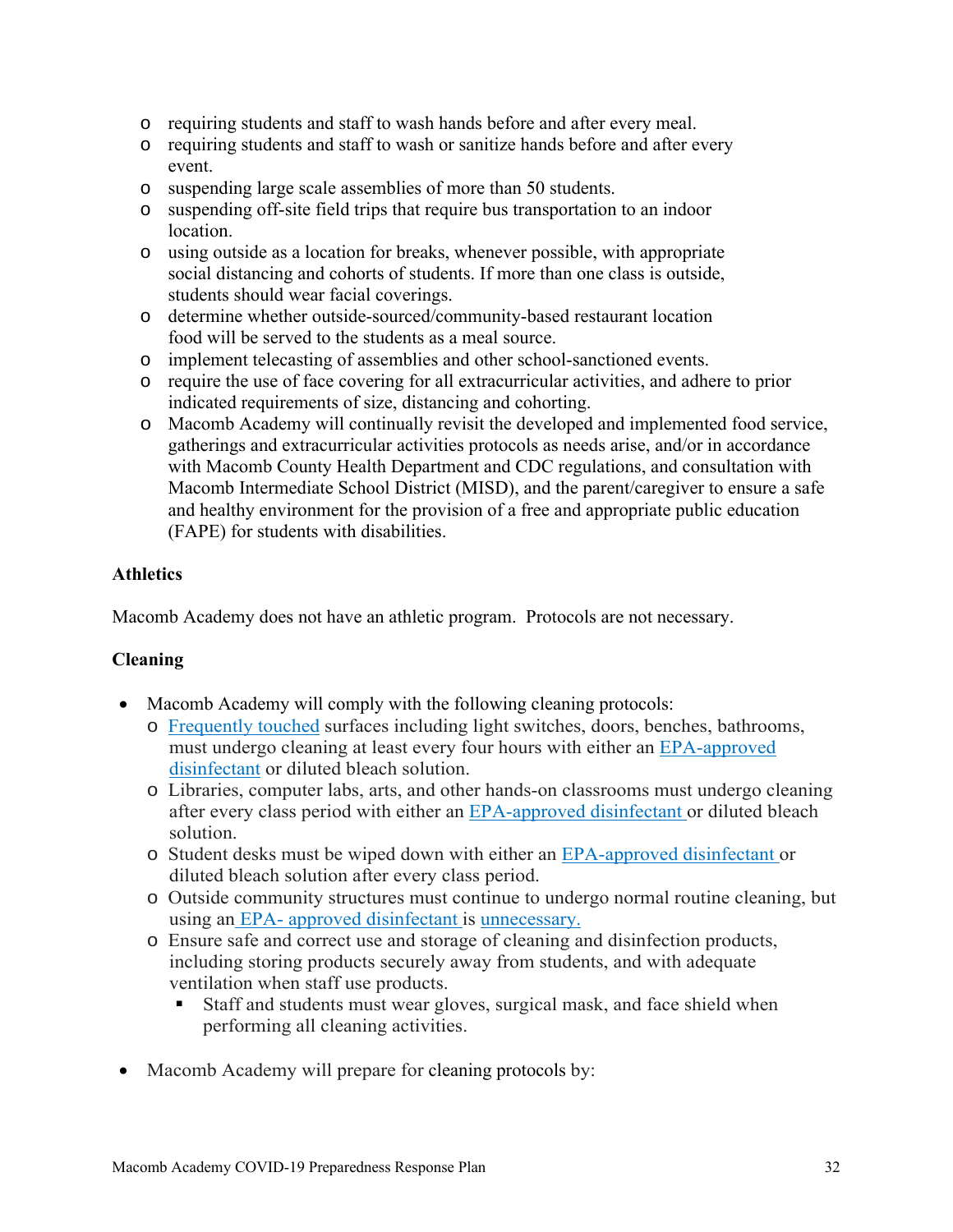- requiring students and staff to wash hands before and after every meal.
- requiring students and staff to wash or sanitize hands before and after every event.
- suspending large scale assemblies of more than 50 students.
- suspending off-site field trips that require bus transportation to an indoor location.
- using outside as a location for breaks, whenever possible, with appropriate social distancing and cohorts of students. If more than one class is outside, students should wear facial coverings.
- determine whether outside-sourced/community-based restaurant location food will be served to the students as a meal source.
- implement telecasting of assemblies and other school-sanctioned events.
- require the use of face covering for all extracurricular activities, and adhere to prior indicated requirements of size, distancing and cohorting.
- Macomb Academy will continually revisit the developed and implemented food service, gatherings and extracurricular activities protocols as needs arise, and/or in accordance with Macomb County Health Department and CDC regulations, and consultation with Macomb Intermediate School District (MISD), and the parent/caregiver to ensure a safe and healthy environment for the provision of a free and appropriate public education (FAPE) for students with disabilities.

**Athletics**

Macomb Academy does not have an athletic program. Protocols are not necessary.

**Cleaning**

- Macomb Academy will comply with the following cleaning protocols:
  - Frequently touched surfaces including light switches, doors, benches, bathrooms, must undergo cleaning at least every four hours with either an EPA-approved disinfectant or diluted bleach solution.
  - Libraries, computer labs, arts, and other hands-on classrooms must undergo cleaning after every class period with either an EPA-approved disinfectant or diluted bleach solution.
  - Student desks must be wiped down with either an EPA-approved disinfectant or diluted bleach solution after every class period.
  - Outside community structures must continue to undergo normal routine cleaning, but using an EPA- approved disinfectant is unnecessary.
  - Ensure safe and correct use and storage of cleaning and disinfection products, including storing products securely away from students, and with adequate ventilation when staff use products.
    - Staff and students must wear gloves, surgical mask, and face shield when performing all cleaning activities.

- Macomb Academy will prepare for cleaning protocols by: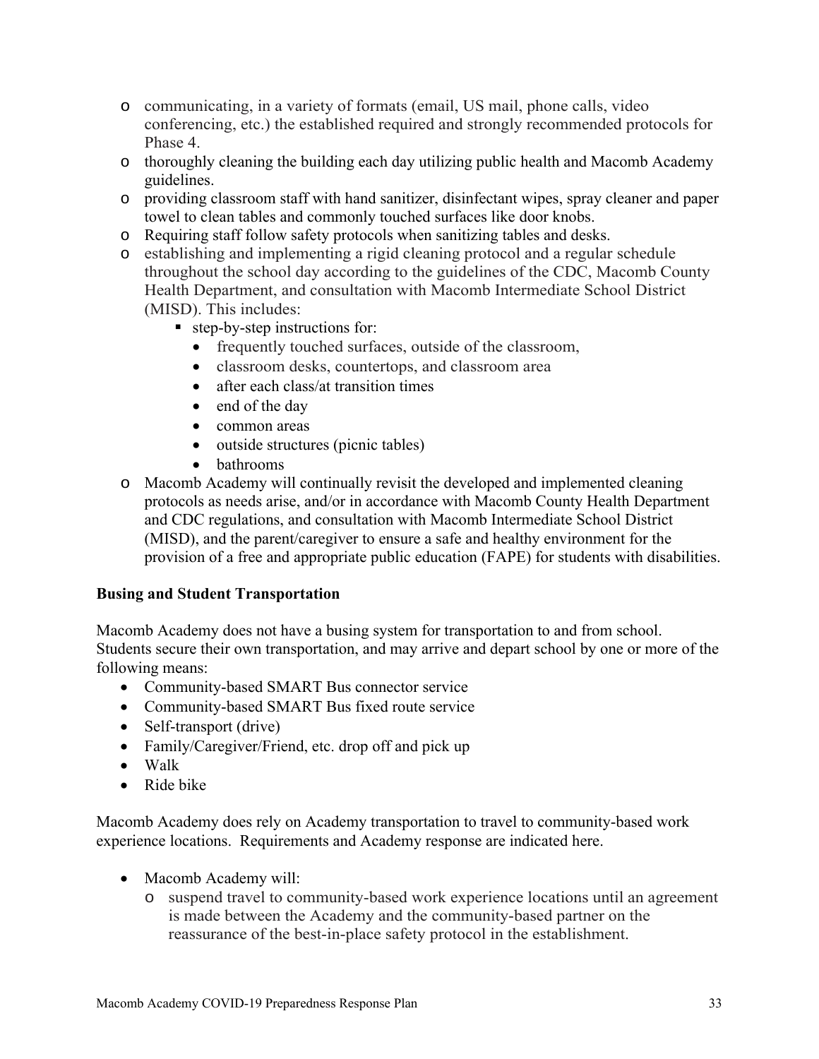- communicating, in a variety of formats (email, US mail, phone calls, video conferencing, etc.) the established required and strongly recommended protocols for Phase 4.
- thoroughly cleaning the building each day utilizing public health and Macomb Academy guidelines.
- providing classroom staff with hand sanitizer, disinfectant wipes, spray cleaner and paper towel to clean tables and commonly touched surfaces like door knobs.
- Requiring staff follow safety protocols when sanitizing tables and desks.
- establishing and implementing a rigid cleaning protocol and a regular schedule throughout the school day according to the guidelines of the CDC, Macomb County Health Department, and consultation with Macomb Intermediate School District (MISD). This includes:
  - step-by-step instructions for:
    - frequently touched surfaces, outside of the classroom,
    - classroom desks, countertops, and classroom area
    - after each class/at transition times
    - end of the day
    - common areas
    - outside structures (picnic tables)
    - bathrooms
- Macomb Academy will continually revisit the developed and implemented cleaning protocols as needs arise, and/or in accordance with Macomb County Health Department and CDC regulations, and consultation with Macomb Intermediate School District (MISD), and the parent/caregiver to ensure a safe and healthy environment for the provision of a free and appropriate public education (FAPE) for students with disabilities.

**Busing and Student Transportation**

Macomb Academy does not have a busing system for transportation to and from school. Students secure their own transportation, and may arrive and depart school by one or more of the following means:

- Community-based SMART Bus connector service
- Community-based SMART Bus fixed route service
- Self-transport (drive)
- Family/Caregiver/Friend, etc. drop off and pick up
- Walk
- Ride bike

Macomb Academy does rely on Academy transportation to travel to community-based work experience locations. Requirements and Academy response are indicated here.

- Macomb Academy will:
  - suspend travel to community-based work experience locations until an agreement is made between the Academy and the community-based partner on the reassurance of the best-in-place safety protocol in the establishment.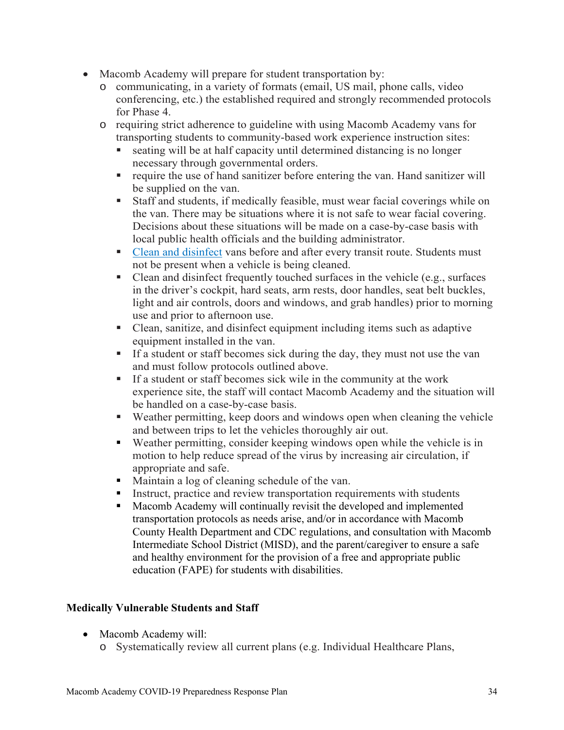- Macomb Academy will prepare for student transportation by:
  - communicating, in a variety of formats (email, US mail, phone calls, video conferencing, etc.) the established required and strongly recommended protocols for Phase 4.
  - requiring strict adherence to guideline with using Macomb Academy vans for transporting students to community-based work experience instruction sites:
    - seating will be at half capacity until determined distancing is no longer necessary through governmental orders.
    - require the use of hand sanitizer before entering the van. Hand sanitizer will be supplied on the van.
    - Staff and students, if medically feasible, must wear facial coverings while on the van. There may be situations where it is not safe to wear facial covering. Decisions about these situations will be made on a case-by-case basis with local public health officials and the building administrator.
    - Clean and disinfect vans before and after every transit route. Students must not be present when a vehicle is being cleaned.
    - Clean and disinfect frequently touched surfaces in the vehicle (e.g., surfaces in the driver's cockpit, hard seats, arm rests, door handles, seat belt buckles, light and air controls, doors and windows, and grab handles) prior to morning use and prior to afternoon use.
    - Clean, sanitize, and disinfect equipment including items such as adaptive equipment installed in the van.
    - If a student or staff becomes sick during the day, they must not use the van and must follow protocols outlined above.
    - If a student or staff becomes sick wile in the community at the work experience site, the staff will contact Macomb Academy and the situation will be handled on a case-by-case basis.
    - Weather permitting, keep doors and windows open when cleaning the vehicle and between trips to let the vehicles thoroughly air out.
    - Weather permitting, consider keeping windows open while the vehicle is in motion to help reduce spread of the virus by increasing air circulation, if appropriate and safe.
    - Maintain a log of cleaning schedule of the van.
    - Instruct, practice and review transportation requirements with students
    - Macomb Academy will continually revisit the developed and implemented transportation protocols as needs arise, and/or in accordance with Macomb County Health Department and CDC regulations, and consultation with Macomb Intermediate School District (MISD), and the parent/caregiver to ensure a safe and healthy environment for the provision of a free and appropriate public education (FAPE) for students with disabilities.

**Medically Vulnerable Students and Staff**

- Macomb Academy will:
  - Systematically review all current plans (e.g. Individual Healthcare Plans,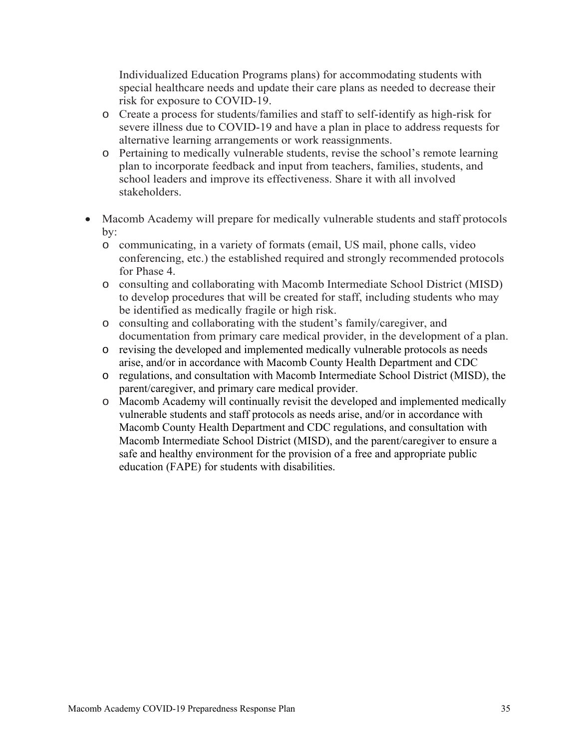Individualized Education Programs plans) for accommodating students with special healthcare needs and update their care plans as needed to decrease their risk for exposure to COVID-19.
  - Create a process for students/families and staff to self-identify as high-risk for severe illness due to COVID-19 and have a plan in place to address requests for alternative learning arrangements or work reassignments.
  - Pertaining to medically vulnerable students, revise the school's remote learning plan to incorporate feedback and input from teachers, families, students, and school leaders and improve its effectiveness. Share it with all involved stakeholders.

- Macomb Academy will prepare for medically vulnerable students and staff protocols by:
  - communicating, in a variety of formats (email, US mail, phone calls, video conferencing, etc.) the established required and strongly recommended protocols for Phase 4.
  - consulting and collaborating with Macomb Intermediate School District (MISD) to develop procedures that will be created for staff, including students who may be identified as medically fragile or high risk.
  - consulting and collaborating with the student's family/caregiver, and documentation from primary care medical provider, in the development of a plan.
  - revising the developed and implemented medically vulnerable protocols as needs arise, and/or in accordance with Macomb County Health Department and CDC
  - regulations, and consultation with Macomb Intermediate School District (MISD), the parent/caregiver, and primary care medical provider.
  - Macomb Academy will continually revisit the developed and implemented medically vulnerable students and staff protocols as needs arise, and/or in accordance with Macomb County Health Department and CDC regulations, and consultation with Macomb Intermediate School District (MISD), and the parent/caregiver to ensure a safe and healthy environment for the provision of a free and appropriate public education (FAPE) for students with disabilities.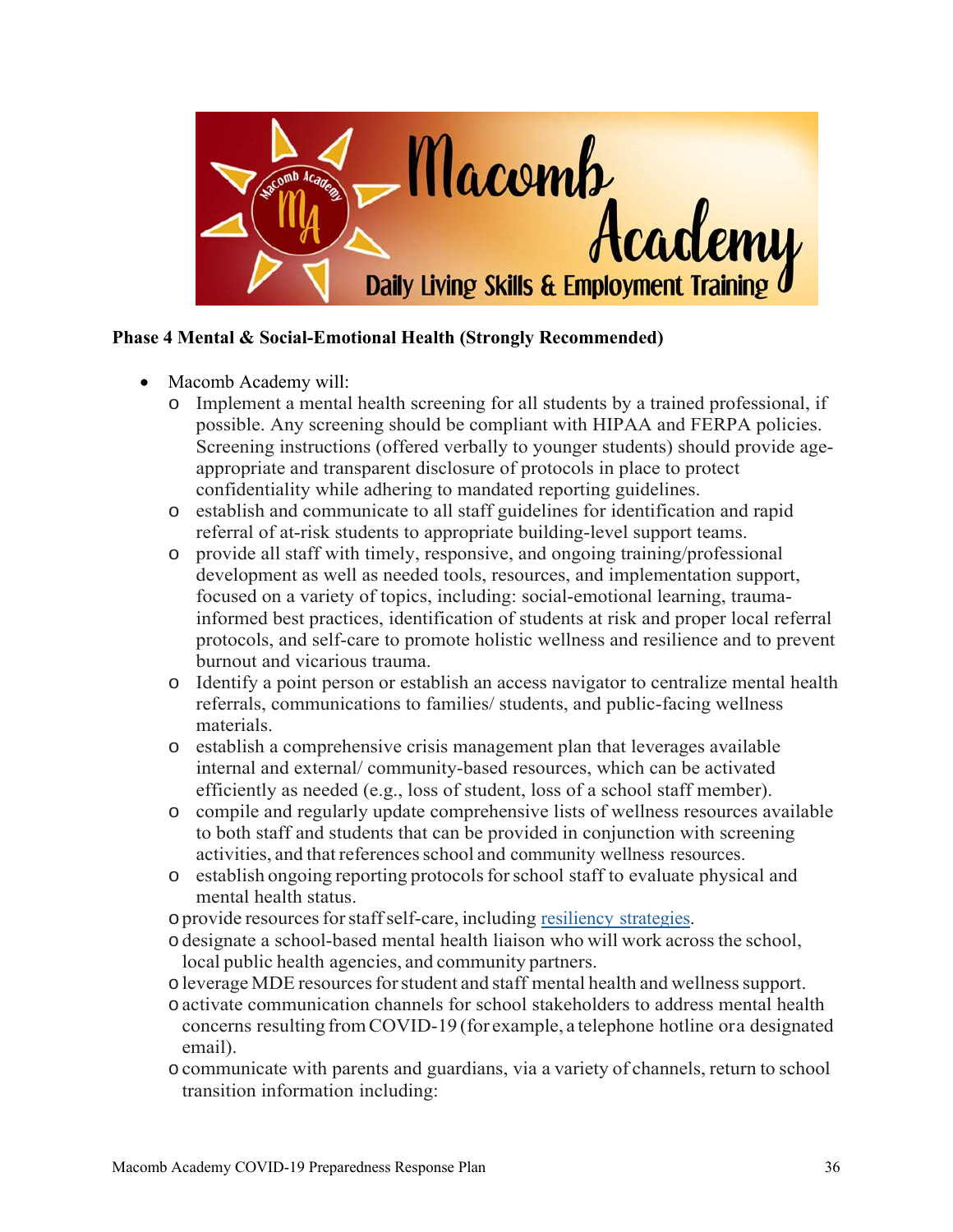**Phase 4 Mental & Social-Emotional Health (Strongly Recommended)**

- Macomb Academy will:
  - Implement a mental health screening for all students by a trained professional, if possible. Any screening should be compliant with HIPAA and FERPA policies. Screening instructions (offered verbally to younger students) should provide age-appropriate and transparent disclosure of protocols in place to protect confidentiality while adhering to mandated reporting guidelines.
  - establish and communicate to all staff guidelines for identification and rapid referral of at-risk students to appropriate building-level support teams.
  - provide all staff with timely, responsive, and ongoing training/professional development as well as needed tools, resources, and implementation support, focused on a variety of topics, including: social-emotional learning, trauma-informed best practices, identification of students at risk and proper local referral protocols, and self-care to promote holistic wellness and resilience and to prevent burnout and vicarious trauma.
  - Identify a point person or establish an access navigator to centralize mental health referrals, communications to families/ students, and public-facing wellness materials.
  - establish a comprehensive crisis management plan that leverages available internal and external/ community-based resources, which can be activated efficiently as needed (e.g., loss of student, loss of a school staff member).
  - compile and regularly update comprehensive lists of wellness resources available to both staff and students that can be provided in conjunction with screening activities, and that references school and community wellness resources.
  - establish ongoing reporting protocols for school staff to evaluate physical and mental health status.
  - provide resources for staff self-care, including resiliency strategies.
  - designate a school-based mental health liaison who will work across the school, local public health agencies, and community partners.
  - leverage MDE resources for student and staff mental health and wellness support.
  - activate communication channels for school stakeholders to address mental health concerns resulting from COVID-19 (for example, a telephone hotline or a designated email).
  - communicate with parents and guardians, via a variety of channels, return to school transition information including: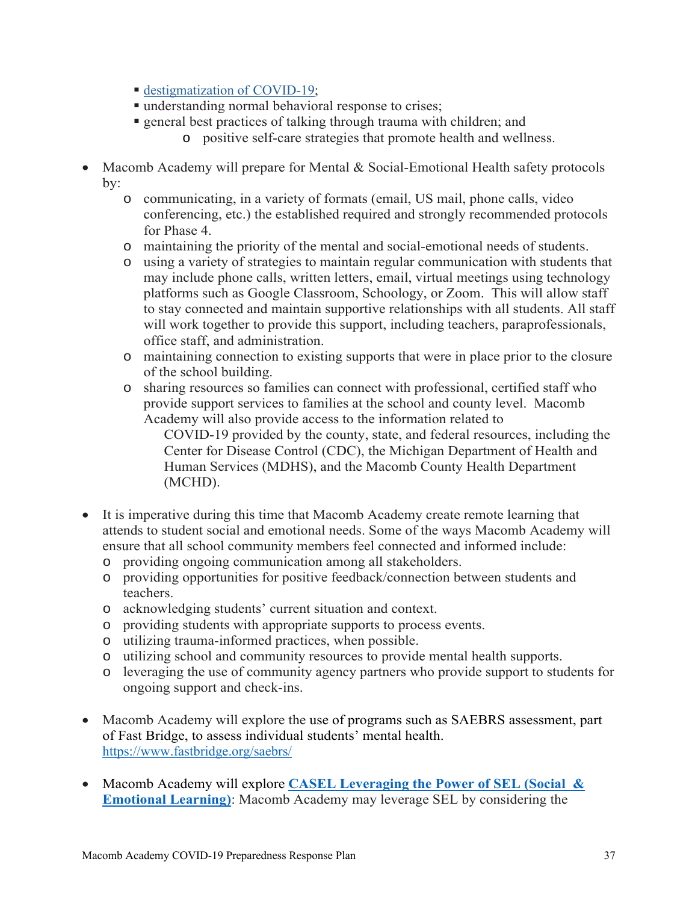- [destigmatization of COVID-19](#);
   - understanding normal behavioral response to crises;
   - general best practices of talking through trauma with children; and
     - positive self-care strategies that promote health and wellness.

- Macomb Academy will prepare for Mental & Social-Emotional Health safety protocols by:
  - communicating, in a variety of formats (email, US mail, phone calls, video conferencing, etc.) the established required and strongly recommended protocols for Phase 4.
  - maintaining the priority of the mental and social-emotional needs of students.
  - using a variety of strategies to maintain regular communication with students that may include phone calls, written letters, email, virtual meetings using technology platforms such as Google Classroom, Schoology, or Zoom. This will allow staff to stay connected and maintain supportive relationships with all students. All staff will work together to provide this support, including teachers, paraprofessionals, office staff, and administration.
  - maintaining connection to existing supports that were in place prior to the closure of the school building.
  - sharing resources so families can connect with professional, certified staff who provide support services to families at the school and county level. Macomb Academy will also provide access to the information related to COVID-19 provided by the county, state, and federal resources, including the Center for Disease Control (CDC), the Michigan Department of Health and Human Services (MDHS), and the Macomb County Health Department (MCHD).

- It is imperative during this time that Macomb Academy create remote learning that attends to student social and emotional needs. Some of the ways Macomb Academy will ensure that all school community members feel connected and informed include:
  - providing ongoing communication among all stakeholders.
  - providing opportunities for positive feedback/connection between students and teachers.
  - acknowledging students' current situation and context.
  - providing students with appropriate supports to process events.
  - utilizing trauma-informed practices, when possible.
  - utilizing school and community resources to provide mental health supports.
  - leveraging the use of community agency partners who provide support to students for ongoing support and check-ins.

- Macomb Academy will explore the use of programs such as SAEBRS assessment, part of Fast Bridge, to assess individual students' mental health. https://www.fastbridge.org/saebrs/

- Macomb Academy will explore **CASEL Leveraging the Power of SEL (Social & Emotional Learning)**: Macomb Academy may leverage SEL by considering the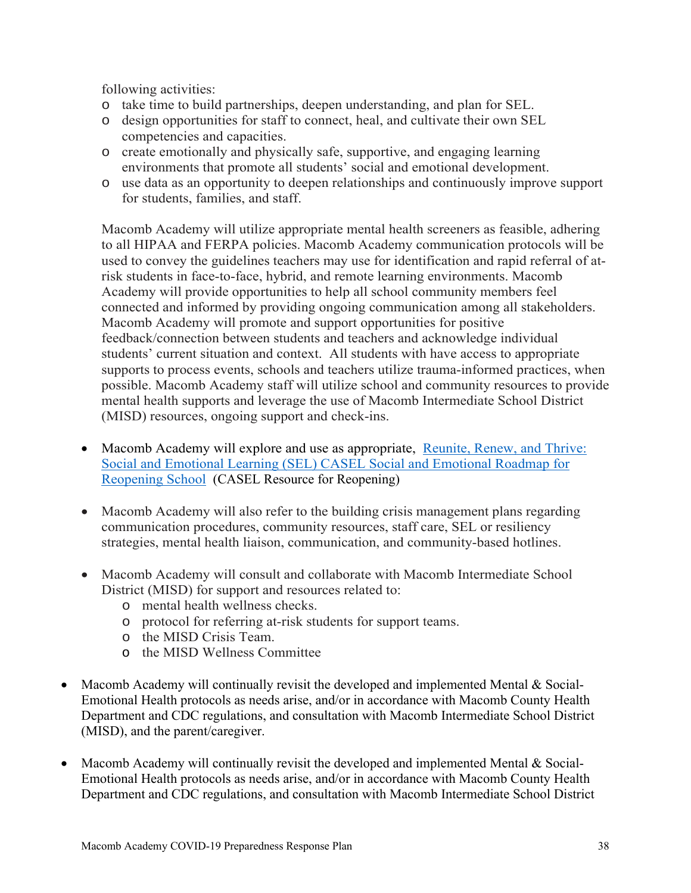following activities:

- take time to build partnerships, deepen understanding, and plan for SEL.
- design opportunities for staff to connect, heal, and cultivate their own SEL competencies and capacities.
- create emotionally and physically safe, supportive, and engaging learning environments that promote all students' social and emotional development.
- use data as an opportunity to deepen relationships and continuously improve support for students, families, and staff.

Macomb Academy will utilize appropriate mental health screeners as feasible, adhering to all HIPAA and FERPA policies. Macomb Academy communication protocols will be used to convey the guidelines teachers may use for identification and rapid referral of at-risk students in face-to-face, hybrid, and remote learning environments. Macomb Academy will provide opportunities to help all school community members feel connected and informed by providing ongoing communication among all stakeholders. Macomb Academy will promote and support opportunities for positive feedback/connection between students and teachers and acknowledge individual students' current situation and context. All students with have access to appropriate supports to process events, schools and teachers utilize trauma-informed practices, when possible. Macomb Academy staff will utilize school and community resources to provide mental health supports and leverage the use of Macomb Intermediate School District (MISD) resources, ongoing support and check-ins.

- Macomb Academy will explore and use as appropriate, Reunite, Renew, and Thrive: Social and Emotional Learning (SEL) CASEL Social and Emotional Roadmap for Reopening School (CASEL Resource for Reopening)

- Macomb Academy will also refer to the building crisis management plans regarding communication procedures, community resources, staff care, SEL or resiliency strategies, mental health liaison, communication, and community-based hotlines.

- Macomb Academy will consult and collaborate with Macomb Intermediate School District (MISD) for support and resources related to:
  - mental health wellness checks.
  - protocol for referring at-risk students for support teams.
  - the MISD Crisis Team.
  - the MISD Wellness Committee

- Macomb Academy will continually revisit the developed and implemented Mental & Social-Emotional Health protocols as needs arise, and/or in accordance with Macomb County Health Department and CDC regulations, and consultation with Macomb Intermediate School District (MISD), and the parent/caregiver.

- Macomb Academy will continually revisit the developed and implemented Mental & Social-Emotional Health protocols as needs arise, and/or in accordance with Macomb County Health Department and CDC regulations, and consultation with Macomb Intermediate School District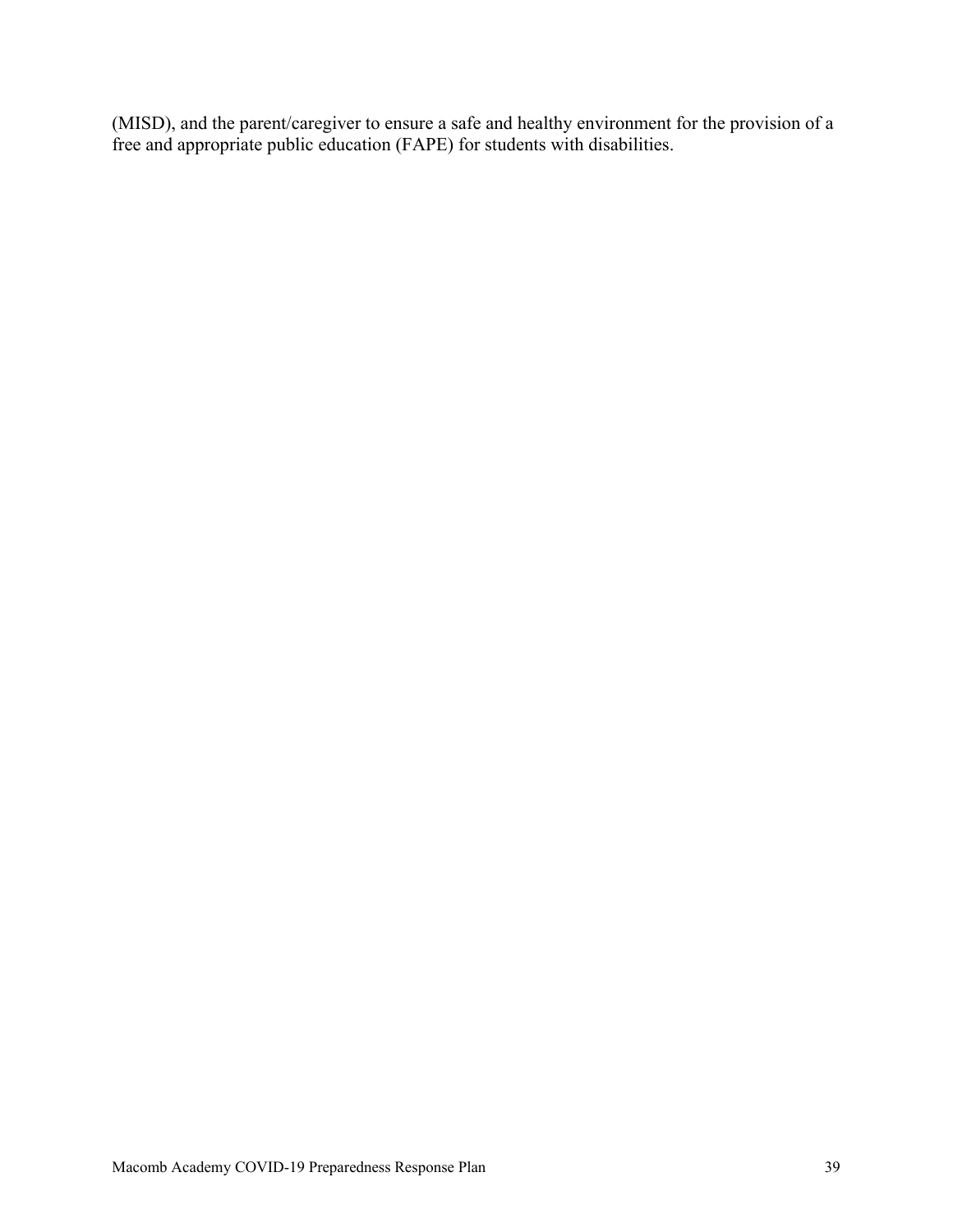(MISD), and the parent/caregiver to ensure a safe and healthy environment for the provision of a free and appropriate public education (FAPE) for students with disabilities.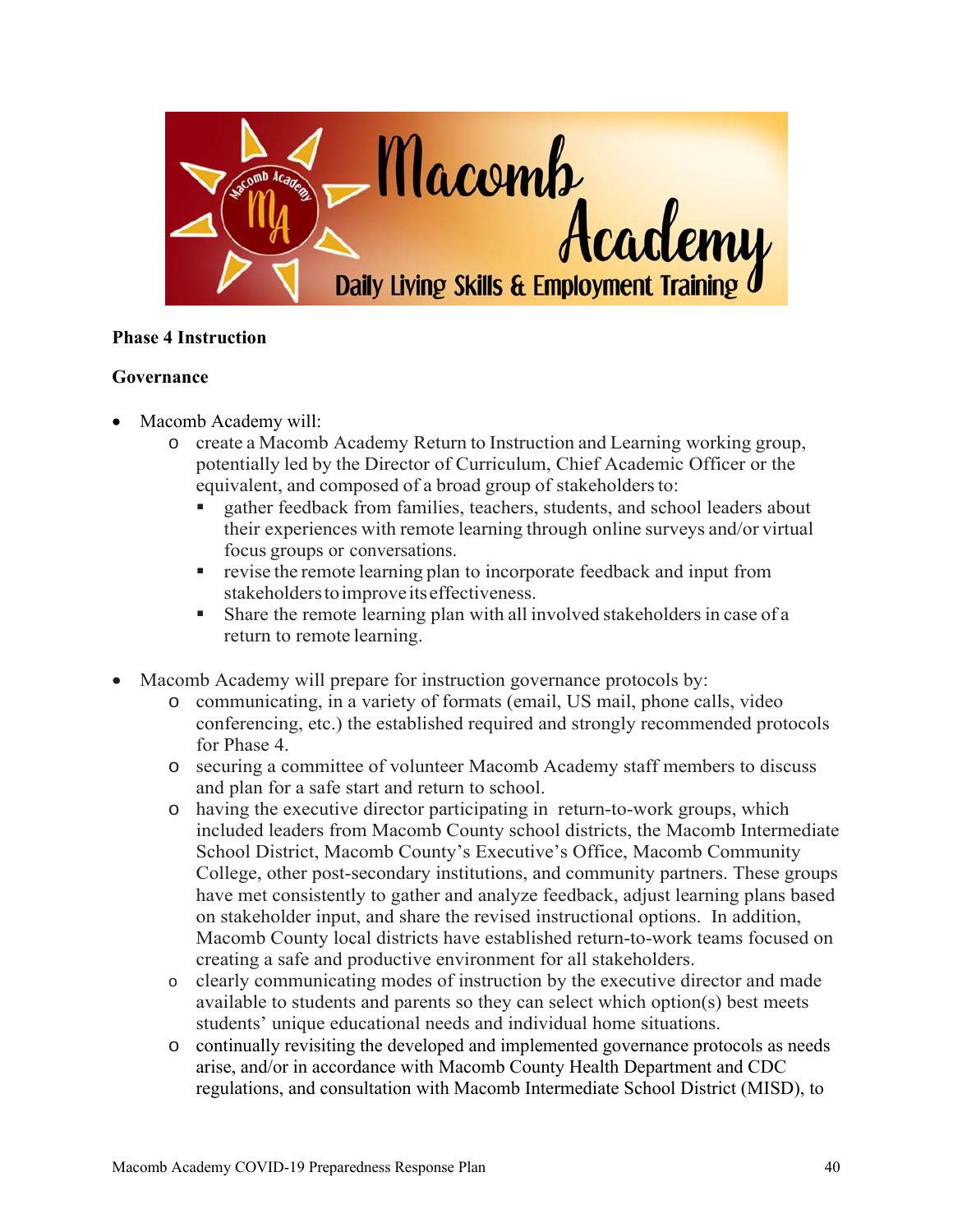**Phase 4 Instruction**

**Governance**

- Macomb Academy will:
  - create a Macomb Academy Return to Instruction and Learning working group, potentially led by the Director of Curriculum, Chief Academic Officer or the equivalent, and composed of a broad group of stakeholders to:
    - gather feedback from families, teachers, students, and school leaders about their experiences with remote learning through online surveys and/or virtual focus groups or conversations.
    - revise the remote learning plan to incorporate feedback and input from stakeholders to improve its effectiveness.
    - Share the remote learning plan with all involved stakeholders in case of a return to remote learning.

- Macomb Academy will prepare for instruction governance protocols by:
  - communicating, in a variety of formats (email, US mail, phone calls, video conferencing, etc.) the established required and strongly recommended protocols for Phase 4.
  - securing a committee of volunteer Macomb Academy staff members to discuss and plan for a safe start and return to school.
  - having the executive director participating in return-to-work groups, which included leaders from Macomb County school districts, the Macomb Intermediate School District, Macomb County's Executive's Office, Macomb Community College, other post-secondary institutions, and community partners. These groups have met consistently to gather and analyze feedback, adjust learning plans based on stakeholder input, and share the revised instructional options. In addition, Macomb County local districts have established return-to-work teams focused on creating a safe and productive environment for all stakeholders.
  - clearly communicating modes of instruction by the executive director and made available to students and parents so they can select which option(s) best meets students' unique educational needs and individual home situations.
  - continually revisiting the developed and implemented governance protocols as needs arise, and/or in accordance with Macomb County Health Department and CDC regulations, and consultation with Macomb Intermediate School District (MISD), to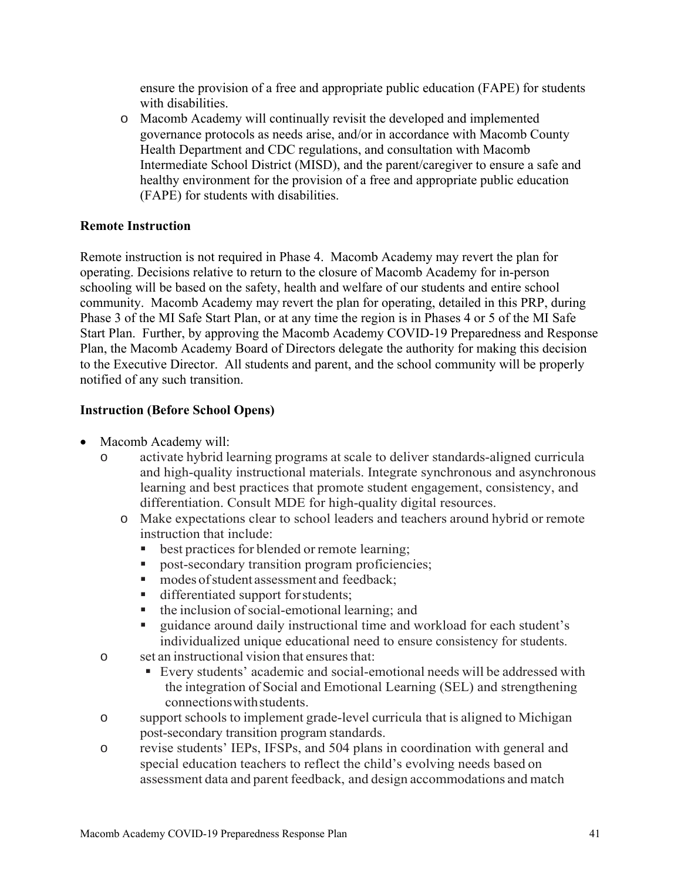ensure the provision of a free and appropriate public education (FAPE) for students with disabilities.

- Macomb Academy will continually revisit the developed and implemented governance protocols as needs arise, and/or in accordance with Macomb County Health Department and CDC regulations, and consultation with Macomb Intermediate School District (MISD), and the parent/caregiver to ensure a safe and healthy environment for the provision of a free and appropriate public education (FAPE) for students with disabilities.

**Remote Instruction**

Remote instruction is not required in Phase 4. Macomb Academy may revert the plan for operating. Decisions relative to return to the closure of Macomb Academy for in-person schooling will be based on the safety, health and welfare of our students and entire school community. Macomb Academy may revert the plan for operating, detailed in this PRP, during Phase 3 of the MI Safe Start Plan, or at any time the region is in Phases 4 or 5 of the MI Safe Start Plan. Further, by approving the Macomb Academy COVID-19 Preparedness and Response Plan, the Macomb Academy Board of Directors delegate the authority for making this decision to the Executive Director. All students and parent, and the school community will be properly notified of any such transition.

**Instruction (Before School Opens)**

- Macomb Academy will:
  - activate hybrid learning programs at scale to deliver standards-aligned curricula and high-quality instructional materials. Integrate synchronous and asynchronous learning and best practices that promote student engagement, consistency, and differentiation. Consult MDE for high-quality digital resources.
  - Make expectations clear to school leaders and teachers around hybrid or remote instruction that include:
    - best practices for blended or remote learning;
    - post-secondary transition program proficiencies;
    - modes of student assessment and feedback;
    - differentiated support for students;
    - the inclusion of social-emotional learning; and
    - guidance around daily instructional time and workload for each student's individualized unique educational need to ensure consistency for students.
  - set an instructional vision that ensures that:
    - Every students' academic and social-emotional needs will be addressed with the integration of Social and Emotional Learning (SEL) and strengthening connections with students.
  - support schools to implement grade-level curricula that is aligned to Michigan post-secondary transition program standards.
  - revise students' IEPs, IFSPs, and 504 plans in coordination with general and special education teachers to reflect the child's evolving needs based on assessment data and parent feedback, and design accommodations and match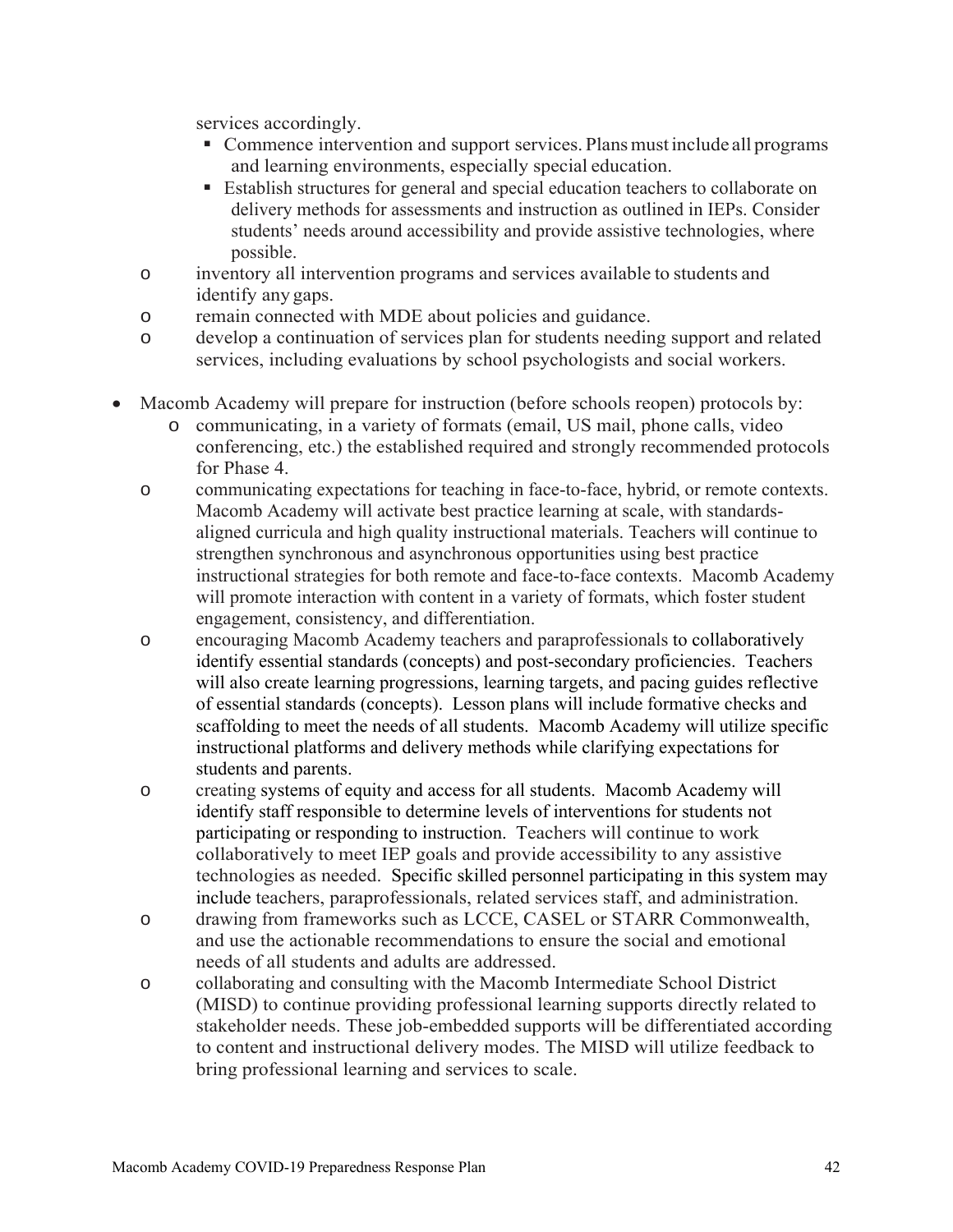services accordingly.

  - Commence intervention and support services. Plans must include all programs and learning environments, especially special education.
  - Establish structures for general and special education teachers to collaborate on delivery methods for assessments and instruction as outlined in IEPs. Consider students' needs around accessibility and provide assistive technologies, where possible.

  - inventory all intervention programs and services available to students and identify any gaps.
  - remain connected with MDE about policies and guidance.
  - develop a continuation of services plan for students needing support and related services, including evaluations by school psychologists and social workers.

- Macomb Academy will prepare for instruction (before schools reopen) protocols by:
  - communicating, in a variety of formats (email, US mail, phone calls, video conferencing, etc.) the established required and strongly recommended protocols for Phase 4.
  - communicating expectations for teaching in face-to-face, hybrid, or remote contexts. Macomb Academy will activate best practice learning at scale, with standards-aligned curricula and high quality instructional materials. Teachers will continue to strengthen synchronous and asynchronous opportunities using best practice instructional strategies for both remote and face-to-face contexts. Macomb Academy will promote interaction with content in a variety of formats, which foster student engagement, consistency, and differentiation.
  - encouraging Macomb Academy teachers and paraprofessionals to collaboratively identify essential standards (concepts) and post-secondary proficiencies. Teachers will also create learning progressions, learning targets, and pacing guides reflective of essential standards (concepts). Lesson plans will include formative checks and scaffolding to meet the needs of all students. Macomb Academy will utilize specific instructional platforms and delivery methods while clarifying expectations for students and parents.
  - creating systems of equity and access for all students. Macomb Academy will identify staff responsible to determine levels of interventions for students not participating or responding to instruction. Teachers will continue to work collaboratively to meet IEP goals and provide accessibility to any assistive technologies as needed. Specific skilled personnel participating in this system may include teachers, paraprofessionals, related services staff, and administration.
  - drawing from frameworks such as LCCE, CASEL or STARR Commonwealth, and use the actionable recommendations to ensure the social and emotional needs of all students and adults are addressed.
  - collaborating and consulting with the Macomb Intermediate School District (MISD) to continue providing professional learning supports directly related to stakeholder needs. These job-embedded supports will be differentiated according to content and instructional delivery modes. The MISD will utilize feedback to bring professional learning and services to scale.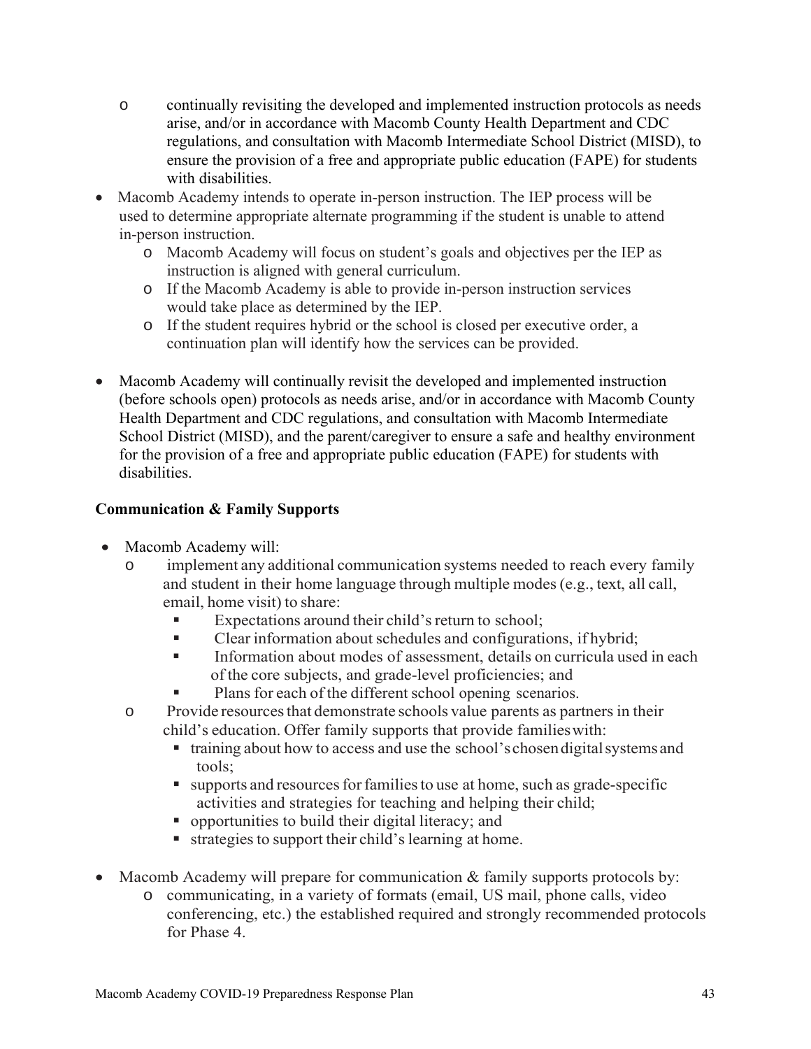- continually revisiting the developed and implemented instruction protocols as needs arise, and/or in accordance with Macomb County Health Department and CDC regulations, and consultation with Macomb Intermediate School District (MISD), to ensure the provision of a free and appropriate public education (FAPE) for students with disabilities.
- Macomb Academy intends to operate in-person instruction. The IEP process will be used to determine appropriate alternate programming if the student is unable to attend in-person instruction.
  - Macomb Academy will focus on student's goals and objectives per the IEP as instruction is aligned with general curriculum.
  - If the Macomb Academy is able to provide in-person instruction services would take place as determined by the IEP.
  - If the student requires hybrid or the school is closed per executive order, a continuation plan will identify how the services can be provided.

- Macomb Academy will continually revisit the developed and implemented instruction (before schools open) protocols as needs arise, and/or in accordance with Macomb County Health Department and CDC regulations, and consultation with Macomb Intermediate School District (MISD), and the parent/caregiver to ensure a safe and healthy environment for the provision of a free and appropriate public education (FAPE) for students with disabilities.

**Communication & Family Supports**

- Macomb Academy will:
  - implement any additional communication systems needed to reach every family and student in their home language through multiple modes (e.g., text, all call, email, home visit) to share:
    - Expectations around their child's return to school;
    - Clear information about schedules and configurations, if hybrid;
    - Information about modes of assessment, details on curricula used in each of the core subjects, and grade-level proficiencies; and
    - Plans for each of the different school opening scenarios.
  - Provide resources that demonstrate schools value parents as partners in their child's education. Offer family supports that provide families with:
    - training about how to access and use the school's chosen digital systems and tools;
    - supports and resources for families to use at home, such as grade-specific activities and strategies for teaching and helping their child;
    - opportunities to build their digital literacy; and
    - strategies to support their child's learning at home.

- Macomb Academy will prepare for communication & family supports protocols by:
  - communicating, in a variety of formats (email, US mail, phone calls, video conferencing, etc.) the established required and strongly recommended protocols for Phase 4.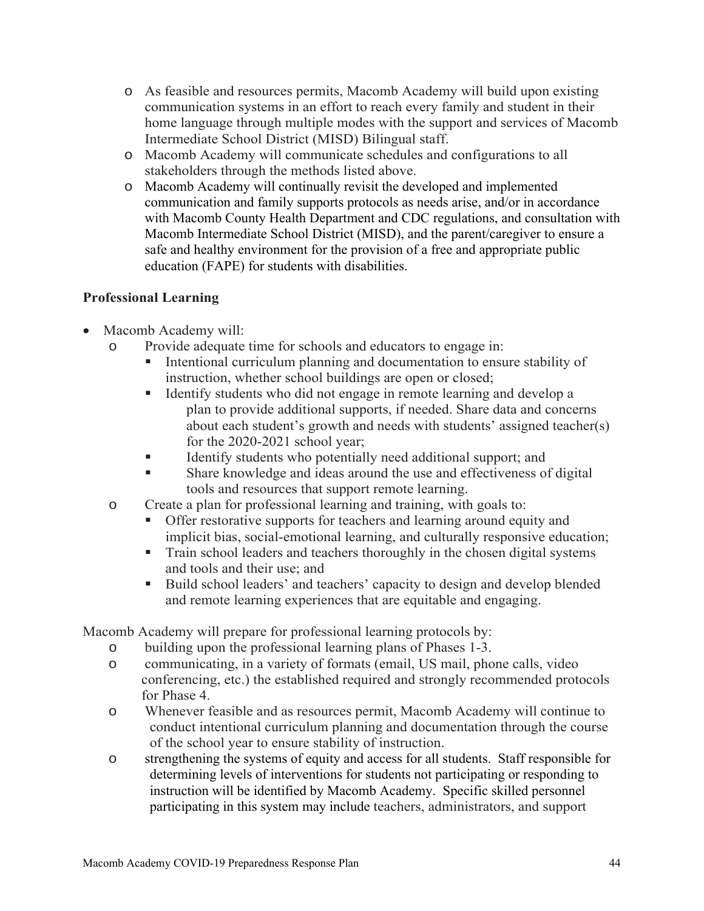- As feasible and resources permits, Macomb Academy will build upon existing communication systems in an effort to reach every family and student in their home language through multiple modes with the support and services of Macomb Intermediate School District (MISD) Bilingual staff.
  - Macomb Academy will communicate schedules and configurations to all stakeholders through the methods listed above.
  - Macomb Academy will continually revisit the developed and implemented communication and family supports protocols as needs arise, and/or in accordance with Macomb County Health Department and CDC regulations, and consultation with Macomb Intermediate School District (MISD), and the parent/caregiver to ensure a safe and healthy environment for the provision of a free and appropriate public education (FAPE) for students with disabilities.

**Professional Learning**

- Macomb Academy will:
  - Provide adequate time for schools and educators to engage in:
    - Intentional curriculum planning and documentation to ensure stability of instruction, whether school buildings are open or closed;
    - Identify students who did not engage in remote learning and develop a plan to provide additional supports, if needed. Share data and concerns about each student's growth and needs with students' assigned teacher(s) for the 2020-2021 school year;
    - Identify students who potentially need additional support; and
    - Share knowledge and ideas around the use and effectiveness of digital tools and resources that support remote learning.
  - Create a plan for professional learning and training, with goals to:
    - Offer restorative supports for teachers and learning around equity and implicit bias, social-emotional learning, and culturally responsive education;
    - Train school leaders and teachers thoroughly in the chosen digital systems and tools and their use; and
    - Build school leaders' and teachers' capacity to design and develop blended and remote learning experiences that are equitable and engaging.

Macomb Academy will prepare for professional learning protocols by:

- building upon the professional learning plans of Phases 1-3.
- communicating, in a variety of formats (email, US mail, phone calls, video conferencing, etc.) the established required and strongly recommended protocols for Phase 4.
- Whenever feasible and as resources permit, Macomb Academy will continue to conduct intentional curriculum planning and documentation through the course of the school year to ensure stability of instruction.
- strengthening the systems of equity and access for all students. Staff responsible for determining levels of interventions for students not participating or responding to instruction will be identified by Macomb Academy. Specific skilled personnel participating in this system may include teachers, administrators, and support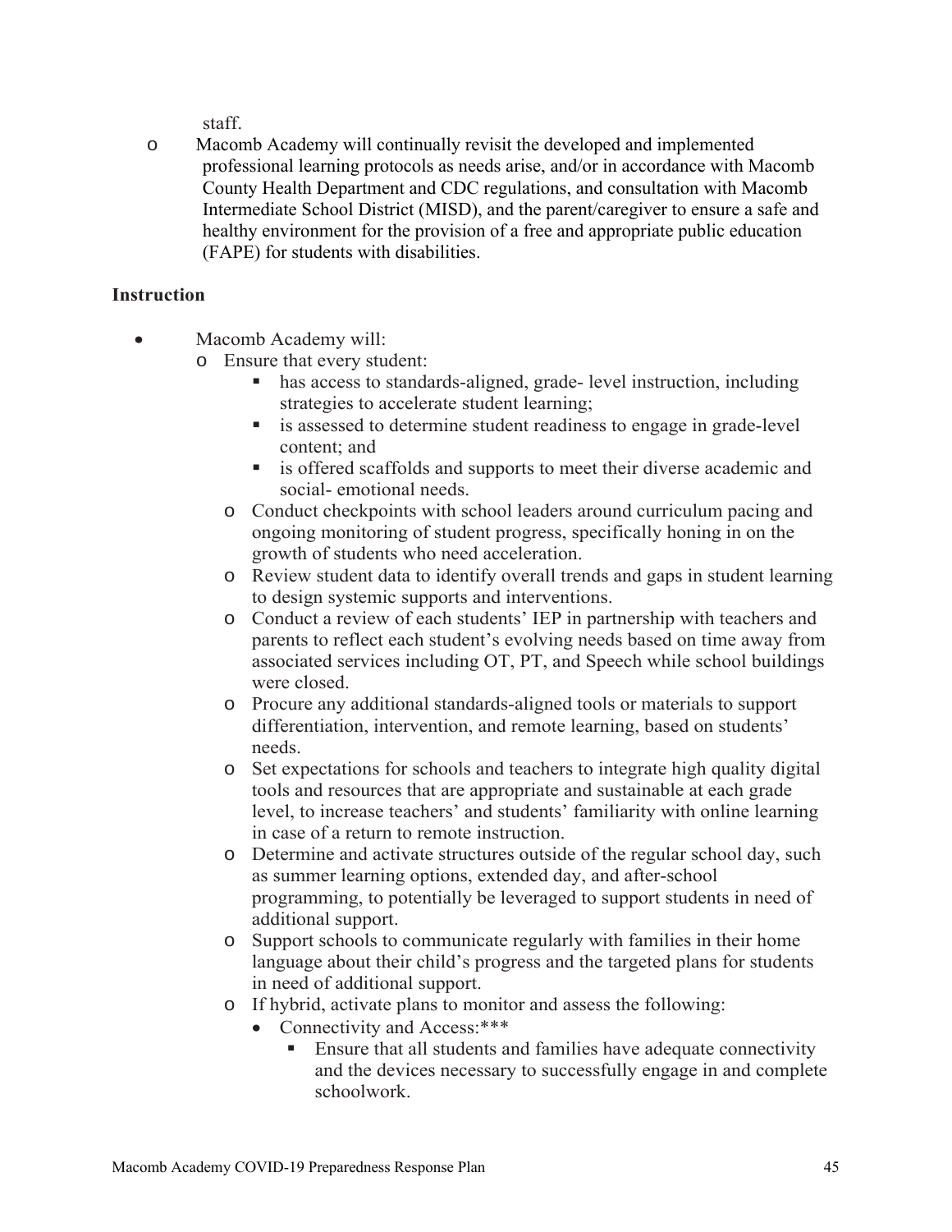staff.

- Macomb Academy will continually revisit the developed and implemented professional learning protocols as needs arise, and/or in accordance with Macomb County Health Department and CDC regulations, and consultation with Macomb Intermediate School District (MISD), and the parent/caregiver to ensure a safe and healthy environment for the provision of a free and appropriate public education (FAPE) for students with disabilities.

**Instruction**

- Macomb Academy will:
  - Ensure that every student:
    - has access to standards-aligned, grade- level instruction, including strategies to accelerate student learning;
    - is assessed to determine student readiness to engage in grade-level content; and
    - is offered scaffolds and supports to meet their diverse academic and social- emotional needs.
  - Conduct checkpoints with school leaders around curriculum pacing and ongoing monitoring of student progress, specifically honing in on the growth of students who need acceleration.
  - Review student data to identify overall trends and gaps in student learning to design systemic supports and interventions.
  - Conduct a review of each students' IEP in partnership with teachers and parents to reflect each student's evolving needs based on time away from associated services including OT, PT, and Speech while school buildings were closed.
  - Procure any additional standards-aligned tools or materials to support differentiation, intervention, and remote learning, based on students' needs.
  - Set expectations for schools and teachers to integrate high quality digital tools and resources that are appropriate and sustainable at each grade level, to increase teachers' and students' familiarity with online learning in case of a return to remote instruction.
  - Determine and activate structures outside of the regular school day, such as summer learning options, extended day, and after-school programming, to potentially be leveraged to support students in need of additional support.
  - Support schools to communicate regularly with families in their home language about their child's progress and the targeted plans for students in need of additional support.
  - If hybrid, activate plans to monitor and assess the following:
    - Connectivity and Access:***
      - Ensure that all students and families have adequate connectivity and the devices necessary to successfully engage in and complete schoolwork.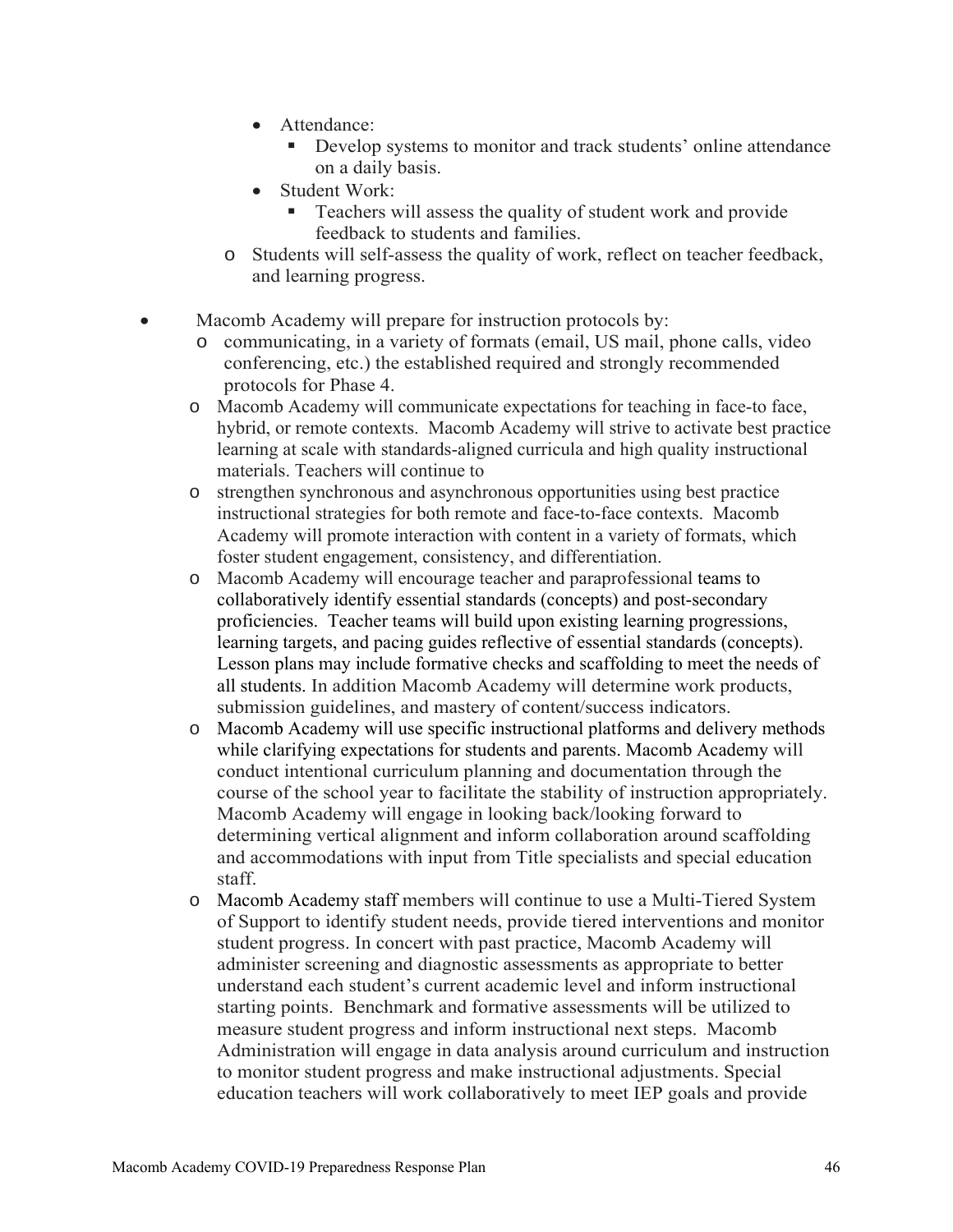- Attendance:
  - Develop systems to monitor and track students' online attendance on a daily basis.
- Student Work:
  - Teachers will assess the quality of student work and provide feedback to students and families.
- Students will self-assess the quality of work, reflect on teacher feedback, and learning progress.

- Macomb Academy will prepare for instruction protocols by:
  - communicating, in a variety of formats (email, US mail, phone calls, video conferencing, etc.) the established required and strongly recommended protocols for Phase 4.
  - Macomb Academy will communicate expectations for teaching in face-to face, hybrid, or remote contexts. Macomb Academy will strive to activate best practice learning at scale with standards-aligned curricula and high quality instructional materials. Teachers will continue to
  - strengthen synchronous and asynchronous opportunities using best practice instructional strategies for both remote and face-to-face contexts. Macomb Academy will promote interaction with content in a variety of formats, which foster student engagement, consistency, and differentiation.
  - Macomb Academy will encourage teacher and paraprofessional teams to collaboratively identify essential standards (concepts) and post-secondary proficiencies. Teacher teams will build upon existing learning progressions, learning targets, and pacing guides reflective of essential standards (concepts). Lesson plans may include formative checks and scaffolding to meet the needs of all students. In addition Macomb Academy will determine work products, submission guidelines, and mastery of content/success indicators.
  - Macomb Academy will use specific instructional platforms and delivery methods while clarifying expectations for students and parents. Macomb Academy will conduct intentional curriculum planning and documentation through the course of the school year to facilitate the stability of instruction appropriately. Macomb Academy will engage in looking back/looking forward to determining vertical alignment and inform collaboration around scaffolding and accommodations with input from Title specialists and special education staff.
  - Macomb Academy staff members will continue to use a Multi-Tiered System of Support to identify student needs, provide tiered interventions and monitor student progress. In concert with past practice, Macomb Academy will administer screening and diagnostic assessments as appropriate to better understand each student's current academic level and inform instructional starting points. Benchmark and formative assessments will be utilized to measure student progress and inform instructional next steps. Macomb Administration will engage in data analysis around curriculum and instruction to monitor student progress and make instructional adjustments. Special education teachers will work collaboratively to meet IEP goals and provide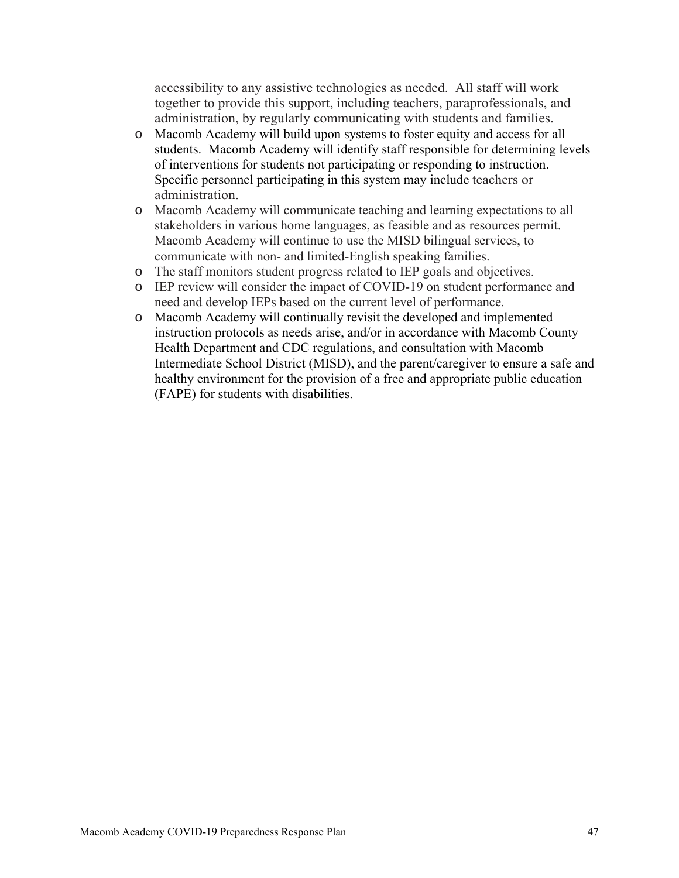accessibility to any assistive technologies as needed. All staff will work together to provide this support, including teachers, paraprofessionals, and administration, by regularly communicating with students and families.

- Macomb Academy will build upon systems to foster equity and access for all students. Macomb Academy will identify staff responsible for determining levels of interventions for students not participating or responding to instruction. Specific personnel participating in this system may include teachers or administration.
- Macomb Academy will communicate teaching and learning expectations to all stakeholders in various home languages, as feasible and as resources permit. Macomb Academy will continue to use the MISD bilingual services, to communicate with non- and limited-English speaking families.
- The staff monitors student progress related to IEP goals and objectives.
- IEP review will consider the impact of COVID-19 on student performance and need and develop IEPs based on the current level of performance.
- Macomb Academy will continually revisit the developed and implemented instruction protocols as needs arise, and/or in accordance with Macomb County Health Department and CDC regulations, and consultation with Macomb Intermediate School District (MISD), and the parent/caregiver to ensure a safe and healthy environment for the provision of a free and appropriate public education (FAPE) for students with disabilities.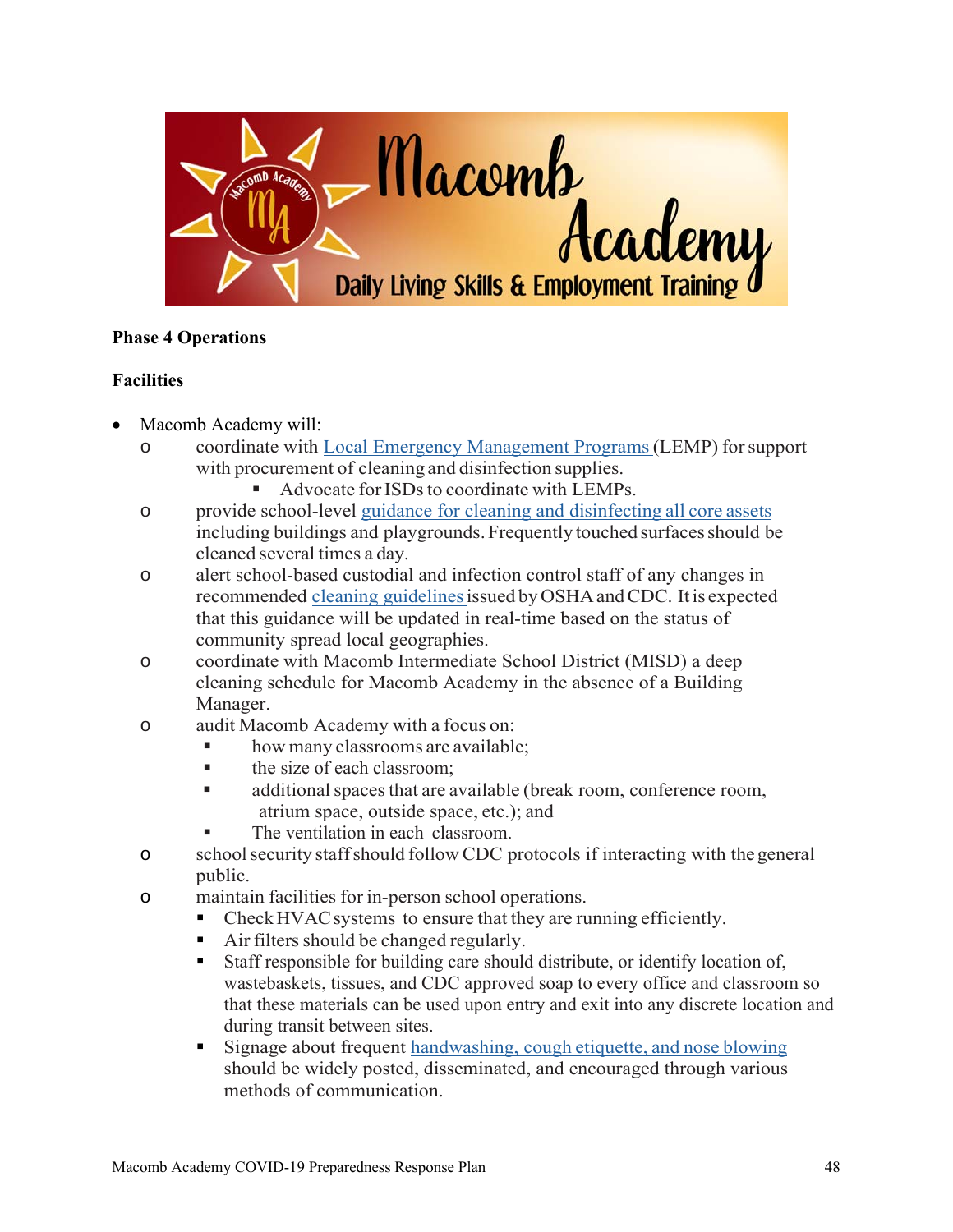**Phase 4 Operations**

**Facilities**

- Macomb Academy will:
  - coordinate with Local Emergency Management Programs (LEMP) for support with procurement of cleaning and disinfection supplies.
    - Advocate for ISDs to coordinate with LEMPs.
  - provide school-level guidance for cleaning and disinfecting all core assets including buildings and playgrounds. Frequently touched surfaces should be cleaned several times a day.
  - alert school-based custodial and infection control staff of any changes in recommended cleaning guidelines issued by OSHA and CDC. It is expected that this guidance will be updated in real-time based on the status of community spread local geographies.
  - coordinate with Macomb Intermediate School District (MISD) a deep cleaning schedule for Macomb Academy in the absence of a Building Manager.
  - audit Macomb Academy with a focus on:
    - how many classrooms are available;
    - the size of each classroom;
    - additional spaces that are available (break room, conference room, atrium space, outside space, etc.); and
    - The ventilation in each classroom.
  - school security staff should follow CDC protocols if interacting with the general public.
  - maintain facilities for in-person school operations.
    - Check HVAC systems to ensure that they are running efficiently.
    - Air filters should be changed regularly.
    - Staff responsible for building care should distribute, or identify location of, wastebaskets, tissues, and CDC approved soap to every office and classroom so that these materials can be used upon entry and exit into any discrete location and during transit between sites.
    - Signage about frequent handwashing, cough etiquette, and nose blowing should be widely posted, disseminated, and encouraged through various methods of communication.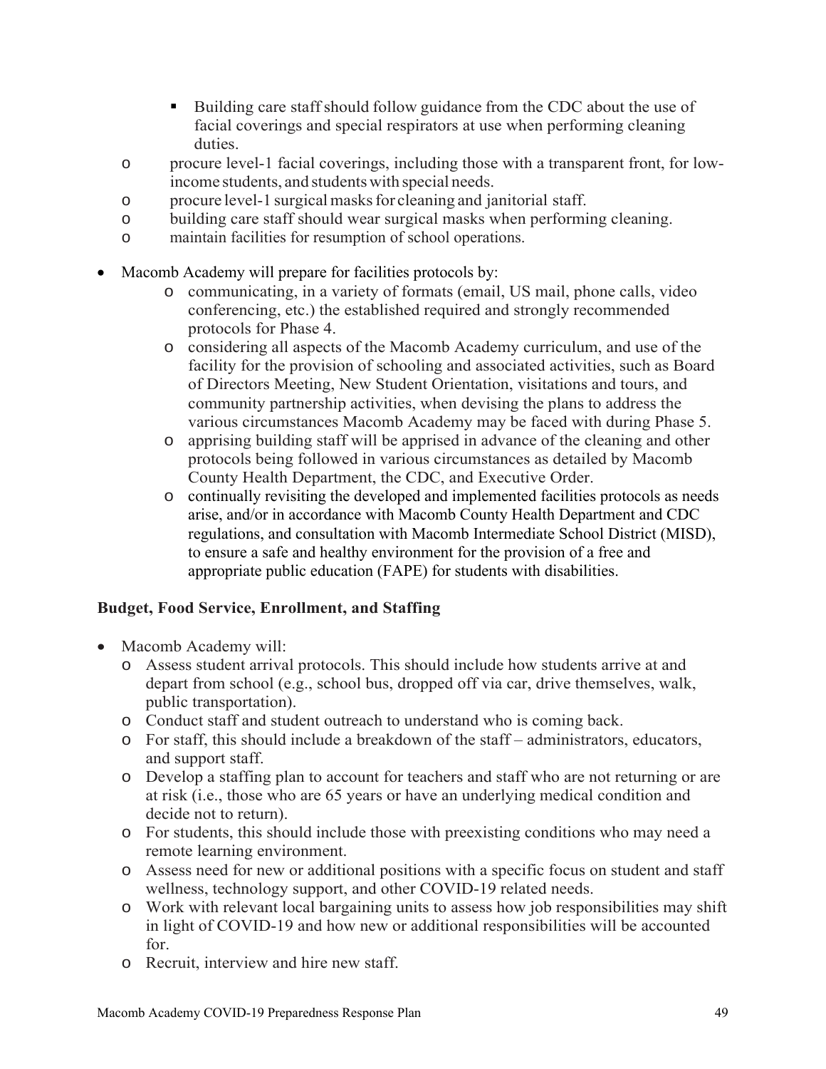- Building care staff should follow guidance from the CDC about the use of facial coverings and special respirators at use when performing cleaning duties.
  - procure level-1 facial coverings, including those with a transparent front, for low-income students, and students with special needs.
  - procure level-1 surgical masks for cleaning and janitorial staff.
  - building care staff should wear surgical masks when performing cleaning.
  - maintain facilities for resumption of school operations.

- Macomb Academy will prepare for facilities protocols by:
  - communicating, in a variety of formats (email, US mail, phone calls, video conferencing, etc.) the established required and strongly recommended protocols for Phase 4.
  - considering all aspects of the Macomb Academy curriculum, and use of the facility for the provision of schooling and associated activities, such as Board of Directors Meeting, New Student Orientation, visitations and tours, and community partnership activities, when devising the plans to address the various circumstances Macomb Academy may be faced with during Phase 5.
  - apprising building staff will be apprised in advance of the cleaning and other protocols being followed in various circumstances as detailed by Macomb County Health Department, the CDC, and Executive Order.
  - continually revisiting the developed and implemented facilities protocols as needs arise, and/or in accordance with Macomb County Health Department and CDC regulations, and consultation with Macomb Intermediate School District (MISD), to ensure a safe and healthy environment for the provision of a free and appropriate public education (FAPE) for students with disabilities.

**Budget, Food Service, Enrollment, and Staffing**

- Macomb Academy will:
  - Assess student arrival protocols. This should include how students arrive at and depart from school (e.g., school bus, dropped off via car, drive themselves, walk, public transportation).
  - Conduct staff and student outreach to understand who is coming back.
  - For staff, this should include a breakdown of the staff – administrators, educators, and support staff.
  - Develop a staffing plan to account for teachers and staff who are not returning or are at risk (i.e., those who are 65 years or have an underlying medical condition and decide not to return).
  - For students, this should include those with preexisting conditions who may need a remote learning environment.
  - Assess need for new or additional positions with a specific focus on student and staff wellness, technology support, and other COVID-19 related needs.
  - Work with relevant local bargaining units to assess how job responsibilities may shift in light of COVID-19 and how new or additional responsibilities will be accounted for.
  - Recruit, interview and hire new staff.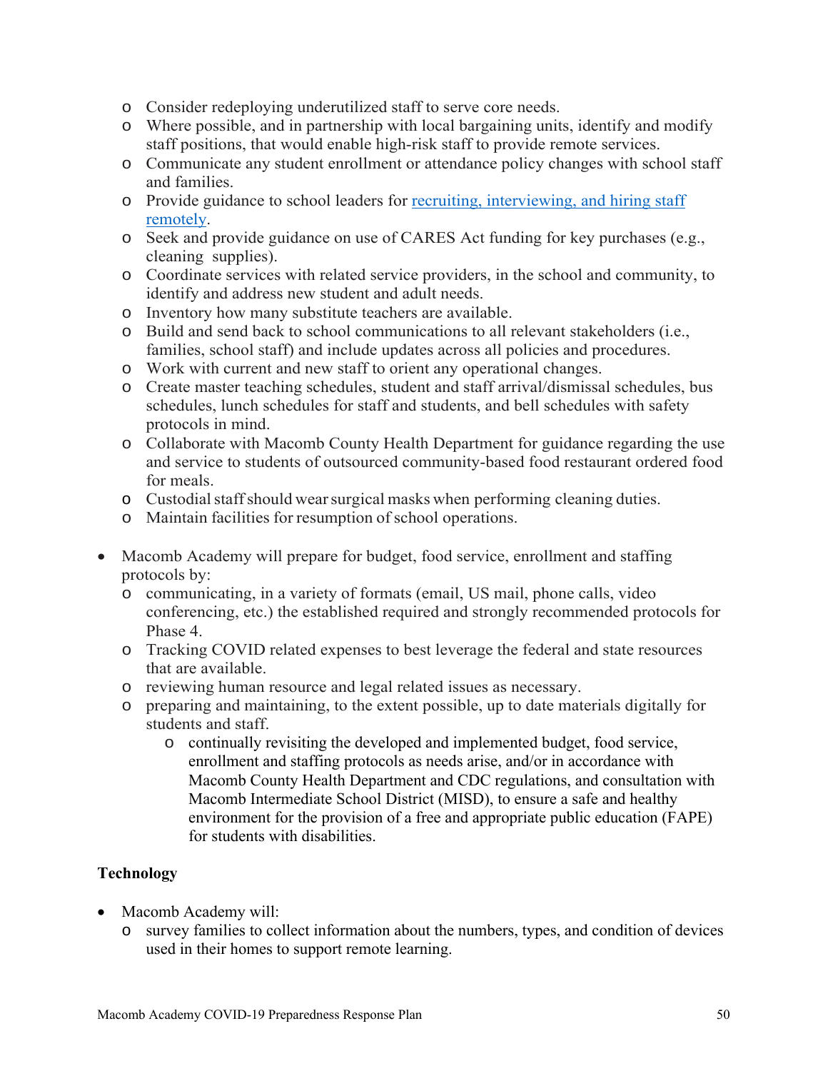- Consider redeploying underutilized staff to serve core needs.
  - Where possible, and in partnership with local bargaining units, identify and modify staff positions, that would enable high-risk staff to provide remote services.
  - Communicate any student enrollment or attendance policy changes with school staff and families.
  - Provide guidance to school leaders for [recruiting, interviewing, and hiring staff remotely](#).
  - Seek and provide guidance on use of CARES Act funding for key purchases (e.g., cleaning supplies).
  - Coordinate services with related service providers, in the school and community, to identify and address new student and adult needs.
  - Inventory how many substitute teachers are available.
  - Build and send back to school communications to all relevant stakeholders (i.e., families, school staff) and include updates across all policies and procedures.
  - Work with current and new staff to orient any operational changes.
  - Create master teaching schedules, student and staff arrival/dismissal schedules, bus schedules, lunch schedules for staff and students, and bell schedules with safety protocols in mind.
  - Collaborate with Macomb County Health Department for guidance regarding the use and service to students of outsourced community-based food restaurant ordered food for meals.
  - Custodial staff should wear surgical masks when performing cleaning duties.
  - Maintain facilities for resumption of school operations.

- Macomb Academy will prepare for budget, food service, enrollment and staffing protocols by:
  - communicating, in a variety of formats (email, US mail, phone calls, video conferencing, etc.) the established required and strongly recommended protocols for Phase 4.
  - Tracking COVID related expenses to best leverage the federal and state resources that are available.
  - reviewing human resource and legal related issues as necessary.
  - preparing and maintaining, to the extent possible, up to date materials digitally for students and staff.
    - continually revisiting the developed and implemented budget, food service, enrollment and staffing protocols as needs arise, and/or in accordance with Macomb County Health Department and CDC regulations, and consultation with Macomb Intermediate School District (MISD), to ensure a safe and healthy environment for the provision of a free and appropriate public education (FAPE) for students with disabilities.

**Technology**

- Macomb Academy will:
  - survey families to collect information about the numbers, types, and condition of devices used in their homes to support remote learning.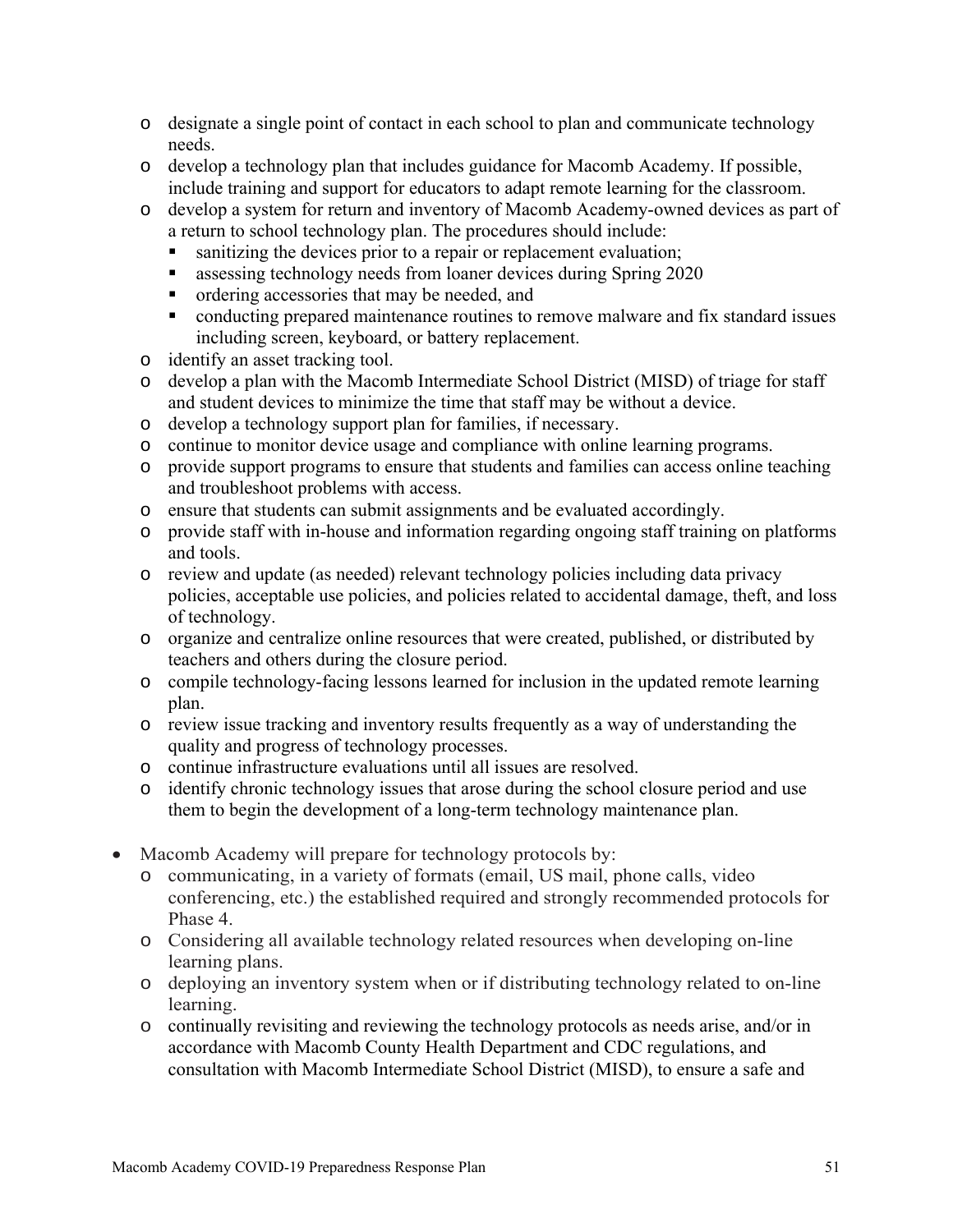- designate a single point of contact in each school to plan and communicate technology needs.
- develop a technology plan that includes guidance for Macomb Academy. If possible, include training and support for educators to adapt remote learning for the classroom.
- develop a system for return and inventory of Macomb Academy-owned devices as part of a return to school technology plan. The procedures should include:
  - sanitizing the devices prior to a repair or replacement evaluation;
  - assessing technology needs from loaner devices during Spring 2020
  - ordering accessories that may be needed, and
  - conducting prepared maintenance routines to remove malware and fix standard issues including screen, keyboard, or battery replacement.
- identify an asset tracking tool.
- develop a plan with the Macomb Intermediate School District (MISD) of triage for staff and student devices to minimize the time that staff may be without a device.
- develop a technology support plan for families, if necessary.
- continue to monitor device usage and compliance with online learning programs.
- provide support programs to ensure that students and families can access online teaching and troubleshoot problems with access.
- ensure that students can submit assignments and be evaluated accordingly.
- provide staff with in-house and information regarding ongoing staff training on platforms and tools.
- review and update (as needed) relevant technology policies including data privacy policies, acceptable use policies, and policies related to accidental damage, theft, and loss of technology.
- organize and centralize online resources that were created, published, or distributed by teachers and others during the closure period.
- compile technology-facing lessons learned for inclusion in the updated remote learning plan.
- review issue tracking and inventory results frequently as a way of understanding the quality and progress of technology processes.
- continue infrastructure evaluations until all issues are resolved.
- identify chronic technology issues that arose during the school closure period and use them to begin the development of a long-term technology maintenance plan.

- Macomb Academy will prepare for technology protocols by:
  - communicating, in a variety of formats (email, US mail, phone calls, video conferencing, etc.) the established required and strongly recommended protocols for Phase 4.
  - Considering all available technology related resources when developing on-line learning plans.
  - deploying an inventory system when or if distributing technology related to on-line learning.
  - continually revisiting and reviewing the technology protocols as needs arise, and/or in accordance with Macomb County Health Department and CDC regulations, and consultation with Macomb Intermediate School District (MISD), to ensure a safe and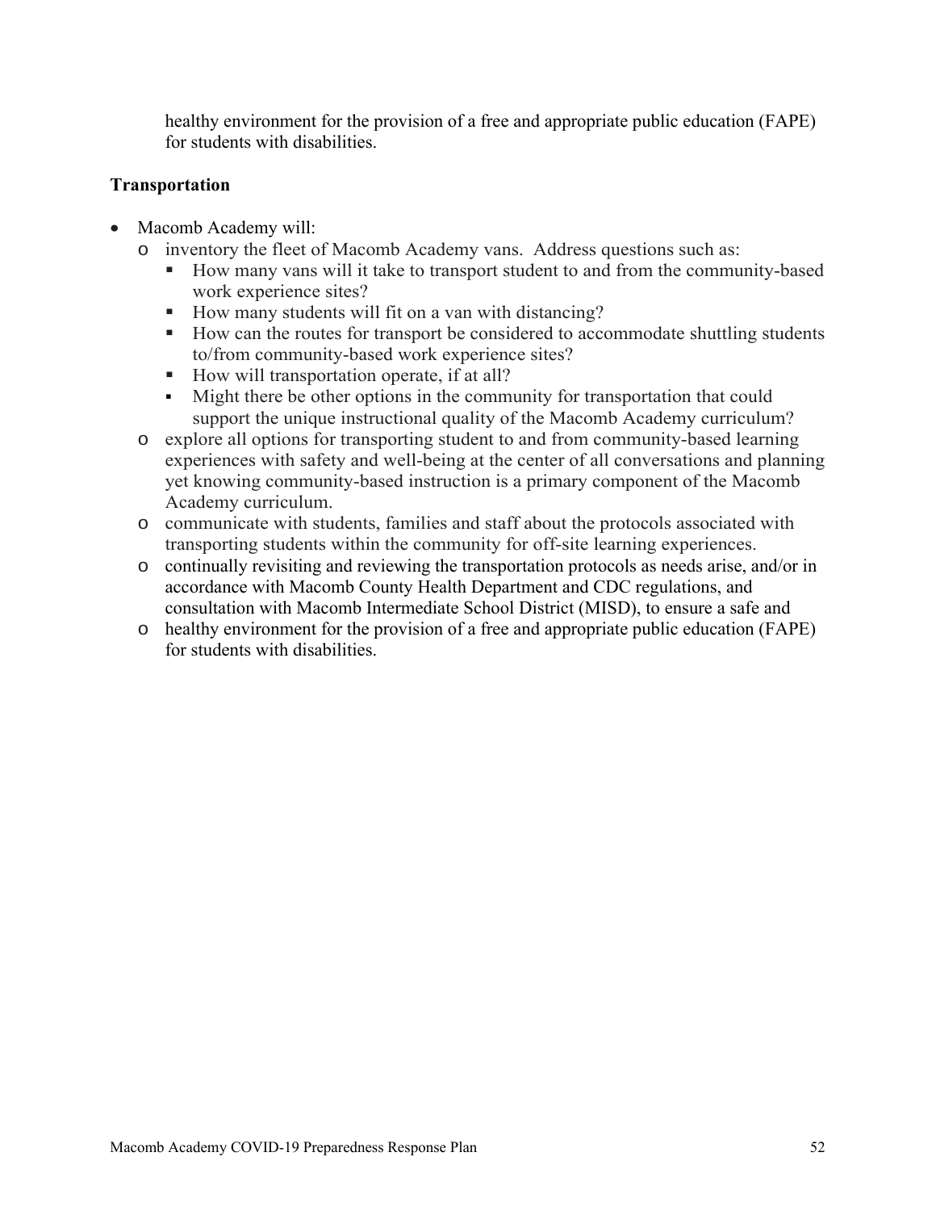healthy environment for the provision of a free and appropriate public education (FAPE) for students with disabilities.

**Transportation**

- Macomb Academy will:
  - inventory the fleet of Macomb Academy vans. Address questions such as:
    - How many vans will it take to transport student to and from the community-based work experience sites?
    - How many students will fit on a van with distancing?
    - How can the routes for transport be considered to accommodate shuttling students to/from community-based work experience sites?
    - How will transportation operate, if at all?
    - Might there be other options in the community for transportation that could support the unique instructional quality of the Macomb Academy curriculum?
  - explore all options for transporting student to and from community-based learning experiences with safety and well-being at the center of all conversations and planning yet knowing community-based instruction is a primary component of the Macomb Academy curriculum.
  - communicate with students, families and staff about the protocols associated with transporting students within the community for off-site learning experiences.
  - continually revisiting and reviewing the transportation protocols as needs arise, and/or in accordance with Macomb County Health Department and CDC regulations, and consultation with Macomb Intermediate School District (MISD), to ensure a safe and
  - healthy environment for the provision of a free and appropriate public education (FAPE) for students with disabilities.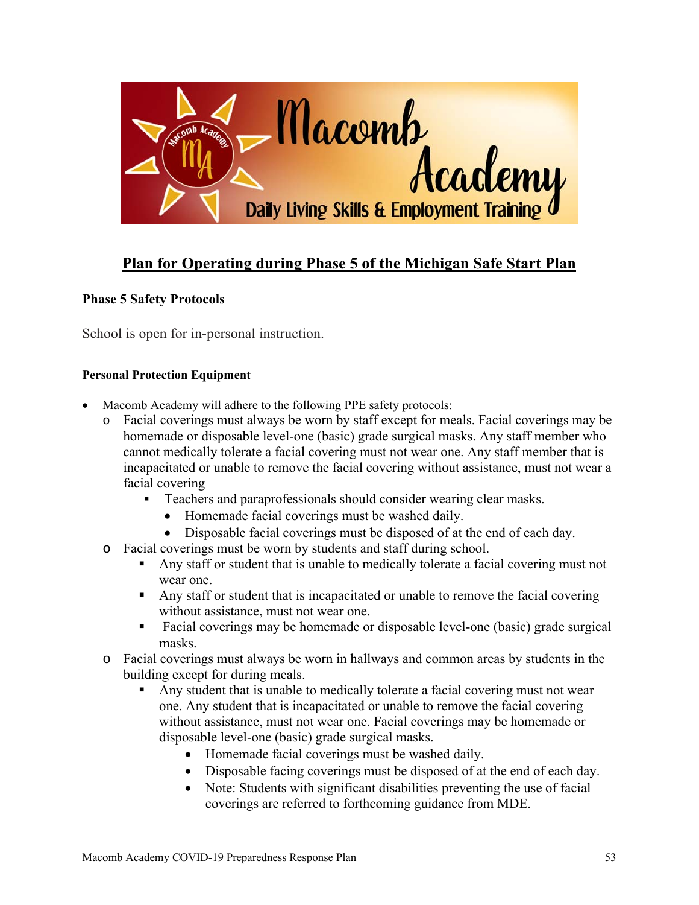## Plan for Operating during Phase 5 of the Michigan Safe Start Plan

**Phase 5 Safety Protocols**

School is open for in-personal instruction.

**Personal Protection Equipment**

- Macomb Academy will adhere to the following PPE safety protocols:
  - Facial coverings must always be worn by staff except for meals. Facial coverings may be homemade or disposable level-one (basic) grade surgical masks. Any staff member who cannot medically tolerate a facial covering must not wear one. Any staff member that is incapacitated or unable to remove the facial covering without assistance, must not wear a facial covering
    - Teachers and paraprofessionals should consider wearing clear masks.
      - Homemade facial coverings must be washed daily.
      - Disposable facial coverings must be disposed of at the end of each day.
  - Facial coverings must be worn by students and staff during school.
    - Any staff or student that is unable to medically tolerate a facial covering must not wear one.
    - Any staff or student that is incapacitated or unable to remove the facial covering without assistance, must not wear one.
    - Facial coverings may be homemade or disposable level-one (basic) grade surgical masks.
  - Facial coverings must always be worn in hallways and common areas by students in the building except for during meals.
    - Any student that is unable to medically tolerate a facial covering must not wear one. Any student that is incapacitated or unable to remove the facial covering without assistance, must not wear one. Facial coverings may be homemade or disposable level-one (basic) grade surgical masks.
      - Homemade facial coverings must be washed daily.
      - Disposable facing coverings must be disposed of at the end of each day.
      - Note: Students with significant disabilities preventing the use of facial coverings are referred to forthcoming guidance from MDE.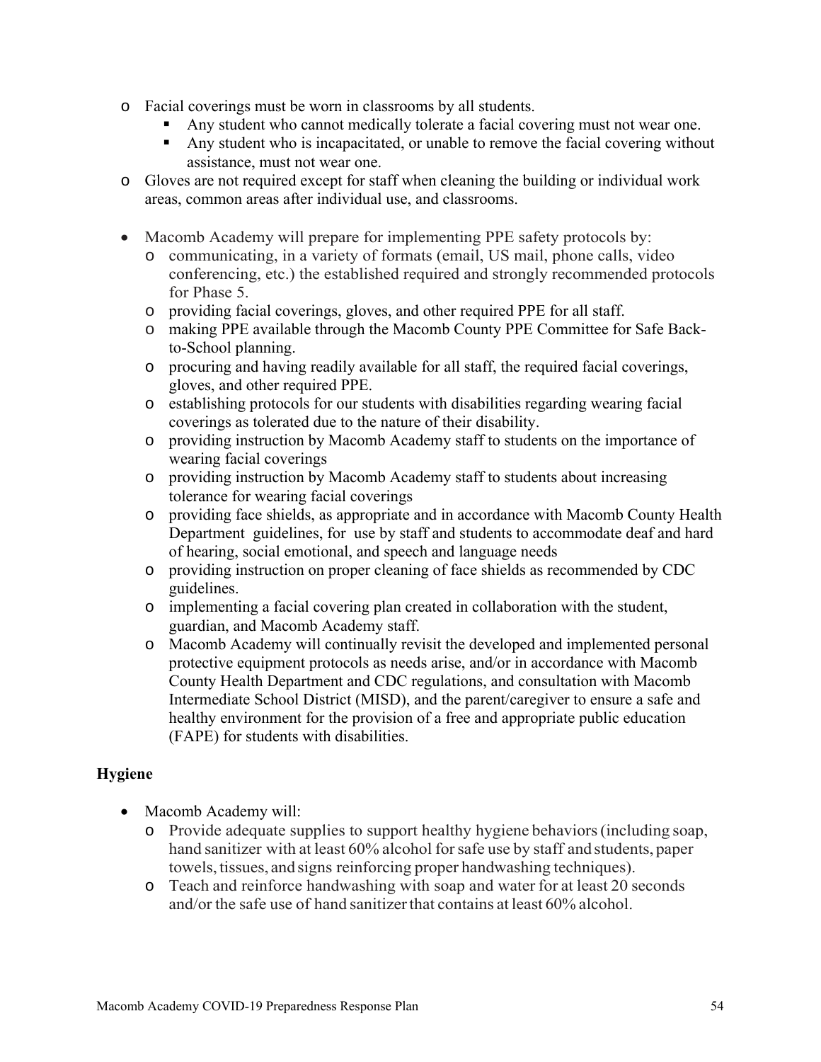- Facial coverings must be worn in classrooms by all students.
  - Any student who cannot medically tolerate a facial covering must not wear one.
  - Any student who is incapacitated, or unable to remove the facial covering without assistance, must not wear one.
- Gloves are not required except for staff when cleaning the building or individual work areas, common areas after individual use, and classrooms.

- Macomb Academy will prepare for implementing PPE safety protocols by:
  - communicating, in a variety of formats (email, US mail, phone calls, video conferencing, etc.) the established required and strongly recommended protocols for Phase 5.
  - providing facial coverings, gloves, and other required PPE for all staff.
  - making PPE available through the Macomb County PPE Committee for Safe Back-to-School planning.
  - procuring and having readily available for all staff, the required facial coverings, gloves, and other required PPE.
  - establishing protocols for our students with disabilities regarding wearing facial coverings as tolerated due to the nature of their disability.
  - providing instruction by Macomb Academy staff to students on the importance of wearing facial coverings
  - providing instruction by Macomb Academy staff to students about increasing tolerance for wearing facial coverings
  - providing face shields, as appropriate and in accordance with Macomb County Health Department guidelines, for use by staff and students to accommodate deaf and hard of hearing, social emotional, and speech and language needs
  - providing instruction on proper cleaning of face shields as recommended by CDC guidelines.
  - implementing a facial covering plan created in collaboration with the student, guardian, and Macomb Academy staff.
  - Macomb Academy will continually revisit the developed and implemented personal protective equipment protocols as needs arise, and/or in accordance with Macomb County Health Department and CDC regulations, and consultation with Macomb Intermediate School District (MISD), and the parent/caregiver to ensure a safe and healthy environment for the provision of a free and appropriate public education (FAPE) for students with disabilities.

## Hygiene

- Macomb Academy will:
  - Provide adequate supplies to support healthy hygiene behaviors (including soap, hand sanitizer with at least 60% alcohol for safe use by staff and students, paper towels, tissues, and signs reinforcing proper handwashing techniques).
  - Teach and reinforce handwashing with soap and water for at least 20 seconds and/or the safe use of hand sanitizer that contains at least 60% alcohol.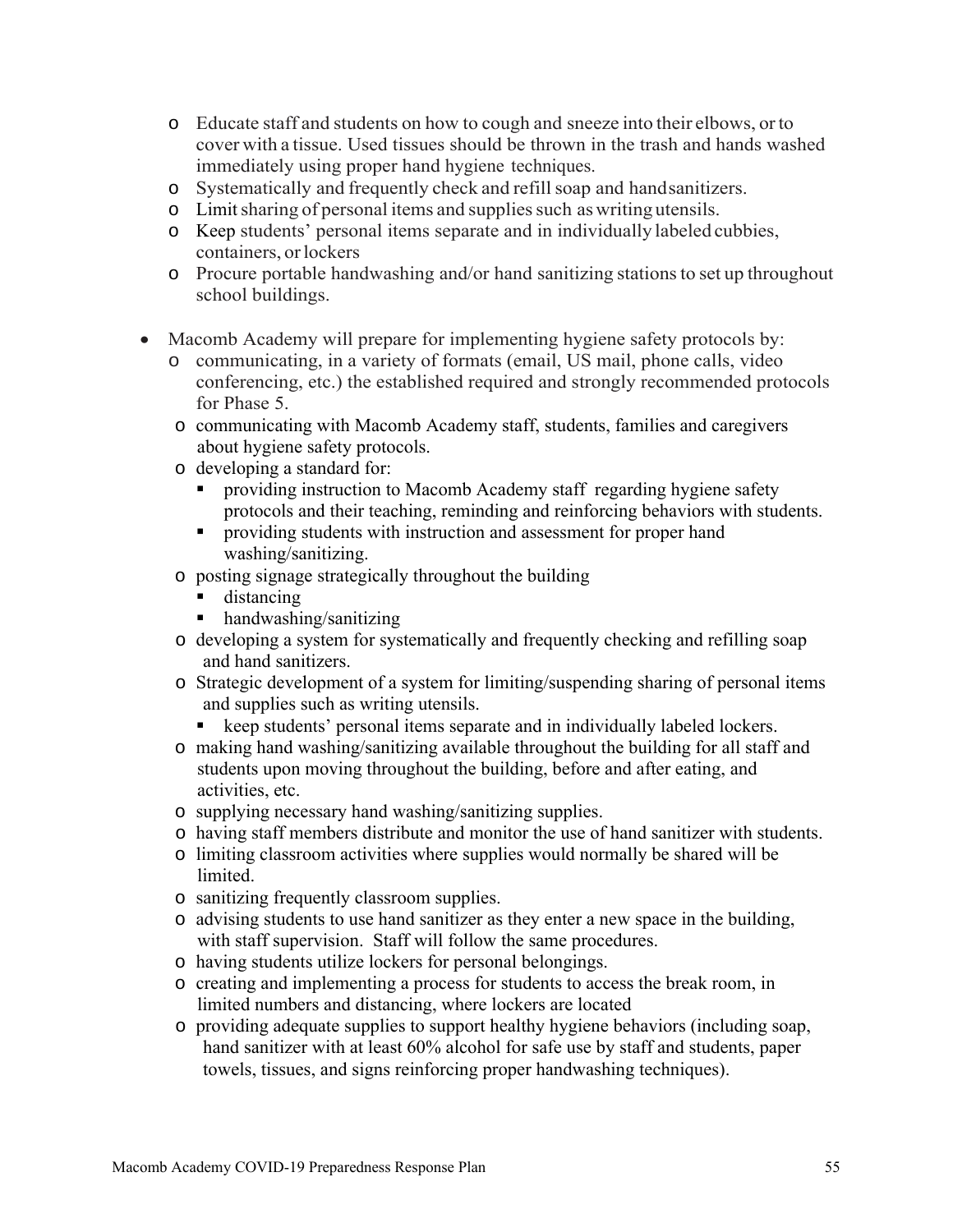- Educate staff and students on how to cough and sneeze into their elbows, or to cover with a tissue. Used tissues should be thrown in the trash and hands washed immediately using proper hand hygiene techniques.
  - Systematically and frequently check and refill soap and handsanitizers.
  - Limit sharing of personal items and supplies such as writing utensils.
  - Keep students' personal items separate and in individually labeled cubbies, containers, or lockers
  - Procure portable handwashing and/or hand sanitizing stations to set up throughout school buildings.

- Macomb Academy will prepare for implementing hygiene safety protocols by:
  - communicating, in a variety of formats (email, US mail, phone calls, video conferencing, etc.) the established required and strongly recommended protocols for Phase 5.
  - communicating with Macomb Academy staff, students, families and caregivers about hygiene safety protocols.
  - developing a standard for:
    - providing instruction to Macomb Academy staff regarding hygiene safety protocols and their teaching, reminding and reinforcing behaviors with students.
    - providing students with instruction and assessment for proper hand washing/sanitizing.
  - posting signage strategically throughout the building
    - distancing
    - handwashing/sanitizing
  - developing a system for systematically and frequently checking and refilling soap and hand sanitizers.
  - Strategic development of a system for limiting/suspending sharing of personal items and supplies such as writing utensils.
    - keep students' personal items separate and in individually labeled lockers.
  - making hand washing/sanitizing available throughout the building for all staff and students upon moving throughout the building, before and after eating, and activities, etc.
  - supplying necessary hand washing/sanitizing supplies.
  - having staff members distribute and monitor the use of hand sanitizer with students.
  - limiting classroom activities where supplies would normally be shared will be limited.
  - sanitizing frequently classroom supplies.
  - advising students to use hand sanitizer as they enter a new space in the building, with staff supervision. Staff will follow the same procedures.
  - having students utilize lockers for personal belongings.
  - creating and implementing a process for students to access the break room, in limited numbers and distancing, where lockers are located
  - providing adequate supplies to support healthy hygiene behaviors (including soap, hand sanitizer with at least 60% alcohol for safe use by staff and students, paper towels, tissues, and signs reinforcing proper handwashing techniques).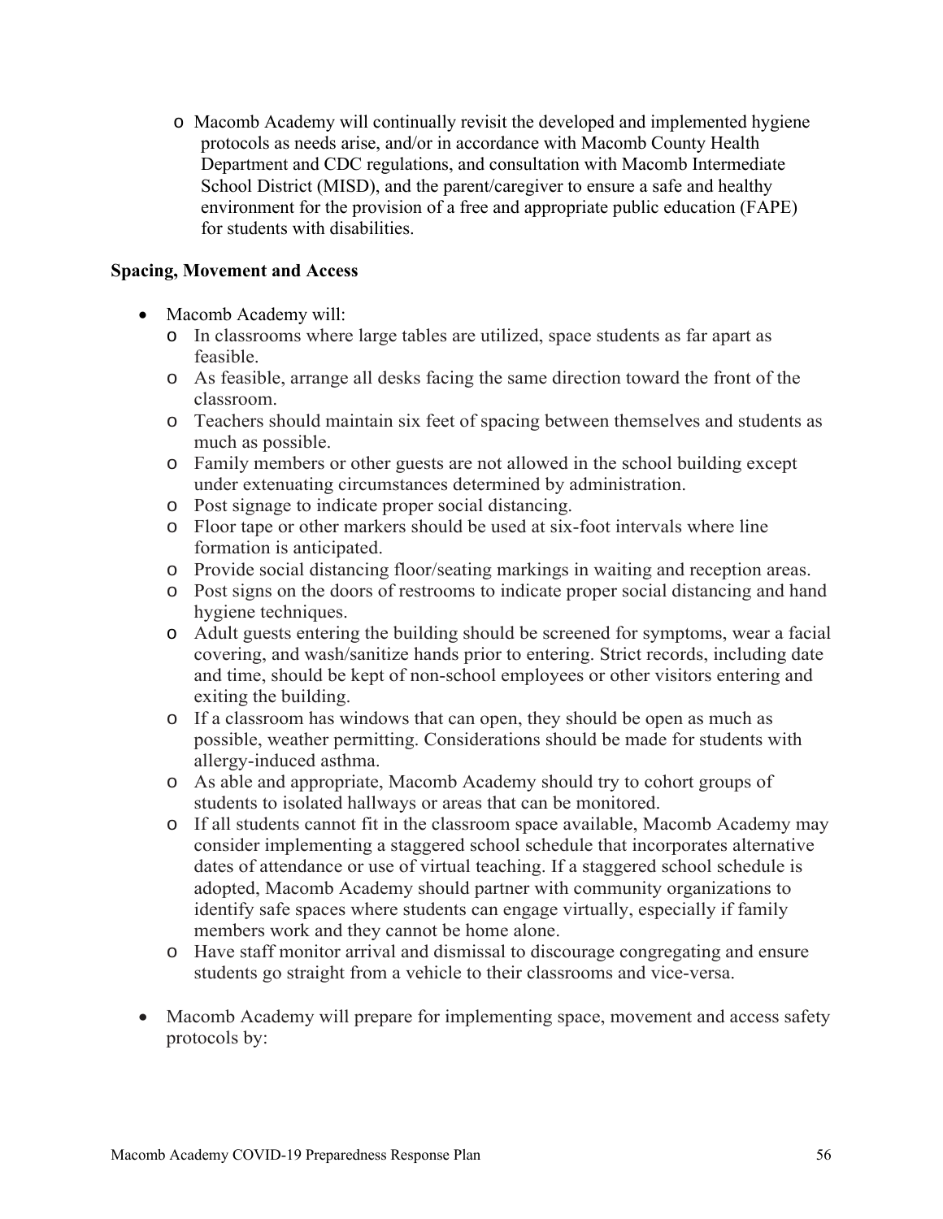- Macomb Academy will continually revisit the developed and implemented hygiene protocols as needs arise, and/or in accordance with Macomb County Health Department and CDC regulations, and consultation with Macomb Intermediate School District (MISD), and the parent/caregiver to ensure a safe and healthy environment for the provision of a free and appropriate public education (FAPE) for students with disabilities.

**Spacing, Movement and Access**

- Macomb Academy will:
  - In classrooms where large tables are utilized, space students as far apart as feasible.
  - As feasible, arrange all desks facing the same direction toward the front of the classroom.
  - Teachers should maintain six feet of spacing between themselves and students as much as possible.
  - Family members or other guests are not allowed in the school building except under extenuating circumstances determined by administration.
  - Post signage to indicate proper social distancing.
  - Floor tape or other markers should be used at six-foot intervals where line formation is anticipated.
  - Provide social distancing floor/seating markings in waiting and reception areas.
  - Post signs on the doors of restrooms to indicate proper social distancing and hand hygiene techniques.
  - Adult guests entering the building should be screened for symptoms, wear a facial covering, and wash/sanitize hands prior to entering. Strict records, including date and time, should be kept of non-school employees or other visitors entering and exiting the building.
  - If a classroom has windows that can open, they should be open as much as possible, weather permitting. Considerations should be made for students with allergy-induced asthma.
  - As able and appropriate, Macomb Academy should try to cohort groups of students to isolated hallways or areas that can be monitored.
  - If all students cannot fit in the classroom space available, Macomb Academy may consider implementing a staggered school schedule that incorporates alternative dates of attendance or use of virtual teaching. If a staggered school schedule is adopted, Macomb Academy should partner with community organizations to identify safe spaces where students can engage virtually, especially if family members work and they cannot be home alone.
  - Have staff monitor arrival and dismissal to discourage congregating and ensure students go straight from a vehicle to their classrooms and vice-versa.

- Macomb Academy will prepare for implementing space, movement and access safety protocols by: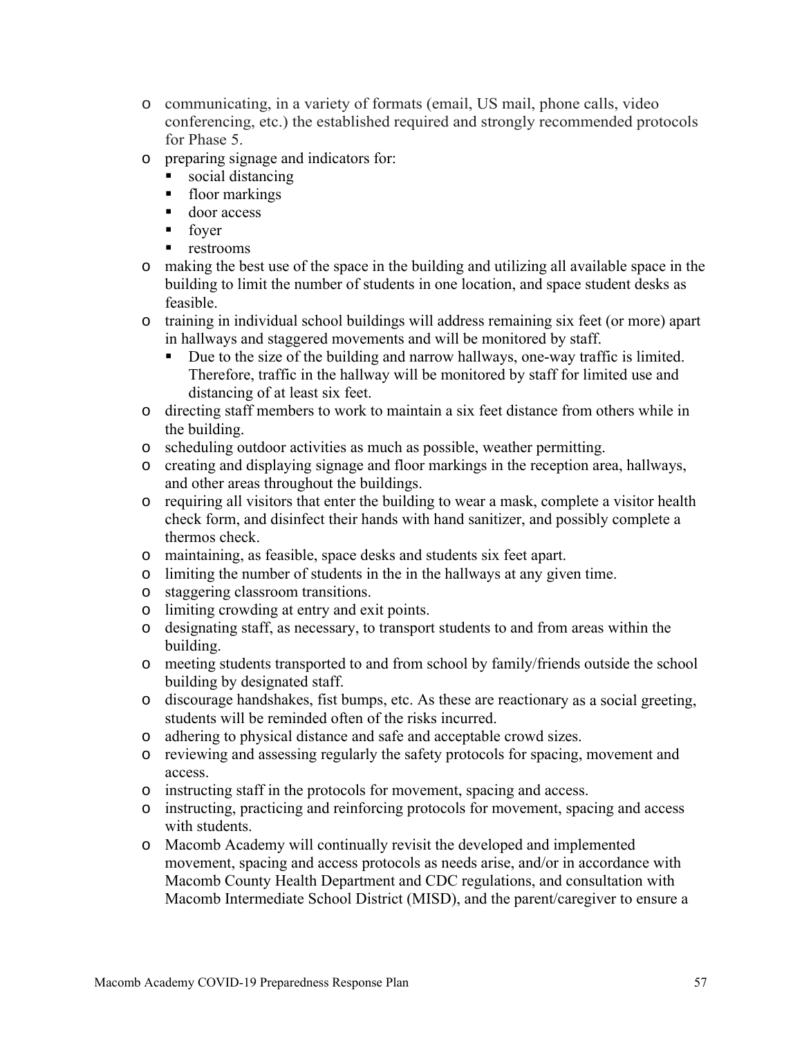- communicating, in a variety of formats (email, US mail, phone calls, video conferencing, etc.) the established required and strongly recommended protocols for Phase 5.
- preparing signage and indicators for:
  - social distancing
  - floor markings
  - door access
  - foyer
  - restrooms
- making the best use of the space in the building and utilizing all available space in the building to limit the number of students in one location, and space student desks as feasible.
- training in individual school buildings will address remaining six feet (or more) apart in hallways and staggered movements and will be monitored by staff.
  - Due to the size of the building and narrow hallways, one-way traffic is limited. Therefore, traffic in the hallway will be monitored by staff for limited use and distancing of at least six feet.
- directing staff members to work to maintain a six feet distance from others while in the building.
- scheduling outdoor activities as much as possible, weather permitting.
- creating and displaying signage and floor markings in the reception area, hallways, and other areas throughout the buildings.
- requiring all visitors that enter the building to wear a mask, complete a visitor health check form, and disinfect their hands with hand sanitizer, and possibly complete a thermos check.
- maintaining, as feasible, space desks and students six feet apart.
- limiting the number of students in the in the hallways at any given time.
- staggering classroom transitions.
- limiting crowding at entry and exit points.
- designating staff, as necessary, to transport students to and from areas within the building.
- meeting students transported to and from school by family/friends outside the school building by designated staff.
- discourage handshakes, fist bumps, etc. As these are reactionary as a social greeting, students will be reminded often of the risks incurred.
- adhering to physical distance and safe and acceptable crowd sizes.
- reviewing and assessing regularly the safety protocols for spacing, movement and access.
- instructing staff in the protocols for movement, spacing and access.
- instructing, practicing and reinforcing protocols for movement, spacing and access with students.
- Macomb Academy will continually revisit the developed and implemented movement, spacing and access protocols as needs arise, and/or in accordance with Macomb County Health Department and CDC regulations, and consultation with Macomb Intermediate School District (MISD), and the parent/caregiver to ensure a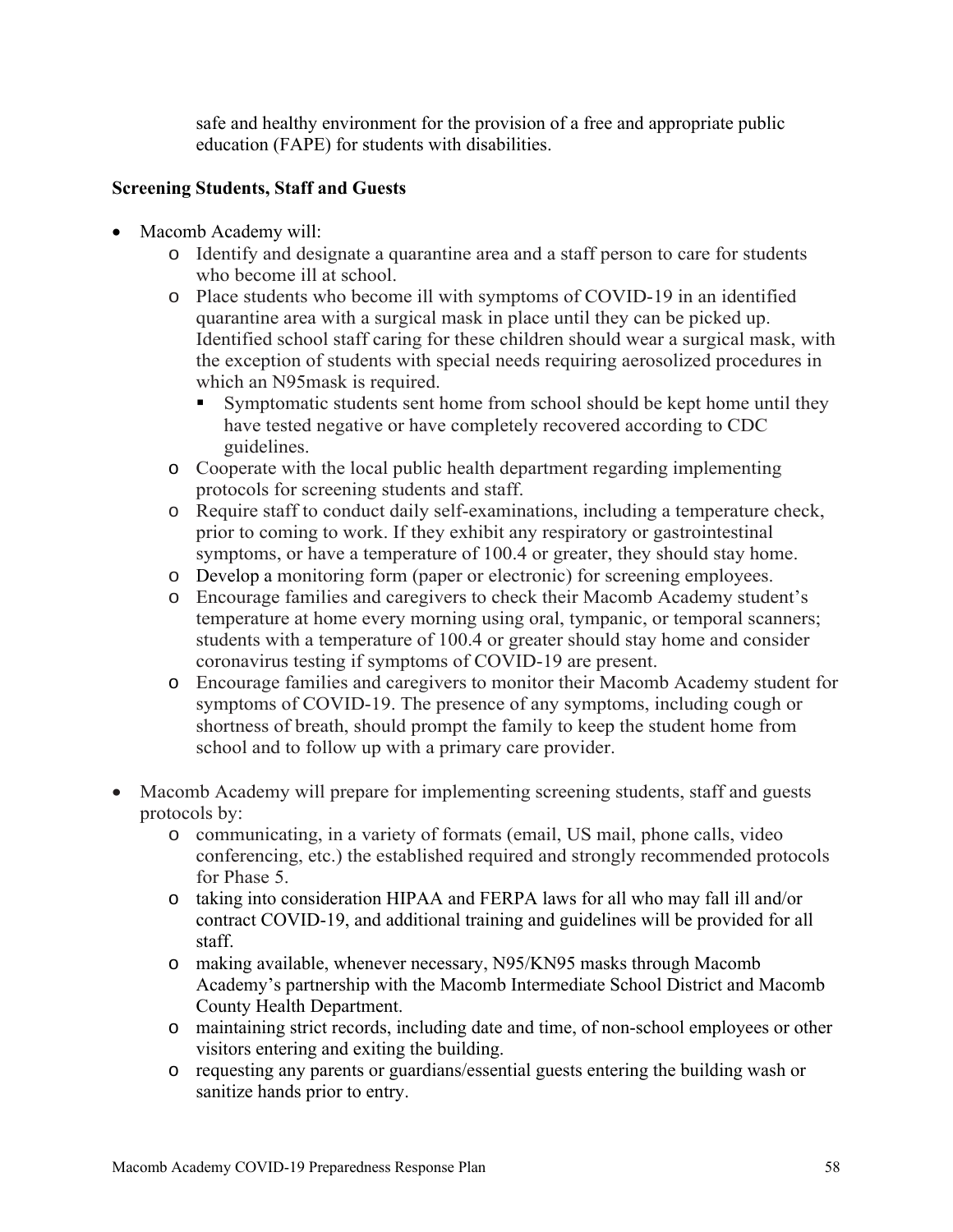safe and healthy environment for the provision of a free and appropriate public education (FAPE) for students with disabilities.

**Screening Students, Staff and Guests**

- Macomb Academy will:
  - Identify and designate a quarantine area and a staff person to care for students who become ill at school.
  - Place students who become ill with symptoms of COVID-19 in an identified quarantine area with a surgical mask in place until they can be picked up. Identified school staff caring for these children should wear a surgical mask, with the exception of students with special needs requiring aerosolized procedures in which an N95mask is required.
    - Symptomatic students sent home from school should be kept home until they have tested negative or have completely recovered according to CDC guidelines.
  - Cooperate with the local public health department regarding implementing protocols for screening students and staff.
  - Require staff to conduct daily self-examinations, including a temperature check, prior to coming to work. If they exhibit any respiratory or gastrointestinal symptoms, or have a temperature of 100.4 or greater, they should stay home.
  - Develop a monitoring form (paper or electronic) for screening employees.
  - Encourage families and caregivers to check their Macomb Academy student's temperature at home every morning using oral, tympanic, or temporal scanners; students with a temperature of 100.4 or greater should stay home and consider coronavirus testing if symptoms of COVID-19 are present.
  - Encourage families and caregivers to monitor their Macomb Academy student for symptoms of COVID-19. The presence of any symptoms, including cough or shortness of breath, should prompt the family to keep the student home from school and to follow up with a primary care provider.

- Macomb Academy will prepare for implementing screening students, staff and guests protocols by:
  - communicating, in a variety of formats (email, US mail, phone calls, video conferencing, etc.) the established required and strongly recommended protocols for Phase 5.
  - taking into consideration HIPAA and FERPA laws for all who may fall ill and/or contract COVID-19, and additional training and guidelines will be provided for all staff.
  - making available, whenever necessary, N95/KN95 masks through Macomb Academy's partnership with the Macomb Intermediate School District and Macomb County Health Department.
  - maintaining strict records, including date and time, of non-school employees or other visitors entering and exiting the building.
  - requesting any parents or guardians/essential guests entering the building wash or sanitize hands prior to entry.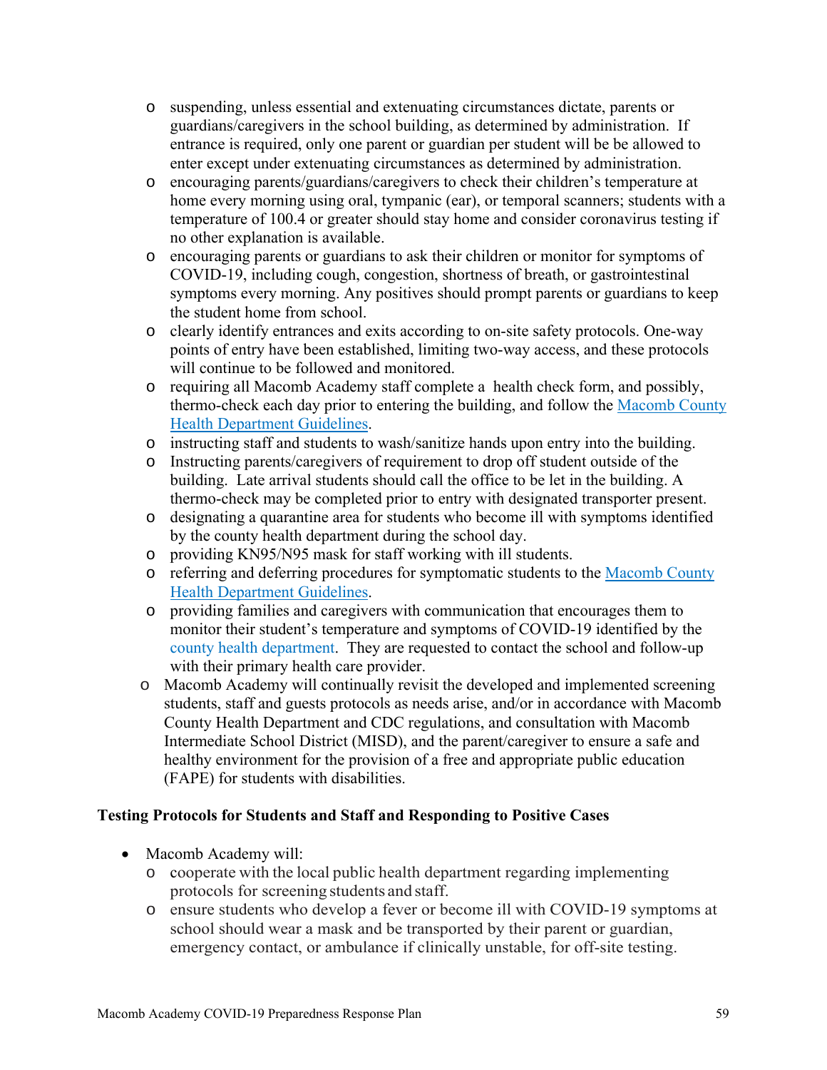- suspending, unless essential and extenuating circumstances dictate, parents or guardians/caregivers in the school building, as determined by administration. If entrance is required, only one parent or guardian per student will be be allowed to enter except under extenuating circumstances as determined by administration.
- encouraging parents/guardians/caregivers to check their children's temperature at home every morning using oral, tympanic (ear), or temporal scanners; students with a temperature of 100.4 or greater should stay home and consider coronavirus testing if no other explanation is available.
- encouraging parents or guardians to ask their children or monitor for symptoms of COVID-19, including cough, congestion, shortness of breath, or gastrointestinal symptoms every morning. Any positives should prompt parents or guardians to keep the student home from school.
- clearly identify entrances and exits according to on-site safety protocols. One-way points of entry have been established, limiting two-way access, and these protocols will continue to be followed and monitored.
- requiring all Macomb Academy staff complete a health check form, and possibly, thermo-check each day prior to entering the building, and follow the Macomb County Health Department Guidelines.
- instructing staff and students to wash/sanitize hands upon entry into the building.
- Instructing parents/caregivers of requirement to drop off student outside of the building. Late arrival students should call the office to be let in the building. A thermo-check may be completed prior to entry with designated transporter present.
- designating a quarantine area for students who become ill with symptoms identified by the county health department during the school day.
- providing KN95/N95 mask for staff working with ill students.
- referring and deferring procedures for symptomatic students to the Macomb County Health Department Guidelines.
- providing families and caregivers with communication that encourages them to monitor their student's temperature and symptoms of COVID-19 identified by the county health department. They are requested to contact the school and follow-up with their primary health care provider.
- Macomb Academy will continually revisit the developed and implemented screening students, staff and guests protocols as needs arise, and/or in accordance with Macomb County Health Department and CDC regulations, and consultation with Macomb Intermediate School District (MISD), and the parent/caregiver to ensure a safe and healthy environment for the provision of a free and appropriate public education (FAPE) for students with disabilities.

**Testing Protocols for Students and Staff and Responding to Positive Cases**

- Macomb Academy will:
  - cooperate with the local public health department regarding implementing protocols for screening students and staff.
  - ensure students who develop a fever or become ill with COVID-19 symptoms at school should wear a mask and be transported by their parent or guardian, emergency contact, or ambulance if clinically unstable, for off-site testing.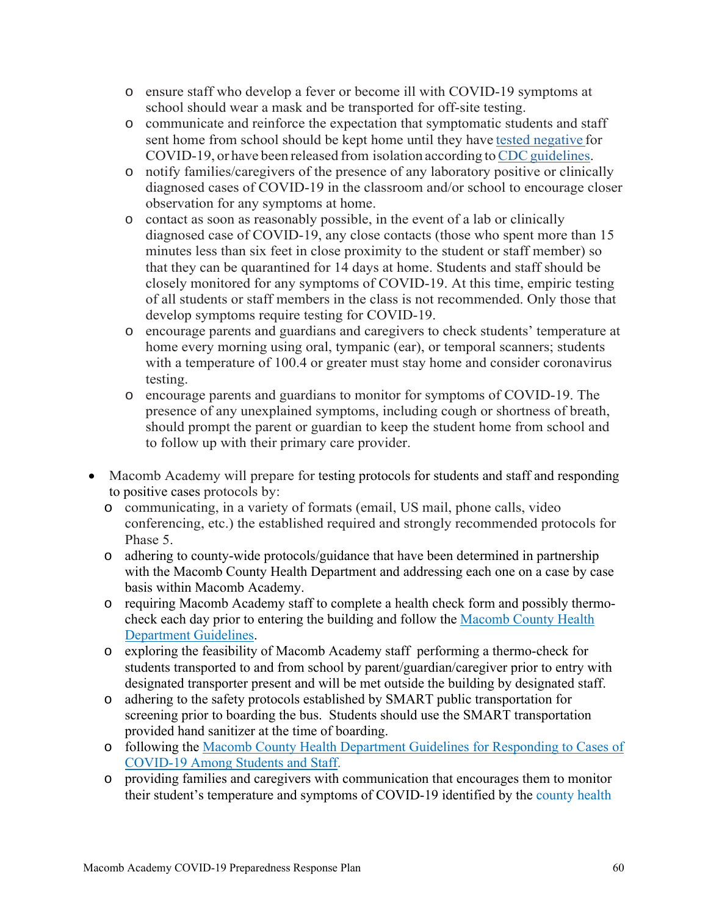- ensure staff who develop a fever or become ill with COVID-19 symptoms at school should wear a mask and be transported for off-site testing.
  - communicate and reinforce the expectation that symptomatic students and staff sent home from school should be kept home until they have [tested negative](#) for COVID-19, or have been released from isolation according to [CDC guidelines](#).
  - notify families/caregivers of the presence of any laboratory positive or clinically diagnosed cases of COVID-19 in the classroom and/or school to encourage closer observation for any symptoms at home.
  - contact as soon as reasonably possible, in the event of a lab or clinically diagnosed case of COVID-19, any close contacts (those who spent more than 15 minutes less than six feet in close proximity to the student or staff member) so that they can be quarantined for 14 days at home. Students and staff should be closely monitored for any symptoms of COVID-19. At this time, empiric testing of all students or staff members in the class is not recommended. Only those that develop symptoms require testing for COVID-19.
  - encourage parents and guardians and caregivers to check students' temperature at home every morning using oral, tympanic (ear), or temporal scanners; students with a temperature of 100.4 or greater must stay home and consider coronavirus testing.
  - encourage parents and guardians to monitor for symptoms of COVID-19. The presence of any unexplained symptoms, including cough or shortness of breath, should prompt the parent or guardian to keep the student home from school and to follow up with their primary care provider.

- Macomb Academy will prepare for testing protocols for students and staff and responding to positive cases protocols by:
  - communicating, in a variety of formats (email, US mail, phone calls, video conferencing, etc.) the established required and strongly recommended protocols for Phase 5.
  - adhering to county-wide protocols/guidance that have been determined in partnership with the Macomb County Health Department and addressing each one on a case by case basis within Macomb Academy.
  - requiring Macomb Academy staff to complete a health check form and possibly thermo-check each day prior to entering the building and follow the [Macomb County Health Department Guidelines](#).
  - exploring the feasibility of Macomb Academy staff performing a thermo-check for students transported to and from school by parent/guardian/caregiver prior to entry with designated transporter present and will be met outside the building by designated staff.
  - adhering to the safety protocols established by SMART public transportation for screening prior to boarding the bus. Students should use the SMART transportation provided hand sanitizer at the time of boarding.
  - following the [Macomb County Health Department Guidelines for Responding to Cases of COVID-19 Among Students and Staff](#).
  - providing families and caregivers with communication that encourages them to monitor their student's temperature and symptoms of COVID-19 identified by the county health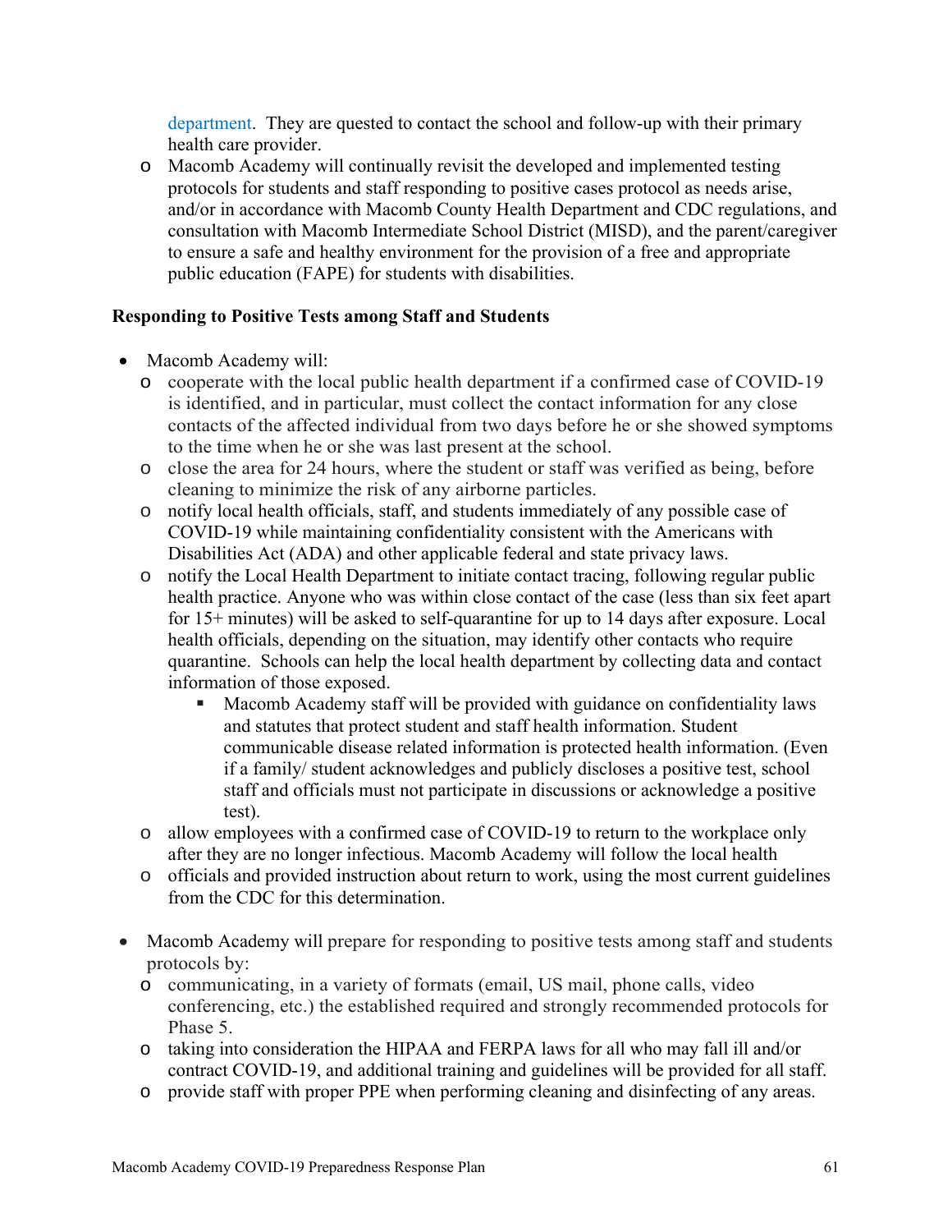department. They are quested to contact the school and follow-up with their primary health care provider.
  - Macomb Academy will continually revisit the developed and implemented testing protocols for students and staff responding to positive cases protocol as needs arise, and/or in accordance with Macomb County Health Department and CDC regulations, and consultation with Macomb Intermediate School District (MISD), and the parent/caregiver to ensure a safe and healthy environment for the provision of a free and appropriate public education (FAPE) for students with disabilities.

**Responding to Positive Tests among Staff and Students**

- Macomb Academy will:
  - cooperate with the local public health department if a confirmed case of COVID-19 is identified, and in particular, must collect the contact information for any close contacts of the affected individual from two days before he or she showed symptoms to the time when he or she was last present at the school.
  - close the area for 24 hours, where the student or staff was verified as being, before cleaning to minimize the risk of any airborne particles.
  - notify local health officials, staff, and students immediately of any possible case of COVID-19 while maintaining confidentiality consistent with the Americans with Disabilities Act (ADA) and other applicable federal and state privacy laws.
  - notify the Local Health Department to initiate contact tracing, following regular public health practice. Anyone who was within close contact of the case (less than six feet apart for 15+ minutes) will be asked to self-quarantine for up to 14 days after exposure. Local health officials, depending on the situation, may identify other contacts who require quarantine. Schools can help the local health department by collecting data and contact information of those exposed.
    - Macomb Academy staff will be provided with guidance on confidentiality laws and statutes that protect student and staff health information. Student communicable disease related information is protected health information. (Even if a family/ student acknowledges and publicly discloses a positive test, school staff and officials must not participate in discussions or acknowledge a positive test).
  - allow employees with a confirmed case of COVID-19 to return to the workplace only after they are no longer infectious. Macomb Academy will follow the local health
  - officials and provided instruction about return to work, using the most current guidelines from the CDC for this determination.

- Macomb Academy will prepare for responding to positive tests among staff and students protocols by:
  - communicating, in a variety of formats (email, US mail, phone calls, video conferencing, etc.) the established required and strongly recommended protocols for Phase 5.
  - taking into consideration the HIPAA and FERPA laws for all who may fall ill and/or contract COVID-19, and additional training and guidelines will be provided for all staff.
  - provide staff with proper PPE when performing cleaning and disinfecting of any areas.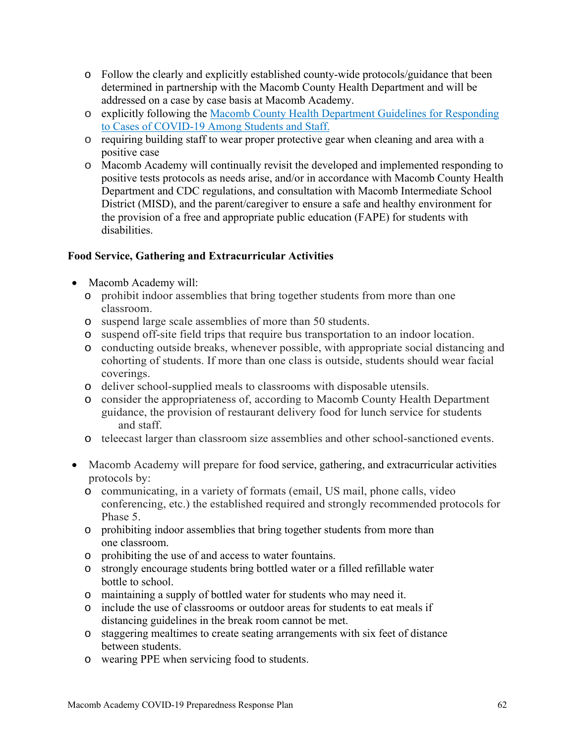- Follow the clearly and explicitly established county-wide protocols/guidance that been determined in partnership with the Macomb County Health Department and will be addressed on a case by case basis at Macomb Academy.
- explicitly following the [Macomb County Health Department Guidelines for Responding to Cases of COVID-19 Among Students and Staff.]()
- requiring building staff to wear proper protective gear when cleaning and area with a positive case
- Macomb Academy will continually revisit the developed and implemented responding to positive tests protocols as needs arise, and/or in accordance with Macomb County Health Department and CDC regulations, and consultation with Macomb Intermediate School District (MISD), and the parent/caregiver to ensure a safe and healthy environment for the provision of a free and appropriate public education (FAPE) for students with disabilities.

**Food Service, Gathering and Extracurricular Activities**

- Macomb Academy will:
  - prohibit indoor assemblies that bring together students from more than one classroom.
  - suspend large scale assemblies of more than 50 students.
  - suspend off-site field trips that require bus transportation to an indoor location.
  - conducting outside breaks, whenever possible, with appropriate social distancing and cohorting of students. If more than one class is outside, students should wear facial coverings.
  - deliver school-supplied meals to classrooms with disposable utensils.
  - consider the appropriateness of, according to Macomb County Health Department guidance, the provision of restaurant delivery food for lunch service for students and staff.
  - teleecast larger than classroom size assemblies and other school-sanctioned events.

- Macomb Academy will prepare for food service, gathering, and extracurricular activities protocols by:
  - communicating, in a variety of formats (email, US mail, phone calls, video conferencing, etc.) the established required and strongly recommended protocols for Phase 5.
  - prohibiting indoor assemblies that bring together students from more than one classroom.
  - prohibiting the use of and access to water fountains.
  - strongly encourage students bring bottled water or a filled refillable water bottle to school.
  - maintaining a supply of bottled water for students who may need it.
  - include the use of classrooms or outdoor areas for students to eat meals if distancing guidelines in the break room cannot be met.
  - staggering mealtimes to create seating arrangements with six feet of distance between students.
  - wearing PPE when servicing food to students.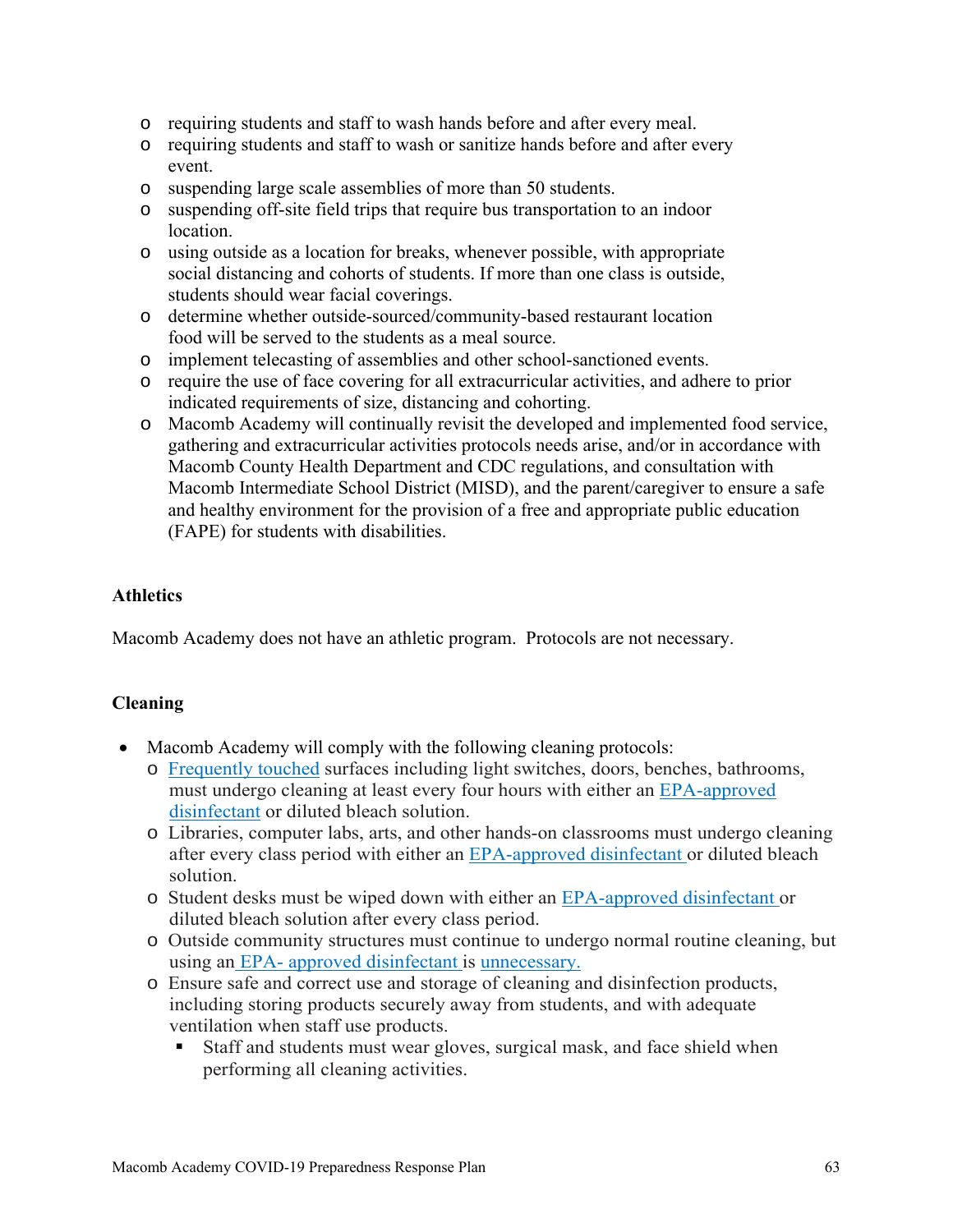- requiring students and staff to wash hands before and after every meal.
- requiring students and staff to wash or sanitize hands before and after every event.
- suspending large scale assemblies of more than 50 students.
- suspending off-site field trips that require bus transportation to an indoor location.
- using outside as a location for breaks, whenever possible, with appropriate social distancing and cohorts of students. If more than one class is outside, students should wear facial coverings.
- determine whether outside-sourced/community-based restaurant location food will be served to the students as a meal source.
- implement telecasting of assemblies and other school-sanctioned events.
- require the use of face covering for all extracurricular activities, and adhere to prior indicated requirements of size, distancing and cohorting.
- Macomb Academy will continually revisit the developed and implemented food service, gathering and extracurricular activities protocols needs arise, and/or in accordance with Macomb County Health Department and CDC regulations, and consultation with Macomb Intermediate School District (MISD), and the parent/caregiver to ensure a safe and healthy environment for the provision of a free and appropriate public education (FAPE) for students with disabilities.

**Athletics**

Macomb Academy does not have an athletic program. Protocols are not necessary.

**Cleaning**

- Macomb Academy will comply with the following cleaning protocols:
  - Frequently touched surfaces including light switches, doors, benches, bathrooms, must undergo cleaning at least every four hours with either an EPA-approved disinfectant or diluted bleach solution.
  - Libraries, computer labs, arts, and other hands-on classrooms must undergo cleaning after every class period with either an EPA-approved disinfectant or diluted bleach solution.
  - Student desks must be wiped down with either an EPA-approved disinfectant or diluted bleach solution after every class period.
  - Outside community structures must continue to undergo normal routine cleaning, but using an EPA- approved disinfectant is unnecessary.
  - Ensure safe and correct use and storage of cleaning and disinfection products, including storing products securely away from students, and with adequate ventilation when staff use products.
    - Staff and students must wear gloves, surgical mask, and face shield when performing all cleaning activities.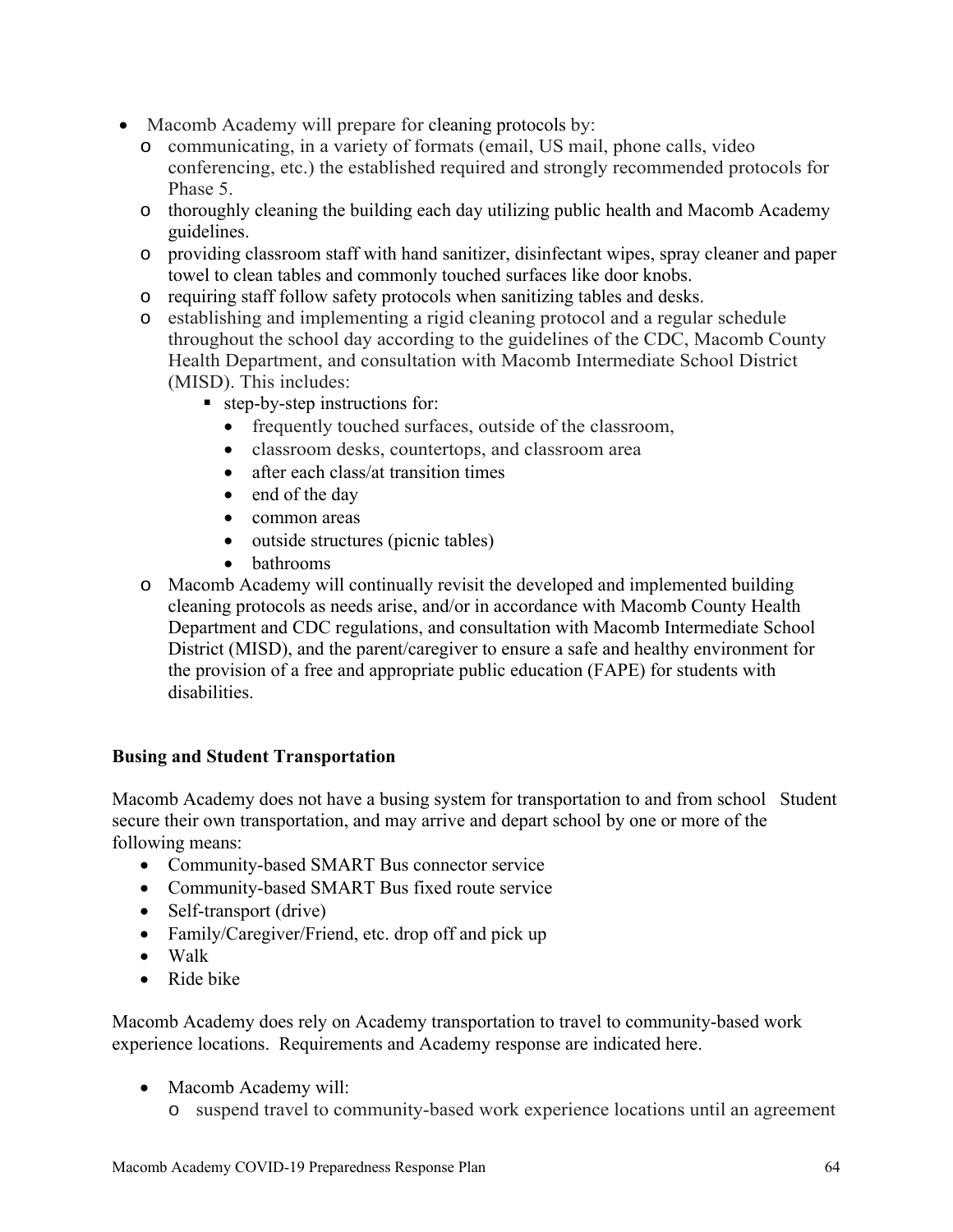- Macomb Academy will prepare for cleaning protocols by:
  - communicating, in a variety of formats (email, US mail, phone calls, video conferencing, etc.) the established required and strongly recommended protocols for Phase 5.
  - thoroughly cleaning the building each day utilizing public health and Macomb Academy guidelines.
  - providing classroom staff with hand sanitizer, disinfectant wipes, spray cleaner and paper towel to clean tables and commonly touched surfaces like door knobs.
  - requiring staff follow safety protocols when sanitizing tables and desks.
  - establishing and implementing a rigid cleaning protocol and a regular schedule throughout the school day according to the guidelines of the CDC, Macomb County Health Department, and consultation with Macomb Intermediate School District (MISD). This includes:
    - step-by-step instructions for:
      - frequently touched surfaces, outside of the classroom,
      - classroom desks, countertops, and classroom area
      - after each class/at transition times
      - end of the day
      - common areas
      - outside structures (picnic tables)
      - bathrooms
  - Macomb Academy will continually revisit the developed and implemented building cleaning protocols as needs arise, and/or in accordance with Macomb County Health Department and CDC regulations, and consultation with Macomb Intermediate School District (MISD), and the parent/caregiver to ensure a safe and healthy environment for the provision of a free and appropriate public education (FAPE) for students with disabilities.

**Busing and Student Transportation**

Macomb Academy does not have a busing system for transportation to and from school Student secure their own transportation, and may arrive and depart school by one or more of the following means:

- Community-based SMART Bus connector service
- Community-based SMART Bus fixed route service
- Self-transport (drive)
- Family/Caregiver/Friend, etc. drop off and pick up
- Walk
- Ride bike

Macomb Academy does rely on Academy transportation to travel to community-based work experience locations. Requirements and Academy response are indicated here.

- Macomb Academy will:
  - suspend travel to community-based work experience locations until an agreement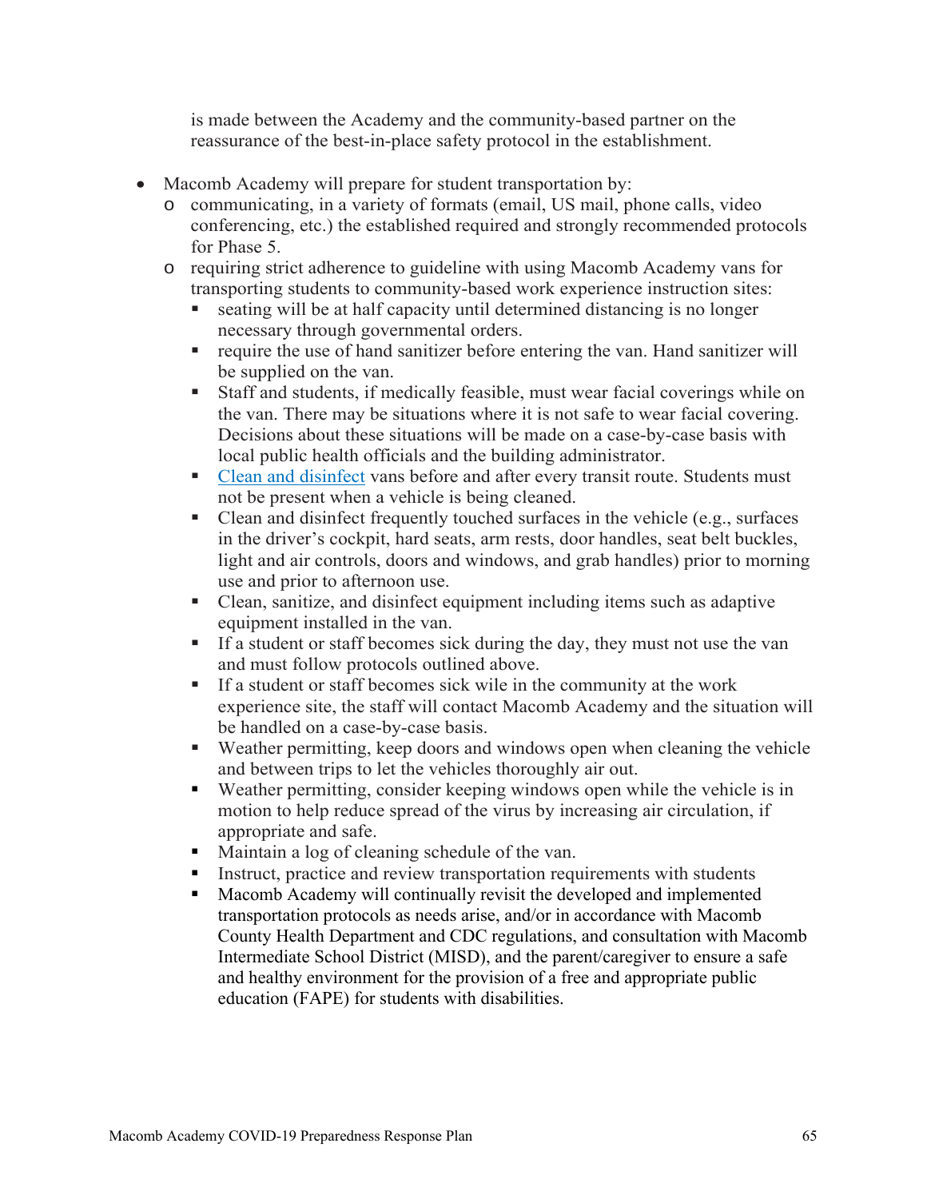is made between the Academy and the community-based partner on the reassurance of the best-in-place safety protocol in the establishment.

- Macomb Academy will prepare for student transportation by:
  - communicating, in a variety of formats (email, US mail, phone calls, video conferencing, etc.) the established required and strongly recommended protocols for Phase 5.
  - requiring strict adherence to guideline with using Macomb Academy vans for transporting students to community-based work experience instruction sites:
    - seating will be at half capacity until determined distancing is no longer necessary through governmental orders.
    - require the use of hand sanitizer before entering the van. Hand sanitizer will be supplied on the van.
    - Staff and students, if medically feasible, must wear facial coverings while on the van. There may be situations where it is not safe to wear facial covering. Decisions about these situations will be made on a case-by-case basis with local public health officials and the building administrator.
    - Clean and disinfect vans before and after every transit route. Students must not be present when a vehicle is being cleaned.
    - Clean and disinfect frequently touched surfaces in the vehicle (e.g., surfaces in the driver's cockpit, hard seats, arm rests, door handles, seat belt buckles, light and air controls, doors and windows, and grab handles) prior to morning use and prior to afternoon use.
    - Clean, sanitize, and disinfect equipment including items such as adaptive equipment installed in the van.
    - If a student or staff becomes sick during the day, they must not use the van and must follow protocols outlined above.
    - If a student or staff becomes sick wile in the community at the work experience site, the staff will contact Macomb Academy and the situation will be handled on a case-by-case basis.
    - Weather permitting, keep doors and windows open when cleaning the vehicle and between trips to let the vehicles thoroughly air out.
    - Weather permitting, consider keeping windows open while the vehicle is in motion to help reduce spread of the virus by increasing air circulation, if appropriate and safe.
    - Maintain a log of cleaning schedule of the van.
    - Instruct, practice and review transportation requirements with students
    - Macomb Academy will continually revisit the developed and implemented transportation protocols as needs arise, and/or in accordance with Macomb County Health Department and CDC regulations, and consultation with Macomb Intermediate School District (MISD), and the parent/caregiver to ensure a safe and healthy environment for the provision of a free and appropriate public education (FAPE) for students with disabilities.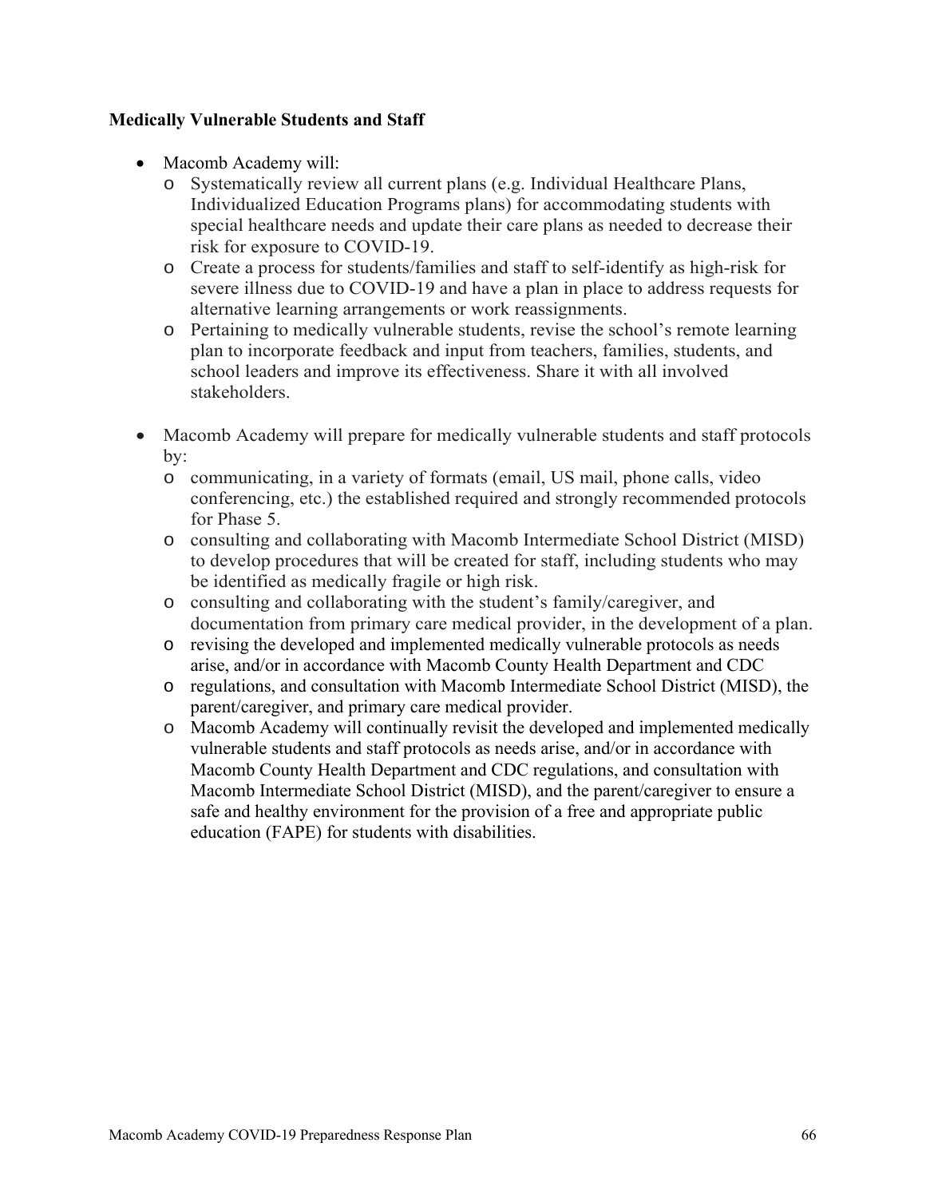**Medically Vulnerable Students and Staff**

- Macomb Academy will:
  - Systematically review all current plans (e.g. Individual Healthcare Plans, Individualized Education Programs plans) for accommodating students with special healthcare needs and update their care plans as needed to decrease their risk for exposure to COVID-19.
  - Create a process for students/families and staff to self-identify as high-risk for severe illness due to COVID-19 and have a plan in place to address requests for alternative learning arrangements or work reassignments.
  - Pertaining to medically vulnerable students, revise the school's remote learning plan to incorporate feedback and input from teachers, families, students, and school leaders and improve its effectiveness. Share it with all involved stakeholders.

- Macomb Academy will prepare for medically vulnerable students and staff protocols by:
  - communicating, in a variety of formats (email, US mail, phone calls, video conferencing, etc.) the established required and strongly recommended protocols for Phase 5.
  - consulting and collaborating with Macomb Intermediate School District (MISD) to develop procedures that will be created for staff, including students who may be identified as medically fragile or high risk.
  - consulting and collaborating with the student's family/caregiver, and documentation from primary care medical provider, in the development of a plan.
  - revising the developed and implemented medically vulnerable protocols as needs arise, and/or in accordance with Macomb County Health Department and CDC
  - regulations, and consultation with Macomb Intermediate School District (MISD), the parent/caregiver, and primary care medical provider.
  - Macomb Academy will continually revisit the developed and implemented medically vulnerable students and staff protocols as needs arise, and/or in accordance with Macomb County Health Department and CDC regulations, and consultation with Macomb Intermediate School District (MISD), and the parent/caregiver to ensure a safe and healthy environment for the provision of a free and appropriate public education (FAPE) for students with disabilities.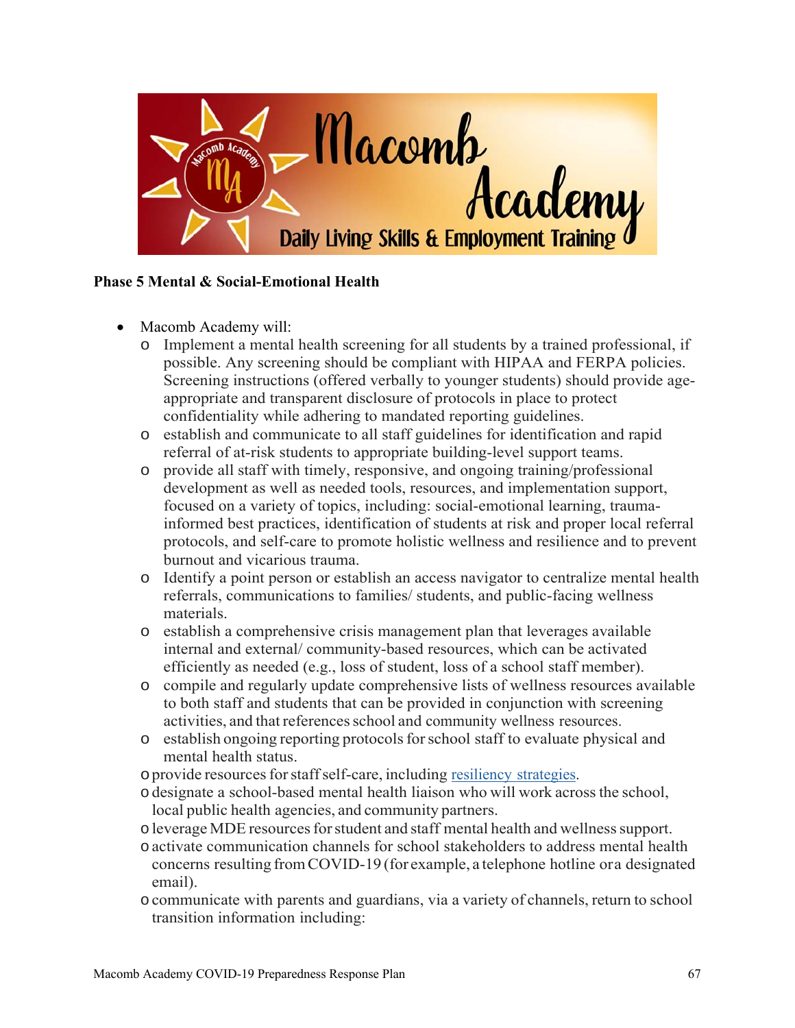**Phase 5 Mental & Social-Emotional Health**

- Macomb Academy will:
  - Implement a mental health screening for all students by a trained professional, if possible. Any screening should be compliant with HIPAA and FERPA policies. Screening instructions (offered verbally to younger students) should provide age-appropriate and transparent disclosure of protocols in place to protect confidentiality while adhering to mandated reporting guidelines.
  - establish and communicate to all staff guidelines for identification and rapid referral of at-risk students to appropriate building-level support teams.
  - provide all staff with timely, responsive, and ongoing training/professional development as well as needed tools, resources, and implementation support, focused on a variety of topics, including: social-emotional learning, trauma-informed best practices, identification of students at risk and proper local referral protocols, and self-care to promote holistic wellness and resilience and to prevent burnout and vicarious trauma.
  - Identify a point person or establish an access navigator to centralize mental health referrals, communications to families/ students, and public-facing wellness materials.
  - establish a comprehensive crisis management plan that leverages available internal and external/ community-based resources, which can be activated efficiently as needed (e.g., loss of student, loss of a school staff member).
  - compile and regularly update comprehensive lists of wellness resources available to both staff and students that can be provided in conjunction with screening activities, and that references school and community wellness resources.
  - establish ongoing reporting protocols for school staff to evaluate physical and mental health status.
  - provide resources for staff self-care, including resiliency strategies.
  - designate a school-based mental health liaison who will work across the school, local public health agencies, and community partners.
  - leverage MDE resources for student and staff mental health and wellness support.
  - activate communication channels for school stakeholders to address mental health concerns resulting from COVID-19 (for example, a telephone hotline or a designated email).
  - communicate with parents and guardians, via a variety of channels, return to school transition information including: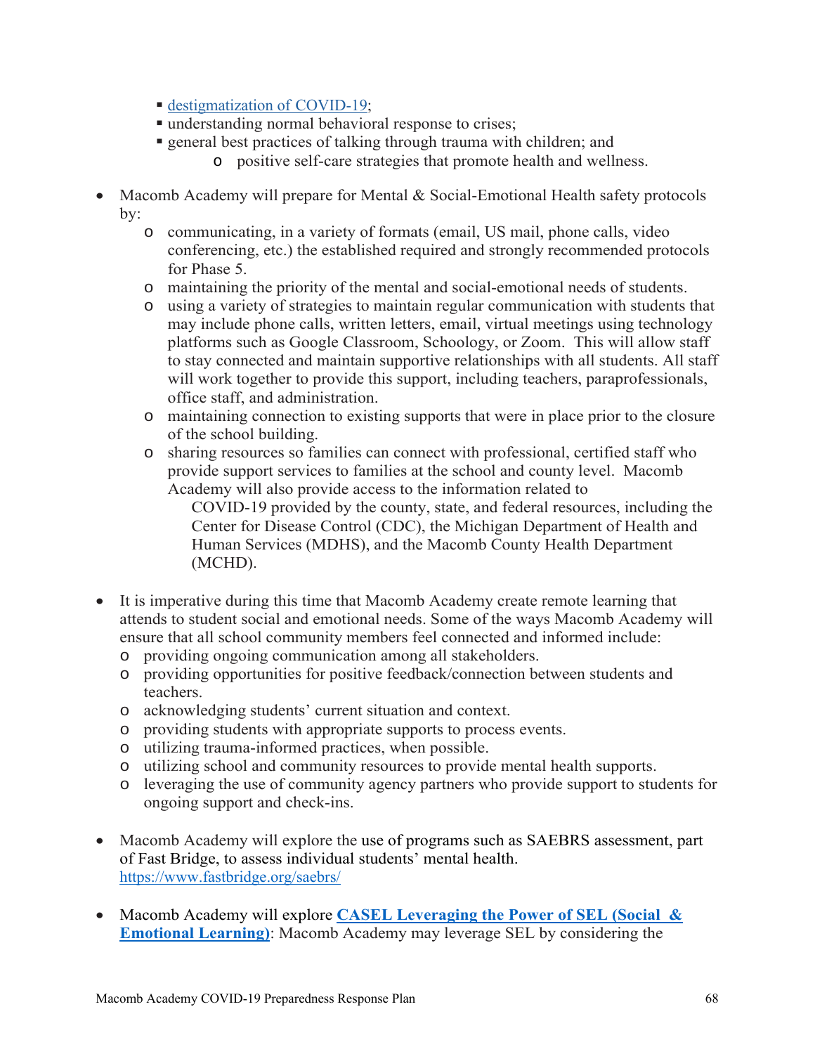- [destigmatization of COVID-19](#);
    - understanding normal behavioral response to crises;
    - general best practices of talking through trauma with children; and
        - positive self-care strategies that promote health and wellness.

- Macomb Academy will prepare for Mental & Social-Emotional Health safety protocols by:
    - communicating, in a variety of formats (email, US mail, phone calls, video conferencing, etc.) the established required and strongly recommended protocols for Phase 5.
    - maintaining the priority of the mental and social-emotional needs of students.
    - using a variety of strategies to maintain regular communication with students that may include phone calls, written letters, email, virtual meetings using technology platforms such as Google Classroom, Schoology, or Zoom. This will allow staff to stay connected and maintain supportive relationships with all students. All staff will work together to provide this support, including teachers, paraprofessionals, office staff, and administration.
    - maintaining connection to existing supports that were in place prior to the closure of the school building.
    - sharing resources so families can connect with professional, certified staff who provide support services to families at the school and county level. Macomb Academy will also provide access to the information related to COVID-19 provided by the county, state, and federal resources, including the Center for Disease Control (CDC), the Michigan Department of Health and Human Services (MDHS), and the Macomb County Health Department (MCHD).

- It is imperative during this time that Macomb Academy create remote learning that attends to student social and emotional needs. Some of the ways Macomb Academy will ensure that all school community members feel connected and informed include:
    - providing ongoing communication among all stakeholders.
    - providing opportunities for positive feedback/connection between students and teachers.
    - acknowledging students' current situation and context.
    - providing students with appropriate supports to process events.
    - utilizing trauma-informed practices, when possible.
    - utilizing school and community resources to provide mental health supports.
    - leveraging the use of community agency partners who provide support to students for ongoing support and check-ins.

- Macomb Academy will explore the use of programs such as SAEBRS assessment, part of Fast Bridge, to assess individual students' mental health. https://www.fastbridge.org/saebrs/

- Macomb Academy will explore **[CASEL Leveraging the Power of SEL (Social & Emotional Learning)](#)**: Macomb Academy may leverage SEL by considering the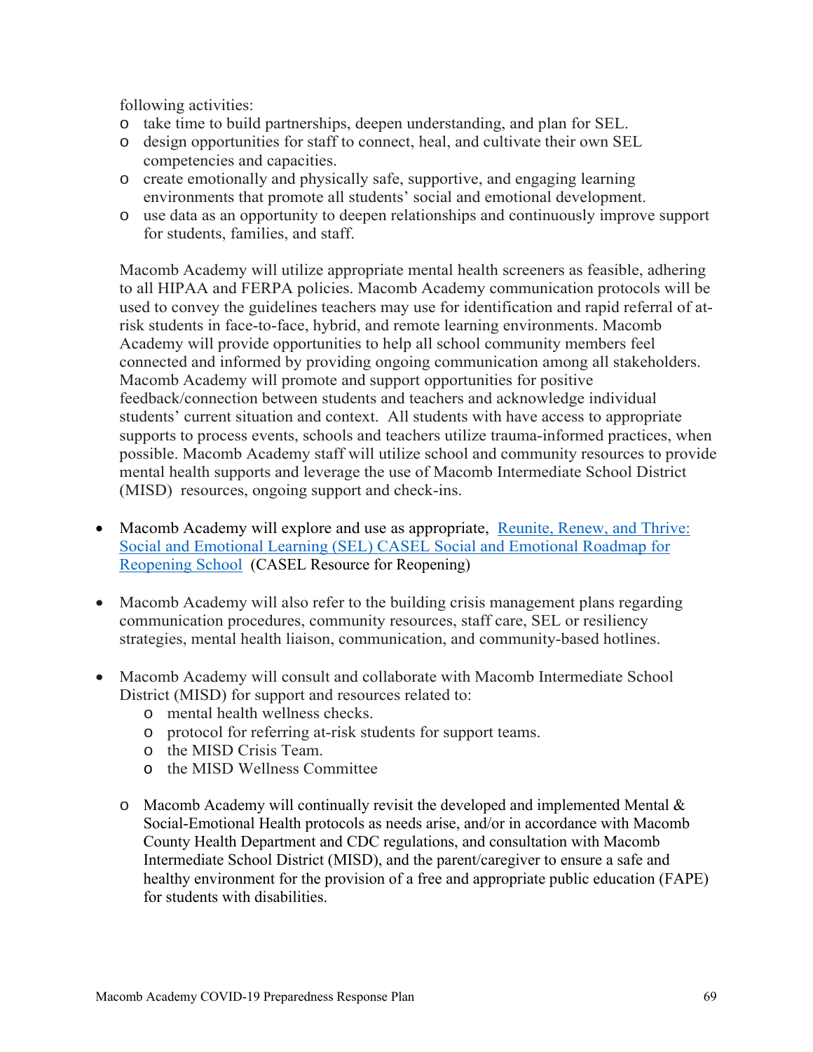following activities:

- take time to build partnerships, deepen understanding, and plan for SEL.
- design opportunities for staff to connect, heal, and cultivate their own SEL competencies and capacities.
- create emotionally and physically safe, supportive, and engaging learning environments that promote all students' social and emotional development.
- use data as an opportunity to deepen relationships and continuously improve support for students, families, and staff.

Macomb Academy will utilize appropriate mental health screeners as feasible, adhering to all HIPAA and FERPA policies. Macomb Academy communication protocols will be used to convey the guidelines teachers may use for identification and rapid referral of at-risk students in face-to-face, hybrid, and remote learning environments. Macomb Academy will provide opportunities to help all school community members feel connected and informed by providing ongoing communication among all stakeholders. Macomb Academy will promote and support opportunities for positive feedback/connection between students and teachers and acknowledge individual students' current situation and context. All students with have access to appropriate supports to process events, schools and teachers utilize trauma-informed practices, when possible. Macomb Academy staff will utilize school and community resources to provide mental health supports and leverage the use of Macomb Intermediate School District (MISD) resources, ongoing support and check-ins.

- Macomb Academy will explore and use as appropriate, [Reunite, Renew, and Thrive: Social and Emotional Learning (SEL) CASEL Social and Emotional Roadmap for Reopening School]() (CASEL Resource for Reopening)

- Macomb Academy will also refer to the building crisis management plans regarding communication procedures, community resources, staff care, SEL or resiliency strategies, mental health liaison, communication, and community-based hotlines.

- Macomb Academy will consult and collaborate with Macomb Intermediate School District (MISD) for support and resources related to:
  - mental health wellness checks.
  - protocol for referring at-risk students for support teams.
  - the MISD Crisis Team.
  - the MISD Wellness Committee

  - Macomb Academy will continually revisit the developed and implemented Mental & Social-Emotional Health protocols as needs arise, and/or in accordance with Macomb County Health Department and CDC regulations, and consultation with Macomb Intermediate School District (MISD), and the parent/caregiver to ensure a safe and healthy environment for the provision of a free and appropriate public education (FAPE) for students with disabilities.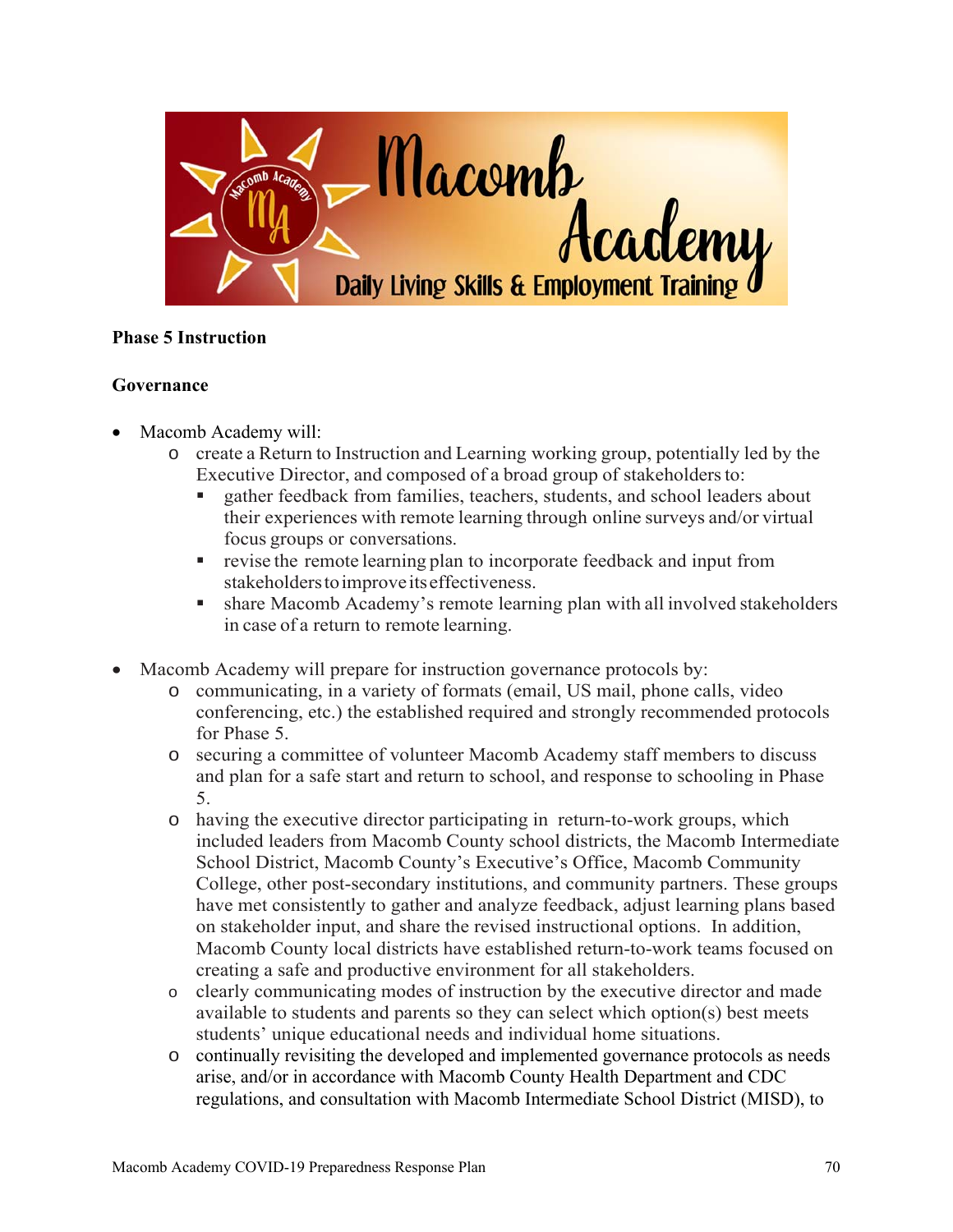**Phase 5 Instruction**

**Governance**

- Macomb Academy will:
  - create a Return to Instruction and Learning working group, potentially led by the Executive Director, and composed of a broad group of stakeholders to:
    - gather feedback from families, teachers, students, and school leaders about their experiences with remote learning through online surveys and/or virtual focus groups or conversations.
    - revise the remote learning plan to incorporate feedback and input from stakeholders to improve its effectiveness.
    - share Macomb Academy's remote learning plan with all involved stakeholders in case of a return to remote learning.

- Macomb Academy will prepare for instruction governance protocols by:
  - communicating, in a variety of formats (email, US mail, phone calls, video conferencing, etc.) the established required and strongly recommended protocols for Phase 5.
  - securing a committee of volunteer Macomb Academy staff members to discuss and plan for a safe start and return to school, and response to schooling in Phase 5.
  - having the executive director participating in return-to-work groups, which included leaders from Macomb County school districts, the Macomb Intermediate School District, Macomb County's Executive's Office, Macomb Community College, other post-secondary institutions, and community partners. These groups have met consistently to gather and analyze feedback, adjust learning plans based on stakeholder input, and share the revised instructional options. In addition, Macomb County local districts have established return-to-work teams focused on creating a safe and productive environment for all stakeholders.
  - clearly communicating modes of instruction by the executive director and made available to students and parents so they can select which option(s) best meets students' unique educational needs and individual home situations.
  - continually revisiting the developed and implemented governance protocols as needs arise, and/or in accordance with Macomb County Health Department and CDC regulations, and consultation with Macomb Intermediate School District (MISD), to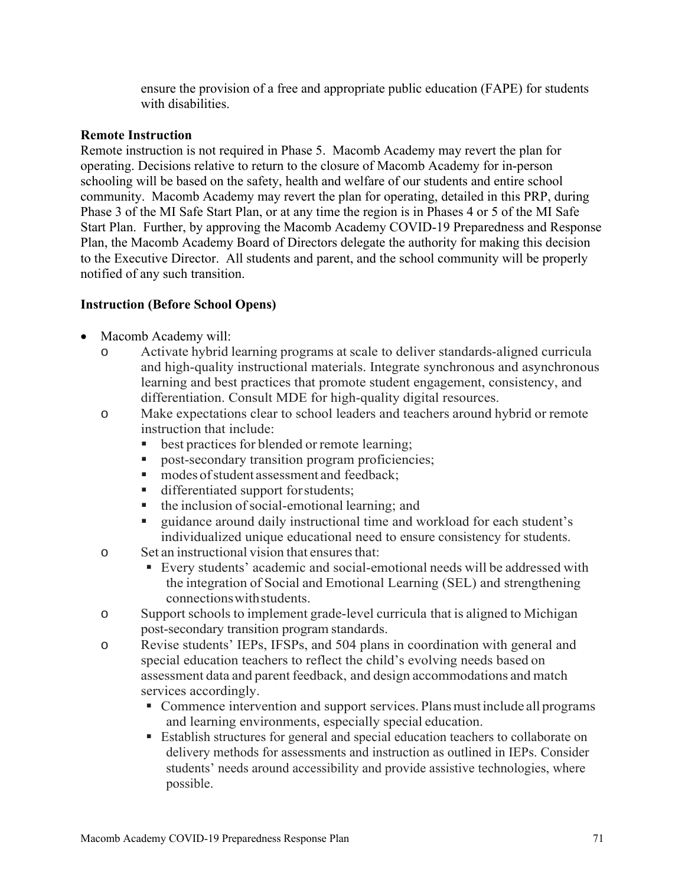ensure the provision of a free and appropriate public education (FAPE) for students with disabilities.

**Remote Instruction**

Remote instruction is not required in Phase 5. Macomb Academy may revert the plan for operating. Decisions relative to return to the closure of Macomb Academy for in-person schooling will be based on the safety, health and welfare of our students and entire school community. Macomb Academy may revert the plan for operating, detailed in this PRP, during Phase 3 of the MI Safe Start Plan, or at any time the region is in Phases 4 or 5 of the MI Safe Start Plan. Further, by approving the Macomb Academy COVID-19 Preparedness and Response Plan, the Macomb Academy Board of Directors delegate the authority for making this decision to the Executive Director. All students and parent, and the school community will be properly notified of any such transition.

**Instruction (Before School Opens)**

- Macomb Academy will:
  - Activate hybrid learning programs at scale to deliver standards-aligned curricula and high-quality instructional materials. Integrate synchronous and asynchronous learning and best practices that promote student engagement, consistency, and differentiation. Consult MDE for high-quality digital resources.
  - Make expectations clear to school leaders and teachers around hybrid or remote instruction that include:
    - best practices for blended or remote learning;
    - post-secondary transition program proficiencies;
    - modes of student assessment and feedback;
    - differentiated support for students;
    - the inclusion of social-emotional learning; and
    - guidance around daily instructional time and workload for each student's individualized unique educational need to ensure consistency for students.
  - Set an instructional vision that ensures that:
    - Every students' academic and social-emotional needs will be addressed with the integration of Social and Emotional Learning (SEL) and strengthening connections with students.
  - Support schools to implement grade-level curricula that is aligned to Michigan post-secondary transition program standards.
  - Revise students' IEPs, IFSPs, and 504 plans in coordination with general and special education teachers to reflect the child's evolving needs based on assessment data and parent feedback, and design accommodations and match services accordingly.
    - Commence intervention and support services. Plans must include all programs and learning environments, especially special education.
    - Establish structures for general and special education teachers to collaborate on delivery methods for assessments and instruction as outlined in IEPs. Consider students' needs around accessibility and provide assistive technologies, where possible.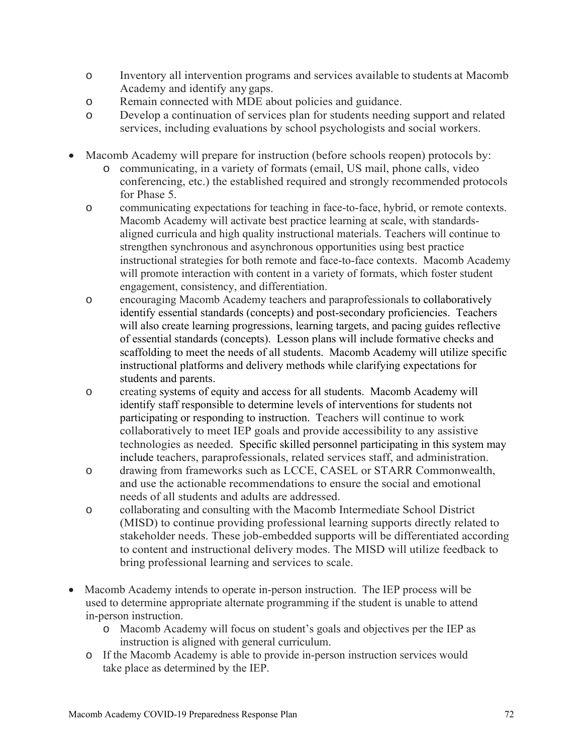- Inventory all intervention programs and services available to students at Macomb Academy and identify any gaps.
  - Remain connected with MDE about policies and guidance.
  - Develop a continuation of services plan for students needing support and related services, including evaluations by school psychologists and social workers.

- Macomb Academy will prepare for instruction (before schools reopen) protocols by:
  - communicating, in a variety of formats (email, US mail, phone calls, video conferencing, etc.) the established required and strongly recommended protocols for Phase 5.
  - communicating expectations for teaching in face-to-face, hybrid, or remote contexts. Macomb Academy will activate best practice learning at scale, with standards-aligned curricula and high quality instructional materials. Teachers will continue to strengthen synchronous and asynchronous opportunities using best practice instructional strategies for both remote and face-to-face contexts. Macomb Academy will promote interaction with content in a variety of formats, which foster student engagement, consistency, and differentiation.
  - encouraging Macomb Academy teachers and paraprofessionals to collaboratively identify essential standards (concepts) and post-secondary proficiencies. Teachers will also create learning progressions, learning targets, and pacing guides reflective of essential standards (concepts). Lesson plans will include formative checks and scaffolding to meet the needs of all students. Macomb Academy will utilize specific instructional platforms and delivery methods while clarifying expectations for students and parents.
  - creating systems of equity and access for all students. Macomb Academy will identify staff responsible to determine levels of interventions for students not participating or responding to instruction. Teachers will continue to work collaboratively to meet IEP goals and provide accessibility to any assistive technologies as needed. Specific skilled personnel participating in this system may include teachers, paraprofessionals, related services staff, and administration.
  - drawing from frameworks such as LCCE, CASEL or STARR Commonwealth, and use the actionable recommendations to ensure the social and emotional needs of all students and adults are addressed.
  - collaborating and consulting with the Macomb Intermediate School District (MISD) to continue providing professional learning supports directly related to stakeholder needs. These job-embedded supports will be differentiated according to content and instructional delivery modes. The MISD will utilize feedback to bring professional learning and services to scale.

- Macomb Academy intends to operate in-person instruction. The IEP process will be used to determine appropriate alternate programming if the student is unable to attend in-person instruction.
  - Macomb Academy will focus on student's goals and objectives per the IEP as instruction is aligned with general curriculum.
  - If the Macomb Academy is able to provide in-person instruction services would take place as determined by the IEP.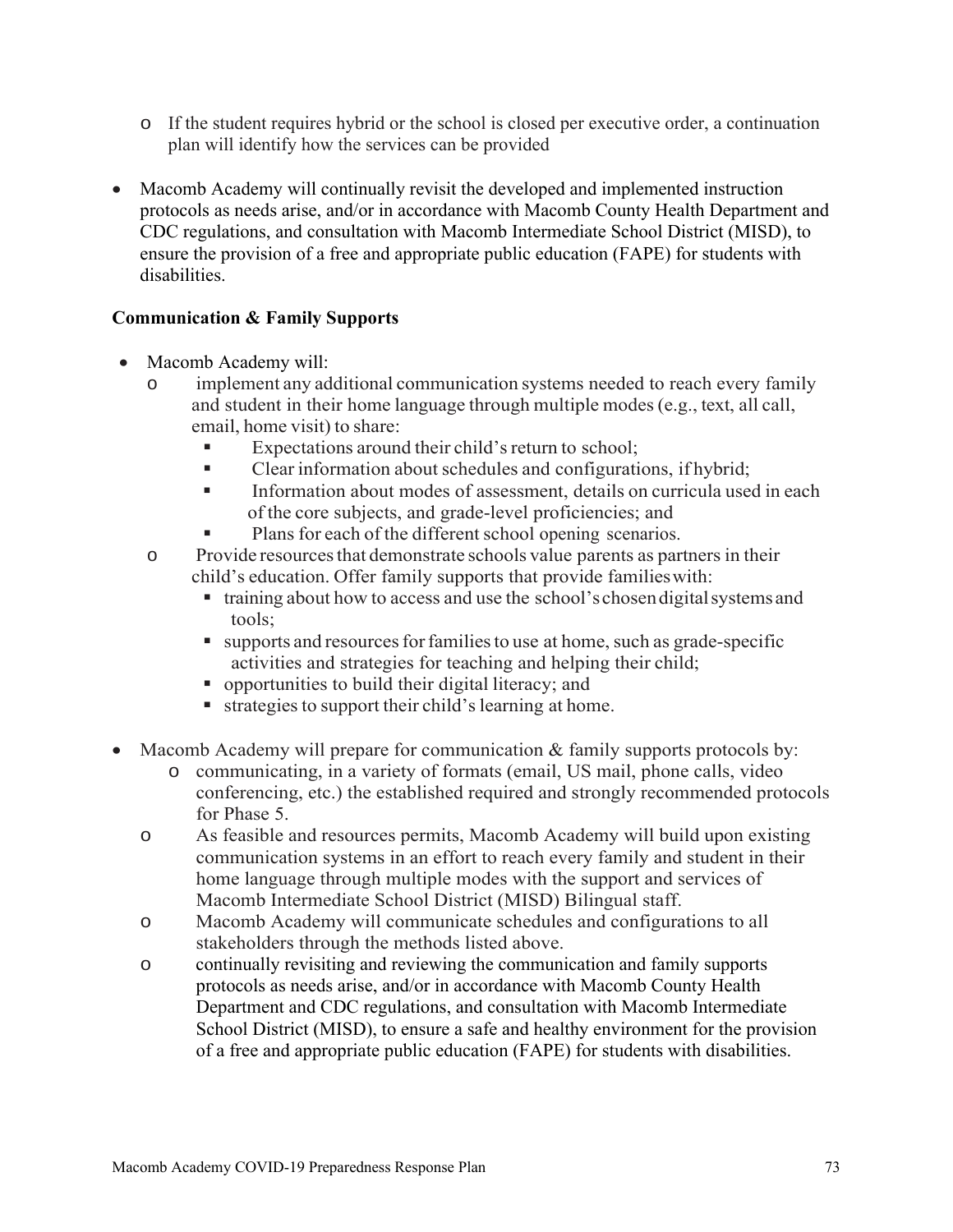- If the student requires hybrid or the school is closed per executive order, a continuation plan will identify how the services can be provided

- Macomb Academy will continually revisit the developed and implemented instruction protocols as needs arise, and/or in accordance with Macomb County Health Department and CDC regulations, and consultation with Macomb Intermediate School District (MISD), to ensure the provision of a free and appropriate public education (FAPE) for students with disabilities.

**Communication & Family Supports**

- Macomb Academy will:
    - implement any additional communication systems needed to reach every family and student in their home language through multiple modes (e.g., text, all call, email, home visit) to share:
        - Expectations around their child's return to school;
        - Clear information about schedules and configurations, if hybrid;
        - Information about modes of assessment, details on curricula used in each of the core subjects, and grade-level proficiencies; and
        - Plans for each of the different school opening scenarios.
    - Provide resources that demonstrate schools value parents as partners in their child's education. Offer family supports that provide families with:
        - training about how to access and use the school's chosen digital systems and tools;
        - supports and resources for families to use at home, such as grade-specific activities and strategies for teaching and helping their child;
        - opportunities to build their digital literacy; and
        - strategies to support their child's learning at home.

- Macomb Academy will prepare for communication & family supports protocols by:
    - communicating, in a variety of formats (email, US mail, phone calls, video conferencing, etc.) the established required and strongly recommended protocols for Phase 5.
    - As feasible and resources permits, Macomb Academy will build upon existing communication systems in an effort to reach every family and student in their home language through multiple modes with the support and services of Macomb Intermediate School District (MISD) Bilingual staff.
    - Macomb Academy will communicate schedules and configurations to all stakeholders through the methods listed above.
    - continually revisiting and reviewing the communication and family supports protocols as needs arise, and/or in accordance with Macomb County Health Department and CDC regulations, and consultation with Macomb Intermediate School District (MISD), to ensure a safe and healthy environment for the provision of a free and appropriate public education (FAPE) for students with disabilities.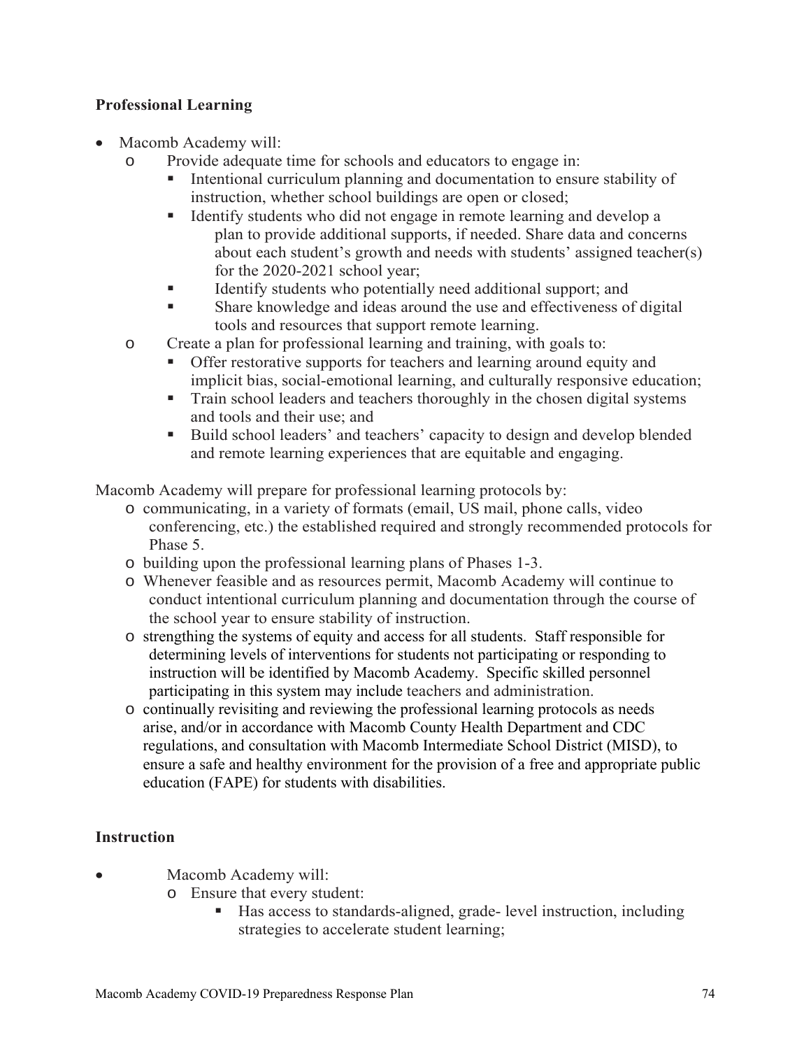**Professional Learning**

- Macomb Academy will:
  - Provide adequate time for schools and educators to engage in:
    - Intentional curriculum planning and documentation to ensure stability of instruction, whether school buildings are open or closed;
    - Identify students who did not engage in remote learning and develop a plan to provide additional supports, if needed. Share data and concerns about each student's growth and needs with students' assigned teacher(s) for the 2020-2021 school year;
    - Identify students who potentially need additional support; and
    - Share knowledge and ideas around the use and effectiveness of digital tools and resources that support remote learning.
  - Create a plan for professional learning and training, with goals to:
    - Offer restorative supports for teachers and learning around equity and implicit bias, social-emotional learning, and culturally responsive education;
    - Train school leaders and teachers thoroughly in the chosen digital systems and tools and their use; and
    - Build school leaders' and teachers' capacity to design and develop blended and remote learning experiences that are equitable and engaging.

Macomb Academy will prepare for professional learning protocols by:

- communicating, in a variety of formats (email, US mail, phone calls, video conferencing, etc.) the established required and strongly recommended protocols for Phase 5.
- building upon the professional learning plans of Phases 1-3.
- Whenever feasible and as resources permit, Macomb Academy will continue to conduct intentional curriculum planning and documentation through the course of the school year to ensure stability of instruction.
- strengthing the systems of equity and access for all students. Staff responsible for determining levels of interventions for students not participating or responding to instruction will be identified by Macomb Academy. Specific skilled personnel participating in this system may include teachers and administration.
- continually revisiting and reviewing the professional learning protocols as needs arise, and/or in accordance with Macomb County Health Department and CDC regulations, and consultation with Macomb Intermediate School District (MISD), to ensure a safe and healthy environment for the provision of a free and appropriate public education (FAPE) for students with disabilities.

**Instruction**

- Macomb Academy will:
  - Ensure that every student:
    - Has access to standards-aligned, grade- level instruction, including strategies to accelerate student learning;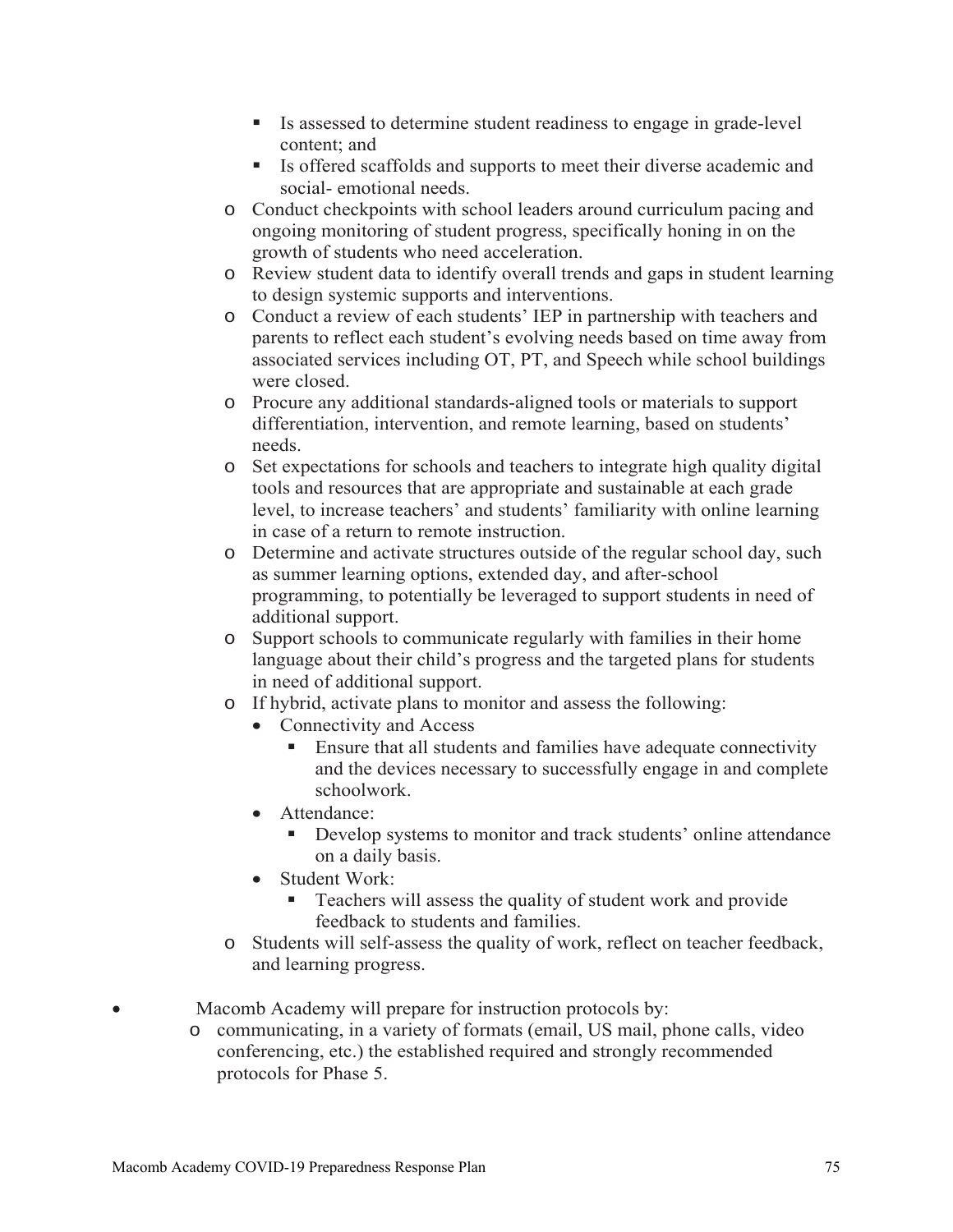- Is assessed to determine student readiness to engage in grade-level content; and
        - Is offered scaffolds and supports to meet their diverse academic and social- emotional needs.
    - Conduct checkpoints with school leaders around curriculum pacing and ongoing monitoring of student progress, specifically honing in on the growth of students who need acceleration.
    - Review student data to identify overall trends and gaps in student learning to design systemic supports and interventions.
    - Conduct a review of each students' IEP in partnership with teachers and parents to reflect each student's evolving needs based on time away from associated services including OT, PT, and Speech while school buildings were closed.
    - Procure any additional standards-aligned tools or materials to support differentiation, intervention, and remote learning, based on students' needs.
    - Set expectations for schools and teachers to integrate high quality digital tools and resources that are appropriate and sustainable at each grade level, to increase teachers' and students' familiarity with online learning in case of a return to remote instruction.
    - Determine and activate structures outside of the regular school day, such as summer learning options, extended day, and after-school programming, to potentially be leveraged to support students in need of additional support.
    - Support schools to communicate regularly with families in their home language about their child's progress and the targeted plans for students in need of additional support.
    - If hybrid, activate plans to monitor and assess the following:
        - Connectivity and Access
            - Ensure that all students and families have adequate connectivity and the devices necessary to successfully engage in and complete schoolwork.
        - Attendance:
            - Develop systems to monitor and track students' online attendance on a daily basis.
        - Student Work:
            - Teachers will assess the quality of student work and provide feedback to students and families.
    - Students will self-assess the quality of work, reflect on teacher feedback, and learning progress.

- Macomb Academy will prepare for instruction protocols by:
    - communicating, in a variety of formats (email, US mail, phone calls, video conferencing, etc.) the established required and strongly recommended protocols for Phase 5.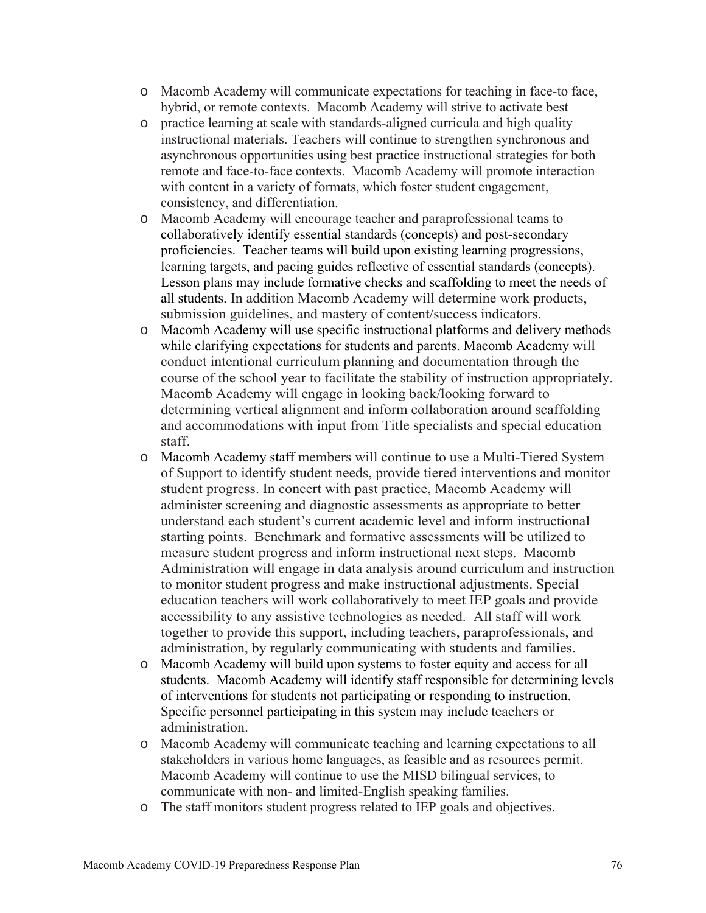- Macomb Academy will communicate expectations for teaching in face-to face, hybrid, or remote contexts. Macomb Academy will strive to activate best
- practice learning at scale with standards-aligned curricula and high quality instructional materials. Teachers will continue to strengthen synchronous and asynchronous opportunities using best practice instructional strategies for both remote and face-to-face contexts. Macomb Academy will promote interaction with content in a variety of formats, which foster student engagement, consistency, and differentiation.
- Macomb Academy will encourage teacher and paraprofessional teams to collaboratively identify essential standards (concepts) and post-secondary proficiencies. Teacher teams will build upon existing learning progressions, learning targets, and pacing guides reflective of essential standards (concepts). Lesson plans may include formative checks and scaffolding to meet the needs of all students. In addition Macomb Academy will determine work products, submission guidelines, and mastery of content/success indicators.
- Macomb Academy will use specific instructional platforms and delivery methods while clarifying expectations for students and parents. Macomb Academy will conduct intentional curriculum planning and documentation through the course of the school year to facilitate the stability of instruction appropriately. Macomb Academy will engage in looking back/looking forward to determining vertical alignment and inform collaboration around scaffolding and accommodations with input from Title specialists and special education staff.
- Macomb Academy staff members will continue to use a Multi-Tiered System of Support to identify student needs, provide tiered interventions and monitor student progress. In concert with past practice, Macomb Academy will administer screening and diagnostic assessments as appropriate to better understand each student's current academic level and inform instructional starting points. Benchmark and formative assessments will be utilized to measure student progress and inform instructional next steps. Macomb Administration will engage in data analysis around curriculum and instruction to monitor student progress and make instructional adjustments. Special education teachers will work collaboratively to meet IEP goals and provide accessibility to any assistive technologies as needed. All staff will work together to provide this support, including teachers, paraprofessionals, and administration, by regularly communicating with students and families.
- Macomb Academy will build upon systems to foster equity and access for all students. Macomb Academy will identify staff responsible for determining levels of interventions for students not participating or responding to instruction. Specific personnel participating in this system may include teachers or administration.
- Macomb Academy will communicate teaching and learning expectations to all stakeholders in various home languages, as feasible and as resources permit. Macomb Academy will continue to use the MISD bilingual services, to communicate with non- and limited-English speaking families.
- The staff monitors student progress related to IEP goals and objectives.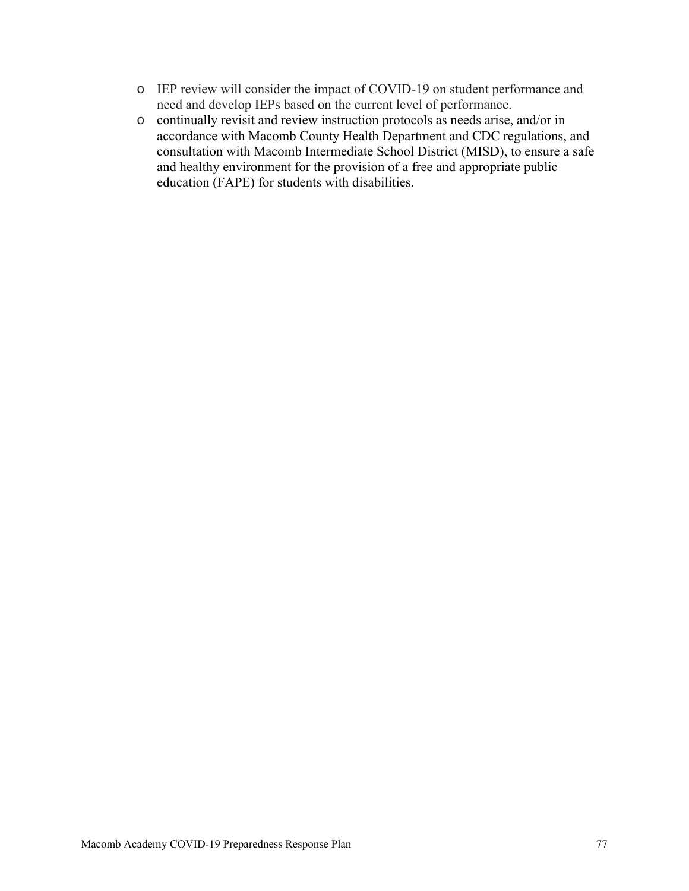- IEP review will consider the impact of COVID-19 on student performance and need and develop IEPs based on the current level of performance.
- continually revisit and review instruction protocols as needs arise, and/or in accordance with Macomb County Health Department and CDC regulations, and consultation with Macomb Intermediate School District (MISD), to ensure a safe and healthy environment for the provision of a free and appropriate public education (FAPE) for students with disabilities.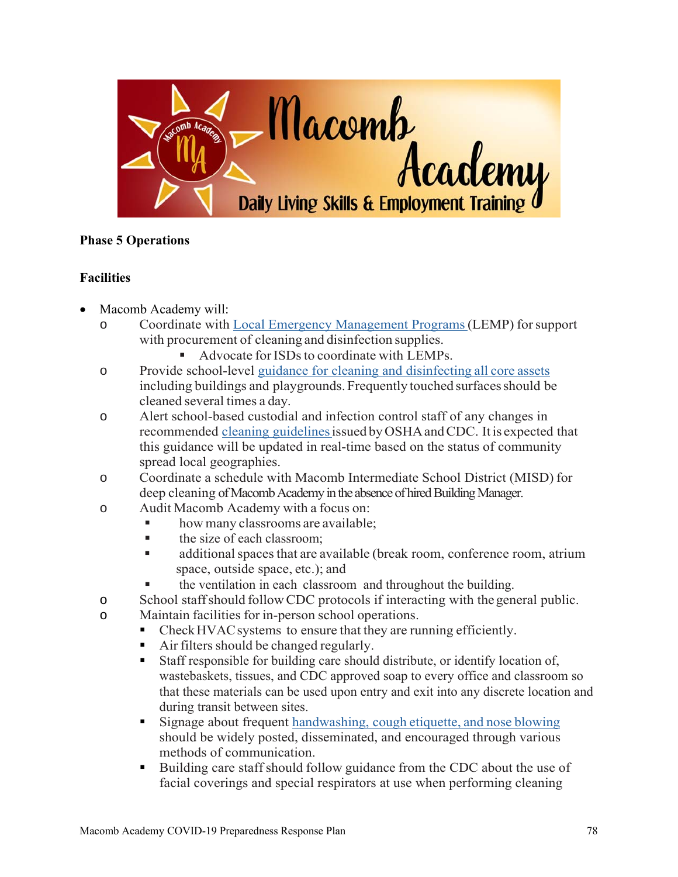**Phase 5 Operations**

**Facilities**

- Macomb Academy will:
  - Coordinate with Local Emergency Management Programs (LEMP) for support with procurement of cleaning and disinfection supplies.
    - Advocate for ISDs to coordinate with LEMPs.
  - Provide school-level guidance for cleaning and disinfecting all core assets including buildings and playgrounds. Frequently touched surfaces should be cleaned several times a day.
  - Alert school-based custodial and infection control staff of any changes in recommended cleaning guidelines issued by OSHA and CDC. It is expected that this guidance will be updated in real-time based on the status of community spread local geographies.
  - Coordinate a schedule with Macomb Intermediate School District (MISD) for deep cleaning of Macomb Academy in the absence of hired Building Manager.
  - Audit Macomb Academy with a focus on:
    - how many classrooms are available;
    - the size of each classroom;
    - additional spaces that are available (break room, conference room, atrium space, outside space, etc.); and
    - the ventilation in each classroom and throughout the building.
  - School staff should follow CDC protocols if interacting with the general public.
  - Maintain facilities for in-person school operations.
    - Check HVAC systems to ensure that they are running efficiently.
    - Air filters should be changed regularly.
    - Staff responsible for building care should distribute, or identify location of, wastebaskets, tissues, and CDC approved soap to every office and classroom so that these materials can be used upon entry and exit into any discrete location and during transit between sites.
    - Signage about frequent handwashing, cough etiquette, and nose blowing should be widely posted, disseminated, and encouraged through various methods of communication.
    - Building care staff should follow guidance from the CDC about the use of facial coverings and special respirators at use when performing cleaning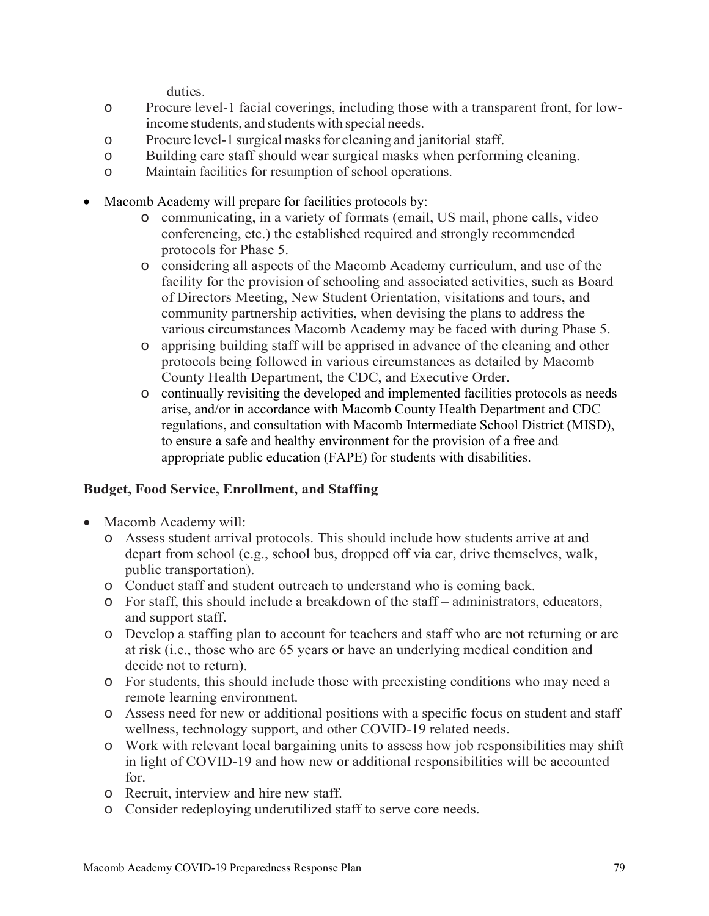duties.

  - Procure level-1 facial coverings, including those with a transparent front, for low-income students, and students with special needs.
  - Procure level-1 surgical masks for cleaning and janitorial staff.
  - Building care staff should wear surgical masks when performing cleaning.
  - Maintain facilities for resumption of school operations.

- Macomb Academy will prepare for facilities protocols by:
  - communicating, in a variety of formats (email, US mail, phone calls, video conferencing, etc.) the established required and strongly recommended protocols for Phase 5.
  - considering all aspects of the Macomb Academy curriculum, and use of the facility for the provision of schooling and associated activities, such as Board of Directors Meeting, New Student Orientation, visitations and tours, and community partnership activities, when devising the plans to address the various circumstances Macomb Academy may be faced with during Phase 5.
  - apprising building staff will be apprised in advance of the cleaning and other protocols being followed in various circumstances as detailed by Macomb County Health Department, the CDC, and Executive Order.
  - continually revisiting the developed and implemented facilities protocols as needs arise, and/or in accordance with Macomb County Health Department and CDC regulations, and consultation with Macomb Intermediate School District (MISD), to ensure a safe and healthy environment for the provision of a free and appropriate public education (FAPE) for students with disabilities.

**Budget, Food Service, Enrollment, and Staffing**

- Macomb Academy will:
  - Assess student arrival protocols. This should include how students arrive at and depart from school (e.g., school bus, dropped off via car, drive themselves, walk, public transportation).
  - Conduct staff and student outreach to understand who is coming back.
  - For staff, this should include a breakdown of the staff – administrators, educators, and support staff.
  - Develop a staffing plan to account for teachers and staff who are not returning or are at risk (i.e., those who are 65 years or have an underlying medical condition and decide not to return).
  - For students, this should include those with preexisting conditions who may need a remote learning environment.
  - Assess need for new or additional positions with a specific focus on student and staff wellness, technology support, and other COVID-19 related needs.
  - Work with relevant local bargaining units to assess how job responsibilities may shift in light of COVID-19 and how new or additional responsibilities will be accounted for.
  - Recruit, interview and hire new staff.
  - Consider redeploying underutilized staff to serve core needs.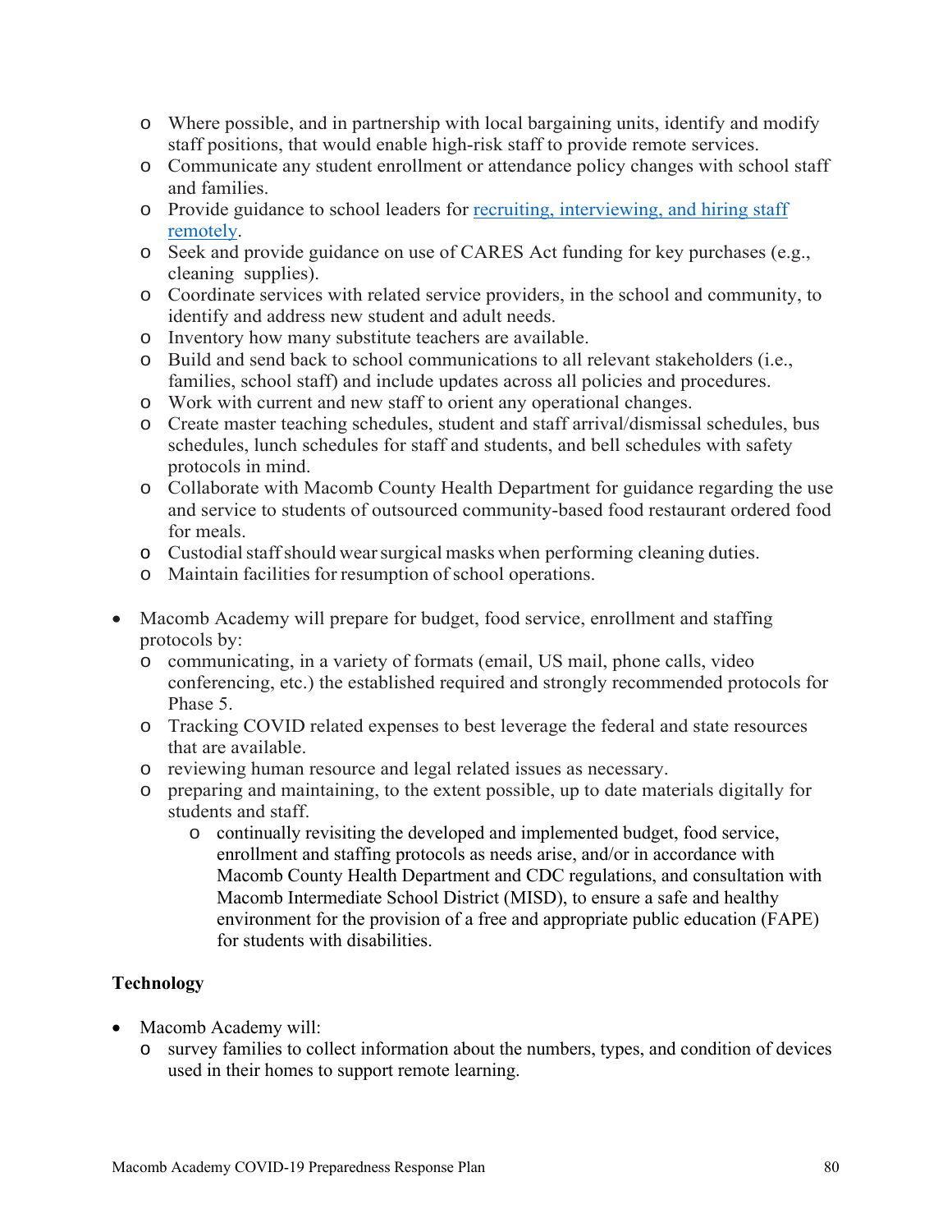- Where possible, and in partnership with local bargaining units, identify and modify staff positions, that would enable high-risk staff to provide remote services.
  - Communicate any student enrollment or attendance policy changes with school staff and families.
  - Provide guidance to school leaders for [recruiting, interviewing, and hiring staff remotely]().
  - Seek and provide guidance on use of CARES Act funding for key purchases (e.g., cleaning supplies).
  - Coordinate services with related service providers, in the school and community, to identify and address new student and adult needs.
  - Inventory how many substitute teachers are available.
  - Build and send back to school communications to all relevant stakeholders (i.e., families, school staff) and include updates across all policies and procedures.
  - Work with current and new staff to orient any operational changes.
  - Create master teaching schedules, student and staff arrival/dismissal schedules, bus schedules, lunch schedules for staff and students, and bell schedules with safety protocols in mind.
  - Collaborate with Macomb County Health Department for guidance regarding the use and service to students of outsourced community-based food restaurant ordered food for meals.
  - Custodial staff should wear surgical masks when performing cleaning duties.
  - Maintain facilities for resumption of school operations.

- Macomb Academy will prepare for budget, food service, enrollment and staffing protocols by:
  - communicating, in a variety of formats (email, US mail, phone calls, video conferencing, etc.) the established required and strongly recommended protocols for Phase 5.
  - Tracking COVID related expenses to best leverage the federal and state resources that are available.
  - reviewing human resource and legal related issues as necessary.
  - preparing and maintaining, to the extent possible, up to date materials digitally for students and staff.
    - continually revisiting the developed and implemented budget, food service, enrollment and staffing protocols as needs arise, and/or in accordance with Macomb County Health Department and CDC regulations, and consultation with Macomb Intermediate School District (MISD), to ensure a safe and healthy environment for the provision of a free and appropriate public education (FAPE) for students with disabilities.

**Technology**

- Macomb Academy will:
  - survey families to collect information about the numbers, types, and condition of devices used in their homes to support remote learning.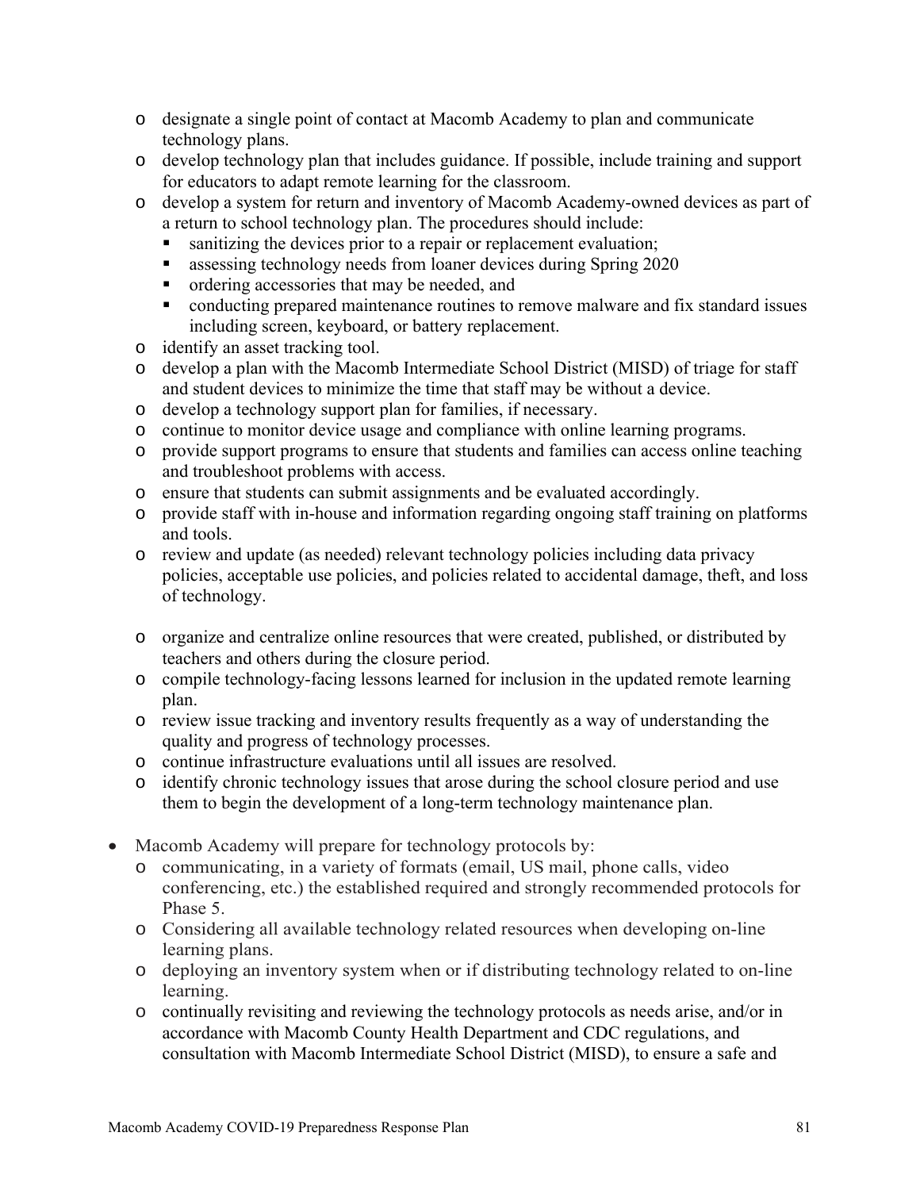- designate a single point of contact at Macomb Academy to plan and communicate technology plans.
- develop technology plan that includes guidance. If possible, include training and support for educators to adapt remote learning for the classroom.
- develop a system for return and inventory of Macomb Academy-owned devices as part of a return to school technology plan. The procedures should include:
  - sanitizing the devices prior to a repair or replacement evaluation;
  - assessing technology needs from loaner devices during Spring 2020
  - ordering accessories that may be needed, and
  - conducting prepared maintenance routines to remove malware and fix standard issues including screen, keyboard, or battery replacement.
- identify an asset tracking tool.
- develop a plan with the Macomb Intermediate School District (MISD) of triage for staff and student devices to minimize the time that staff may be without a device.
- develop a technology support plan for families, if necessary.
- continue to monitor device usage and compliance with online learning programs.
- provide support programs to ensure that students and families can access online teaching and troubleshoot problems with access.
- ensure that students can submit assignments and be evaluated accordingly.
- provide staff with in-house and information regarding ongoing staff training on platforms and tools.
- review and update (as needed) relevant technology policies including data privacy policies, acceptable use policies, and policies related to accidental damage, theft, and loss of technology.

- organize and centralize online resources that were created, published, or distributed by teachers and others during the closure period.
- compile technology-facing lessons learned for inclusion in the updated remote learning plan.
- review issue tracking and inventory results frequently as a way of understanding the quality and progress of technology processes.
- continue infrastructure evaluations until all issues are resolved.
- identify chronic technology issues that arose during the school closure period and use them to begin the development of a long-term technology maintenance plan.

- Macomb Academy will prepare for technology protocols by:
  - communicating, in a variety of formats (email, US mail, phone calls, video conferencing, etc.) the established required and strongly recommended protocols for Phase 5.
  - Considering all available technology related resources when developing on-line learning plans.
  - deploying an inventory system when or if distributing technology related to on-line learning.
  - continually revisiting and reviewing the technology protocols as needs arise, and/or in accordance with Macomb County Health Department and CDC regulations, and consultation with Macomb Intermediate School District (MISD), to ensure a safe and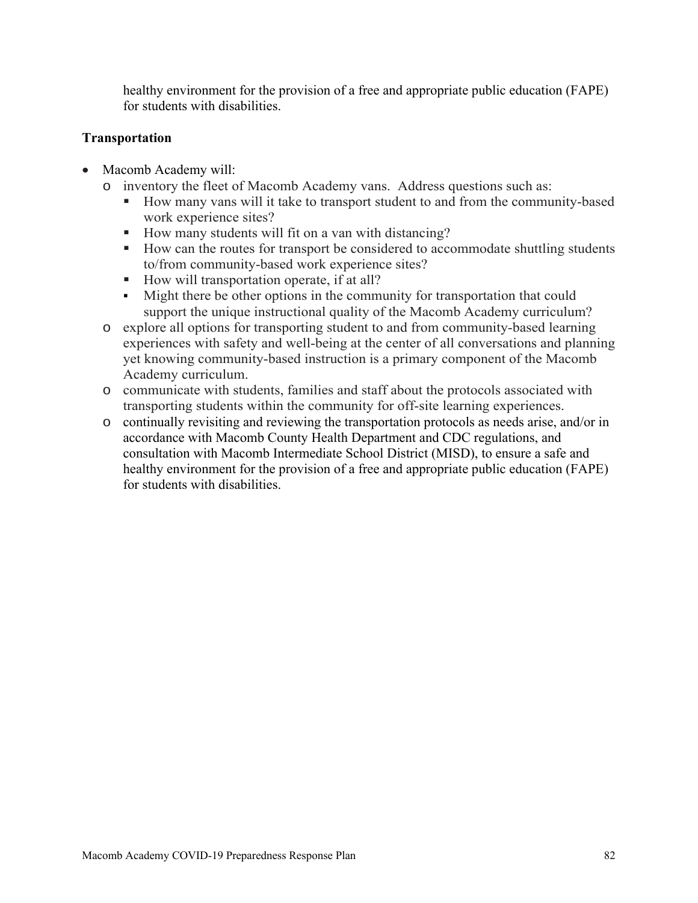healthy environment for the provision of a free and appropriate public education (FAPE) for students with disabilities.

**Transportation**

- Macomb Academy will:
  - inventory the fleet of Macomb Academy vans. Address questions such as:
    - How many vans will it take to transport student to and from the community-based work experience sites?
    - How many students will fit on a van with distancing?
    - How can the routes for transport be considered to accommodate shuttling students to/from community-based work experience sites?
    - How will transportation operate, if at all?
    - Might there be other options in the community for transportation that could support the unique instructional quality of the Macomb Academy curriculum?
  - explore all options for transporting student to and from community-based learning experiences with safety and well-being at the center of all conversations and planning yet knowing community-based instruction is a primary component of the Macomb Academy curriculum.
  - communicate with students, families and staff about the protocols associated with transporting students within the community for off-site learning experiences.
  - continually revisiting and reviewing the transportation protocols as needs arise, and/or in accordance with Macomb County Health Department and CDC regulations, and consultation with Macomb Intermediate School District (MISD), to ensure a safe and healthy environment for the provision of a free and appropriate public education (FAPE) for students with disabilities.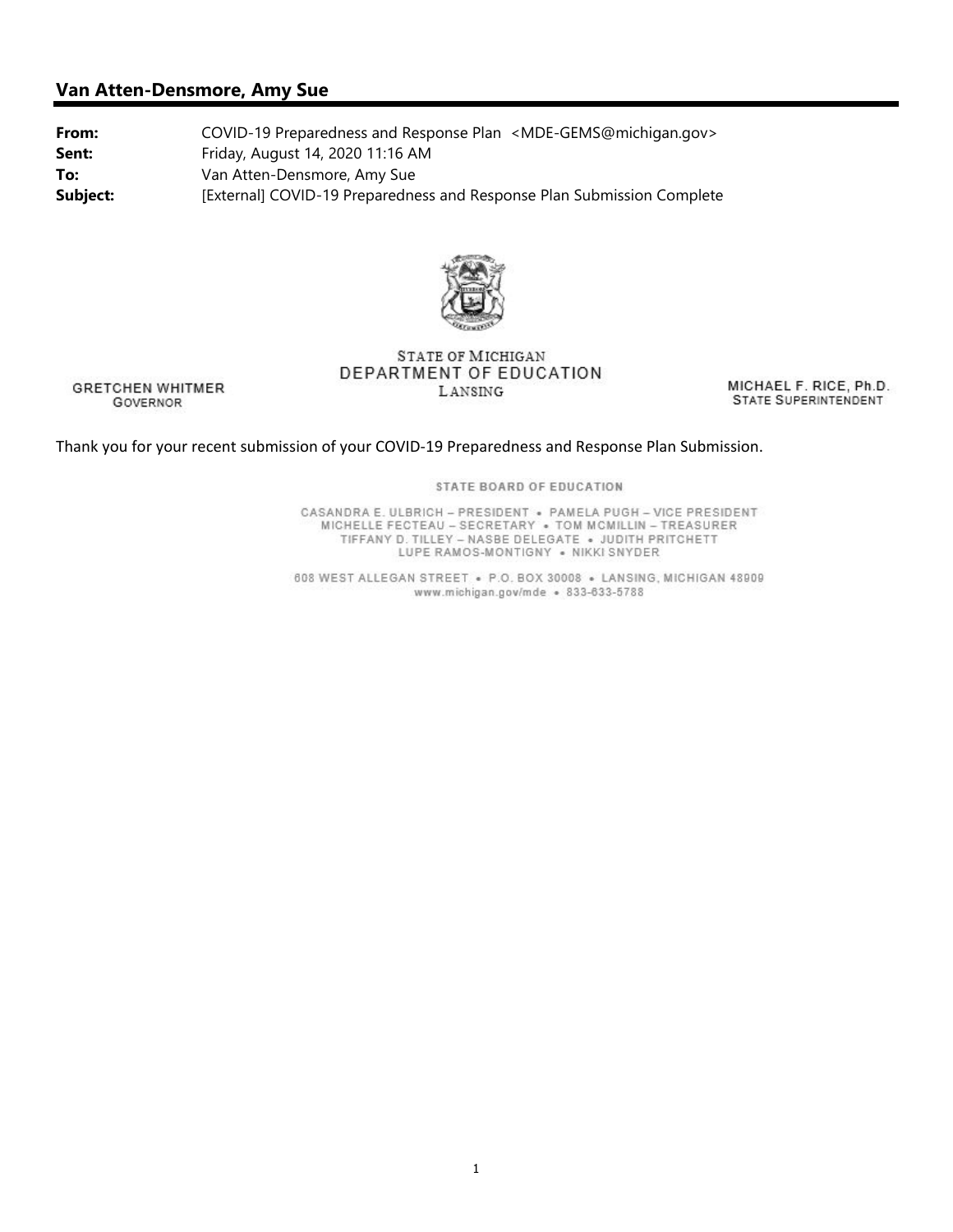## Van Atten-Densmore, Amy Sue

**From:** COVID-19 Preparedness and Response Plan <MDE-GEMS@michigan.gov>
**Sent:** Friday, August 14, 2020 11:16 AM
**To:** Van Atten-Densmore, Amy Sue
**Subject:** [External] COVID-19 Preparedness and Response Plan Submission Complete

STATE OF MICHIGAN
DEPARTMENT OF EDUCATION
LANSING

GRETCHEN WHITMER
GOVERNOR

MICHAEL F. RICE, Ph.D.
STATE SUPERINTENDENT

Thank you for your recent submission of your COVID-19 Preparedness and Response Plan Submission.

STATE BOARD OF EDUCATION

CASANDRA E. ULBRICH – PRESIDENT • PAMELA PUGH – VICE PRESIDENT
MICHELLE FECTEAU – SECRETARY • TOM MCMILLIN – TREASURER
TIFFANY D. TILLEY – NASBE DELEGATE • JUDITH PRITCHETT
LUPE RAMOS-MONTIGNY • NIKKI SNYDER

608 WEST ALLEGAN STREET • P.O. BOX 30008 • LANSING, MICHIGAN 48909
www.michigan.gov/mde • 833-633-5788